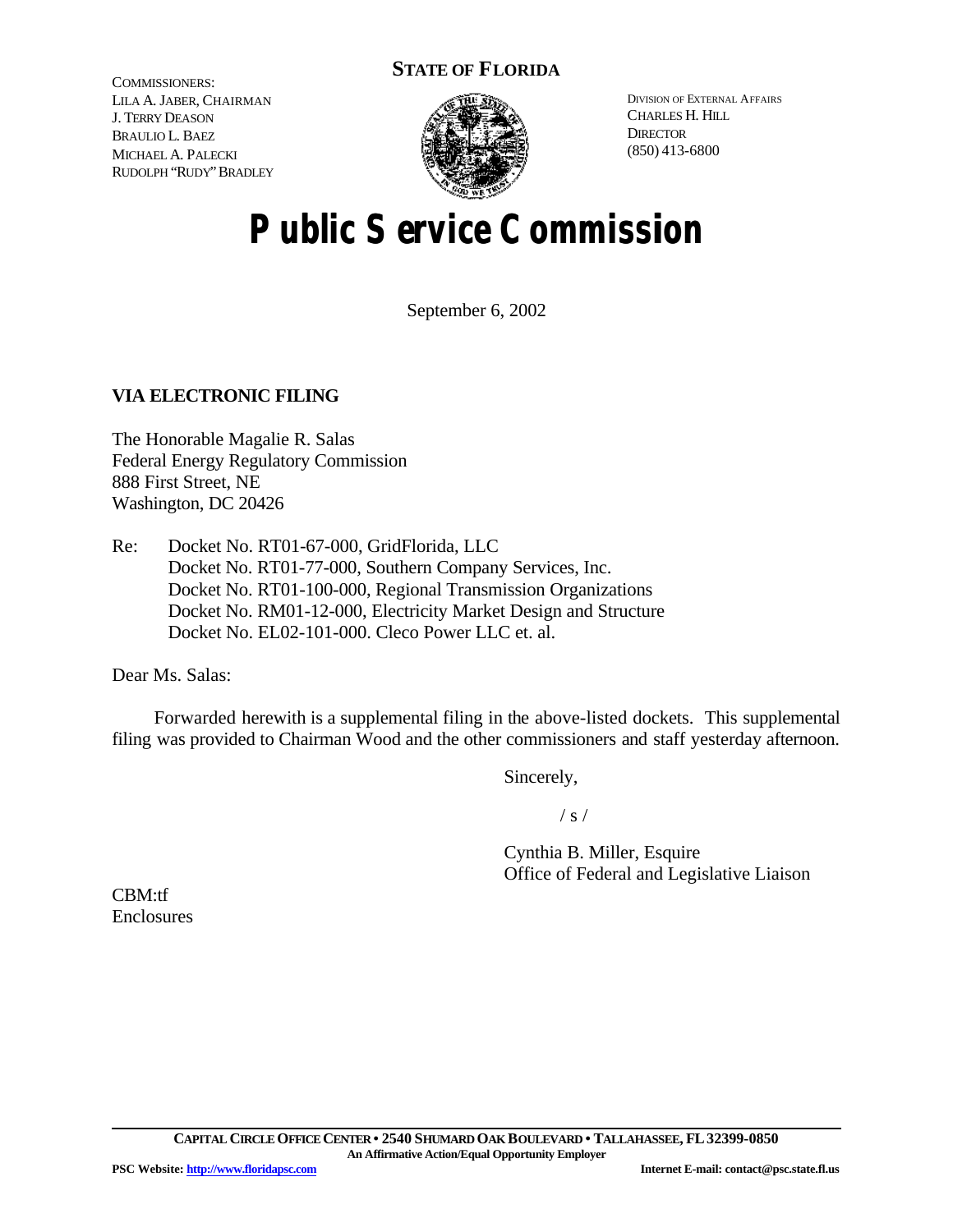COMMISSIONERS:
LILA A. JABER, CHAIRMAN
J. TERRY DEASON
BRAULIO L. BAEZ
MICHAEL A. PALECKI
RUDOLPH "RUDY" BRADLEY

**STATE OF FLORIDA**

DIVISION OF EXTERNAL AFFAIRS
CHARLES H. HILL
DIRECTOR
(850) 413-6800

# Public Service Commission

September 6, 2002

**VIA ELECTRONIC FILING**

The Honorable Magalie R. Salas
Federal Energy Regulatory Commission
888 First Street, NE
Washington, DC 20426

Re: Docket No. RT01-67-000, GridFlorida, LLC
Docket No. RT01-77-000, Southern Company Services, Inc.
Docket No. RT01-100-000, Regional Transmission Organizations
Docket No. RM01-12-000, Electricity Market Design and Structure
Docket No. EL02-101-000. Cleco Power LLC et. al.

Dear Ms. Salas:

Forwarded herewith is a supplemental filing in the above-listed dockets. This supplemental filing was provided to Chairman Wood and the other commissioners and staff yesterday afternoon.

Sincerely,

/ s /

Cynthia B. Miller, Esquire
Office of Federal and Legislative Liaison

CBM:tf
Enclosures

CAPITAL CIRCLE OFFICE CENTER • 2540 SHUMARD OAK BOULEVARD • TALLAHASSEE, FL 32399-0850
An Affirmative Action/Equal Opportunity Employer
PSC Website: http://www.floridapsc.com Internet E-mail: contact@psc.state.fl.us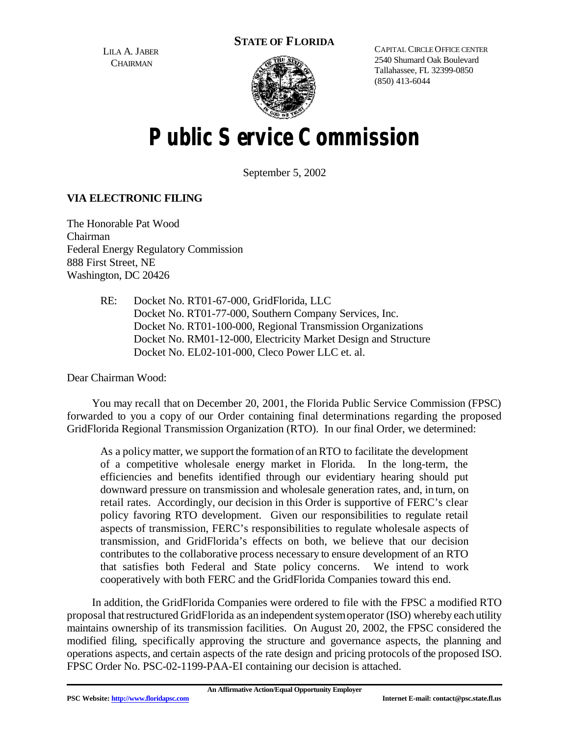LILA A. JABER
CHAIRMAN

**STATE OF FLORIDA**

CAPITAL CIRCLE OFFICE CENTER
2540 Shumard Oak Boulevard
Tallahassee, FL 32399-0850
(850) 413-6044

# Public Service Commission

September 5, 2002

**VIA ELECTRONIC FILING**

The Honorable Pat Wood
Chairman
Federal Energy Regulatory Commission
888 First Street, NE
Washington, DC 20426

RE: Docket No. RT01-67-000, GridFlorida, LLC
Docket No. RT01-77-000, Southern Company Services, Inc.
Docket No. RT01-100-000, Regional Transmission Organizations
Docket No. RM01-12-000, Electricity Market Design and Structure
Docket No. EL02-101-000, Cleco Power LLC et. al.

Dear Chairman Wood:

You may recall that on December 20, 2001, the Florida Public Service Commission (FPSC) forwarded to you a copy of our Order containing final determinations regarding the proposed GridFlorida Regional Transmission Organization (RTO). In our final Order, we determined:

> As a policy matter, we support the formation of an RTO to facilitate the development of a competitive wholesale energy market in Florida. In the long-term, the efficiencies and benefits identified through our evidentiary hearing should put downward pressure on transmission and wholesale generation rates, and, in turn, on retail rates. Accordingly, our decision in this Order is supportive of FERC's clear policy favoring RTO development. Given our responsibilities to regulate retail aspects of transmission, FERC's responsibilities to regulate wholesale aspects of transmission, and GridFlorida's effects on both, we believe that our decision contributes to the collaborative process necessary to ensure development of an RTO that satisfies both Federal and State policy concerns. We intend to work cooperatively with both FERC and the GridFlorida Companies toward this end.

In addition, the GridFlorida Companies were ordered to file with the FPSC a modified RTO proposal that restructured GridFlorida as an independent system operator (ISO) whereby each utility maintains ownership of its transmission facilities. On August 20, 2002, the FPSC considered the modified filing, specifically approving the structure and governance aspects, the planning and operations aspects, and certain aspects of the rate design and pricing protocols of the proposed ISO. FPSC Order No. PSC-02-1199-PAA-EI containing our decision is attached.

An Affirmative Action/Equal Opportunity Employer

**PSC Website: http://www.floridapsc.com** **Internet E-mail: contact@psc.state.fl.us**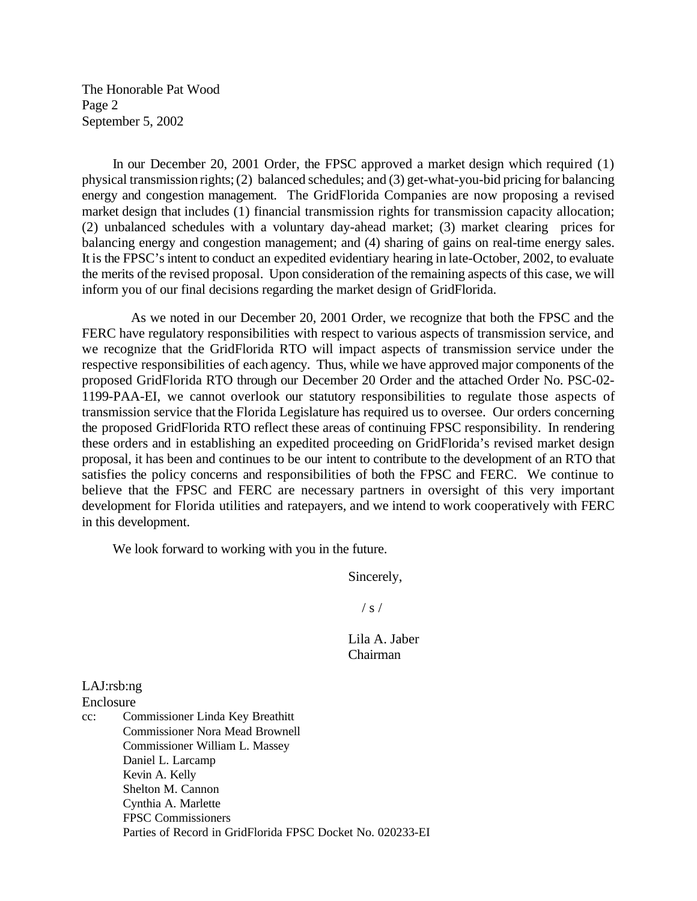In our December 20, 2001 Order, the FPSC approved a market design which required (1) physical transmission rights; (2) balanced schedules; and (3) get-what-you-bid pricing for balancing energy and congestion management. The GridFlorida Companies are now proposing a revised market design that includes (1) financial transmission rights for transmission capacity allocation; (2) unbalanced schedules with a voluntary day-ahead market; (3) market clearing prices for balancing energy and congestion management; and (4) sharing of gains on real-time energy sales. It is the FPSC's intent to conduct an expedited evidentiary hearing in late-October, 2002, to evaluate the merits of the revised proposal. Upon consideration of the remaining aspects of this case, we will inform you of our final decisions regarding the market design of GridFlorida.

As we noted in our December 20, 2001 Order, we recognize that both the FPSC and the FERC have regulatory responsibilities with respect to various aspects of transmission service, and we recognize that the GridFlorida RTO will impact aspects of transmission service under the respective responsibilities of each agency. Thus, while we have approved major components of the proposed GridFlorida RTO through our December 20 Order and the attached Order No. PSC-02-1199-PAA-EI, we cannot overlook our statutory responsibilities to regulate those aspects of transmission service that the Florida Legislature has required us to oversee. Our orders concerning the proposed GridFlorida RTO reflect these areas of continuing FPSC responsibility. In rendering these orders and in establishing an expedited proceeding on GridFlorida's revised market design proposal, it has been and continues to be our intent to contribute to the development of an RTO that satisfies the policy concerns and responsibilities of both the FPSC and FERC. We continue to believe that the FPSC and FERC are necessary partners in oversight of this very important development for Florida utilities and ratepayers, and we intend to work cooperatively with FERC in this development.

We look forward to working with you in the future.

Sincerely,

/ s /

Lila A. Jaber
Chairman

LAJ:rsb:ng
Enclosure
cc: Commissioner Linda Key Breathitt
Commissioner Nora Mead Brownell
Commissioner William L. Massey
Daniel L. Larcamp
Kevin A. Kelly
Shelton M. Cannon
Cynthia A. Marlette
FPSC Commissioners
Parties of Record in GridFlorida FPSC Docket No. 020233-EI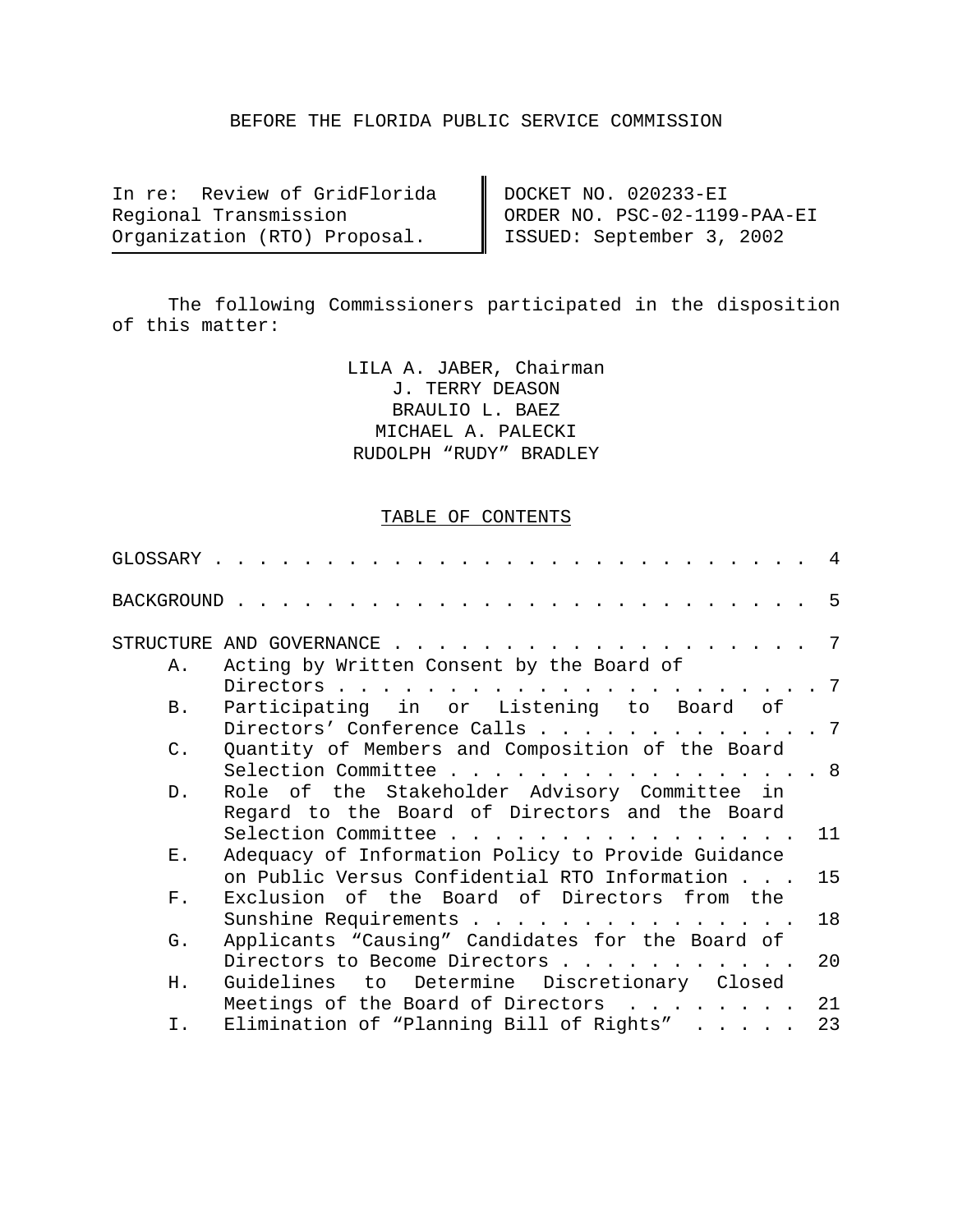BEFORE THE FLORIDA PUBLIC SERVICE COMMISSION

| In re: Review of GridFlorida Regional Transmission Organization (RTO) Proposal. | DOCKET NO. 020233-EI<br>ORDER NO. PSC-02-1199-PAA-EI<br>ISSUED: September 3, 2002 |
|---|---|

The following Commissioners participated in the disposition of this matter:

LILA A. JABER, Chairman
J. TERRY DEASON
BRAULIO L. BAEZ
MICHAEL A. PALECKI
RUDOLPH "RUDY" BRADLEY

TABLE OF CONTENTS

GLOSSARY . . . . . . . . . . . . . . . . . . . . . . . . . . . 4

BACKGROUND . . . . . . . . . . . . . . . . . . . . . . . . . . 5

STRUCTURE AND GOVERNANCE . . . . . . . . . . . . . . . . . . . 7

- A. Acting by Written Consent by the Board of Directors . . . . . . . . . . . . . . . . . . . . . . . 7
- B. Participating in or Listening to Board of Directors' Conference Calls . . . . . . . . . . . . . 7
- C. Quantity of Members and Composition of the Board Selection Committee . . . . . . . . . . . . . . . . . 8
- D. Role of the Stakeholder Advisory Committee in Regard to the Board of Directors and the Board Selection Committee . . . . . . . . . . . . . . . . 11
- E. Adequacy of Information Policy to Provide Guidance on Public Versus Confidential RTO Information . . . 15
- F. Exclusion of the Board of Directors from the Sunshine Requirements . . . . . . . . . . . . . . . 18
- G. Applicants "Causing" Candidates for the Board of Directors to Become Directors . . . . . . . . . . . 20
- H. Guidelines to Determine Discretionary Closed Meetings of the Board of Directors . . . . . . . . 21
- I. Elimination of "Planning Bill of Rights" . . . . . 23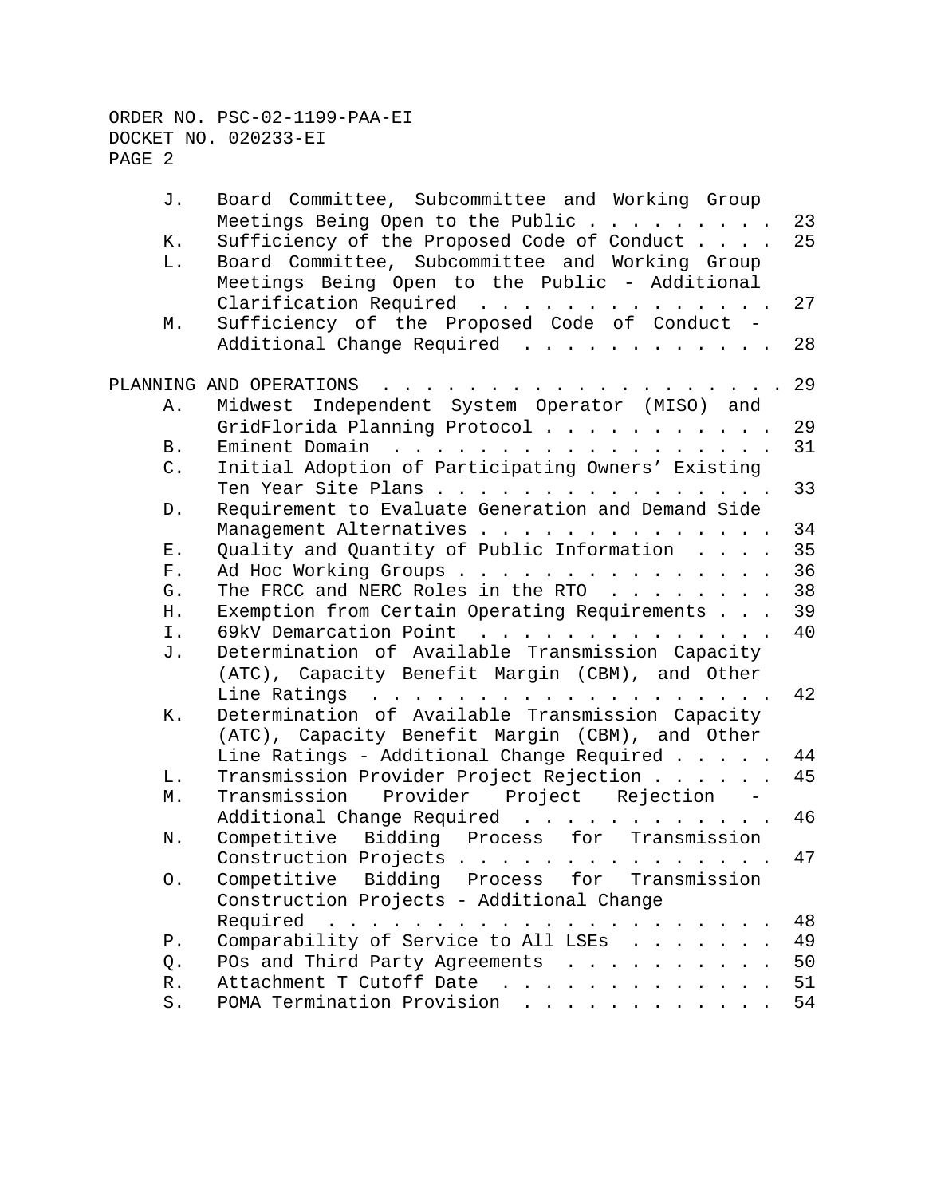| | | |
|---|---|---|
| J. | Board Committee, Subcommittee and Working Group Meetings Being Open to the Public | 23 |
| K. | Sufficiency of the Proposed Code of Conduct | 25 |
| L. | Board Committee, Subcommittee and Working Group Meetings Being Open to the Public - Additional Clarification Required | 27 |
| M. | Sufficiency of the Proposed Code of Conduct - Additional Change Required | 28 |

PLANNING AND OPERATIONS . . . . . . . . . . . . . . . . . . . 29

| | | |
|---|---|---|
| A. | Midwest Independent System Operator (MISO) and GridFlorida Planning Protocol | 29 |
| B. | Eminent Domain | 31 |
| C. | Initial Adoption of Participating Owners' Existing Ten Year Site Plans | 33 |
| D. | Requirement to Evaluate Generation and Demand Side Management Alternatives | 34 |
| E. | Quality and Quantity of Public Information | 35 |
| F. | Ad Hoc Working Groups | 36 |
| G. | The FRCC and NERC Roles in the RTO | 38 |
| H. | Exemption from Certain Operating Requirements | 39 |
| I. | 69kV Demarcation Point | 40 |
| J. | Determination of Available Transmission Capacity (ATC), Capacity Benefit Margin (CBM), and Other Line Ratings | 42 |
| K. | Determination of Available Transmission Capacity (ATC), Capacity Benefit Margin (CBM), and Other Line Ratings - Additional Change Required | 44 |
| L. | Transmission Provider Project Rejection | 45 |
| M. | Transmission Provider Project Rejection - Additional Change Required | 46 |
| N. | Competitive Bidding Process for Transmission Construction Projects | 47 |
| O. | Competitive Bidding Process for Transmission Construction Projects - Additional Change Required | 48 |
| P. | Comparability of Service to All LSEs | 49 |
| Q. | POs and Third Party Agreements | 50 |
| R. | Attachment T Cutoff Date | 51 |
| S. | POMA Termination Provision | 54 |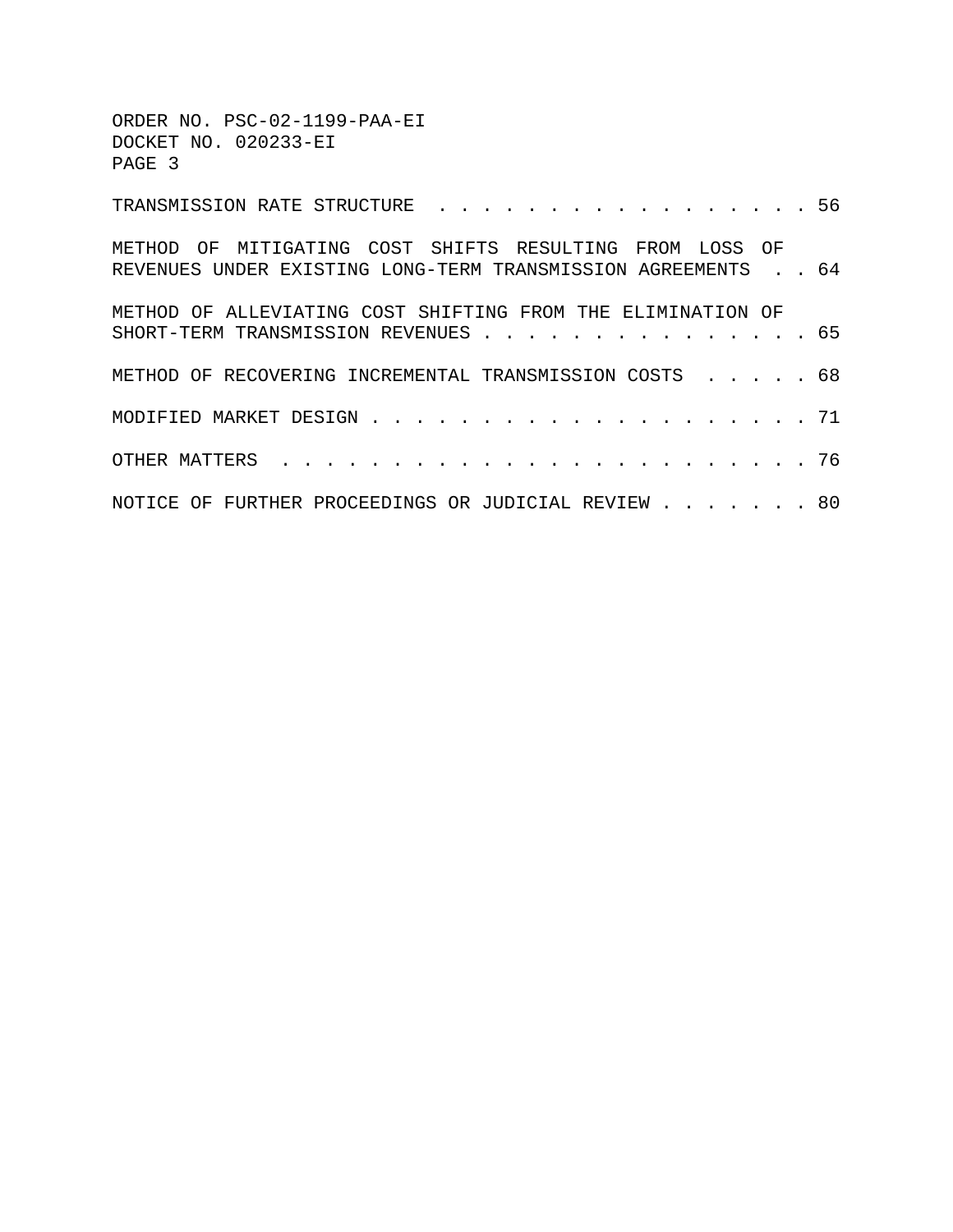TRANSMISSION RATE STRUCTURE . . . . . . . . . . . . . . . . . . 56

METHOD OF MITIGATING COST SHIFTS RESULTING FROM LOSS OF REVENUES UNDER EXISTING LONG-TERM TRANSMISSION AGREEMENTS . . 64

METHOD OF ALLEVIATING COST SHIFTING FROM THE ELIMINATION OF SHORT-TERM TRANSMISSION REVENUES . . . . . . . . . . . . . . . 65

METHOD OF RECOVERING INCREMENTAL TRANSMISSION COSTS . . . . . 68

MODIFIED MARKET DESIGN . . . . . . . . . . . . . . . . . . . . 71

OTHER MATTERS . . . . . . . . . . . . . . . . . . . . . . . . 76

NOTICE OF FURTHER PROCEEDINGS OR JUDICIAL REVIEW . . . . . . . 80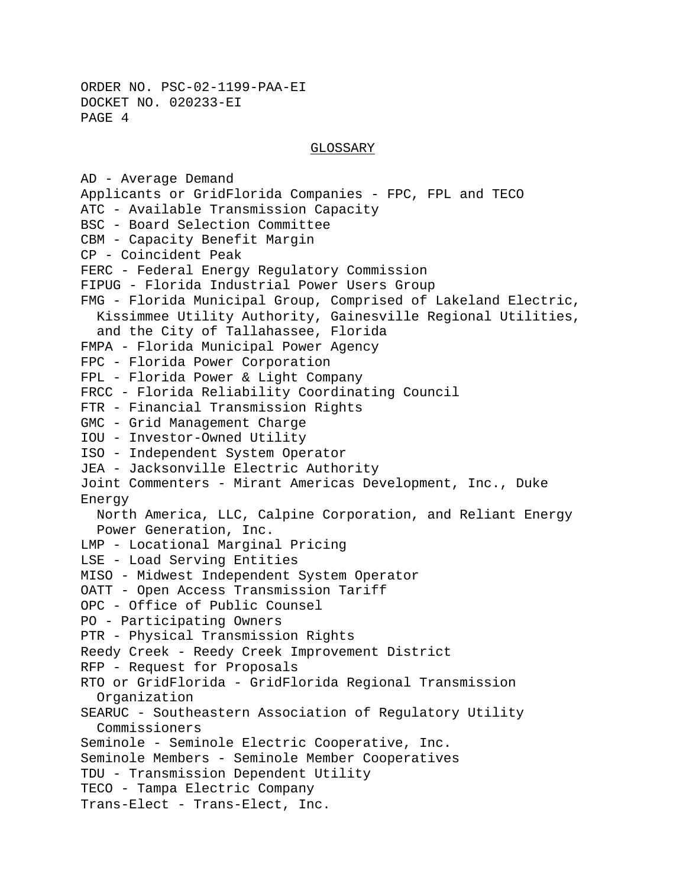## GLOSSARY

AD - Average Demand
Applicants or GridFlorida Companies - FPC, FPL and TECO
ATC - Available Transmission Capacity
BSC - Board Selection Committee
CBM - Capacity Benefit Margin
CP - Coincident Peak
FERC - Federal Energy Regulatory Commission
FIPUG - Florida Industrial Power Users Group
FMG - Florida Municipal Group, Comprised of Lakeland Electric, Kissimmee Utility Authority, Gainesville Regional Utilities, and the City of Tallahassee, Florida
FMPA - Florida Municipal Power Agency
FPC - Florida Power Corporation
FPL - Florida Power & Light Company
FRCC - Florida Reliability Coordinating Council
FTR - Financial Transmission Rights
GMC - Grid Management Charge
IOU - Investor-Owned Utility
ISO - Independent System Operator
JEA - Jacksonville Electric Authority
Joint Commenters - Mirant Americas Development, Inc., Duke Energy North America, LLC, Calpine Corporation, and Reliant Energy Power Generation, Inc.
LMP - Locational Marginal Pricing
LSE - Load Serving Entities
MISO - Midwest Independent System Operator
OATT - Open Access Transmission Tariff
OPC - Office of Public Counsel
PO - Participating Owners
PTR - Physical Transmission Rights
Reedy Creek - Reedy Creek Improvement District
RFP - Request for Proposals
RTO or GridFlorida - GridFlorida Regional Transmission Organization
SEARUC - Southeastern Association of Regulatory Utility Commissioners
Seminole - Seminole Electric Cooperative, Inc.
Seminole Members - Seminole Member Cooperatives
TDU - Transmission Dependent Utility
TECO - Tampa Electric Company
Trans-Elect - Trans-Elect, Inc.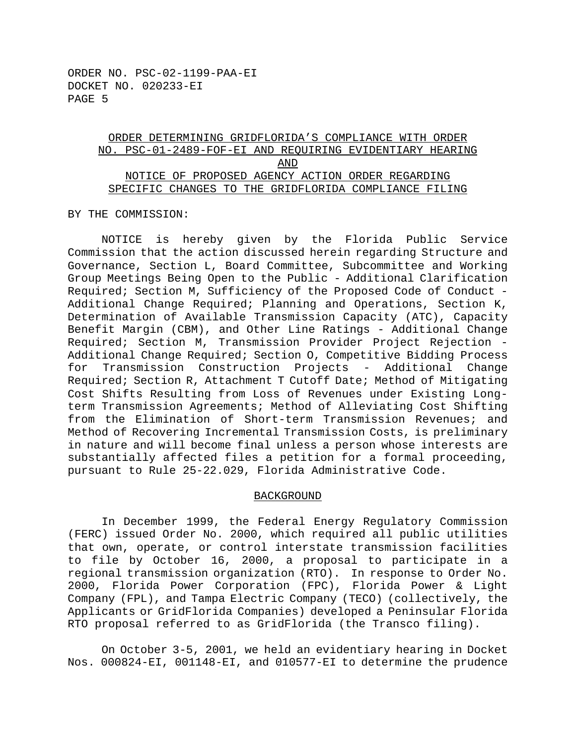<u>ORDER DETERMINING GRIDFLORIDA'S COMPLIANCE WITH ORDER NO. PSC-01-2489-FOF-EI AND REQUIRING EVIDENTIARY HEARING AND NOTICE OF PROPOSED AGENCY ACTION ORDER REGARDING SPECIFIC CHANGES TO THE GRIDFLORIDA COMPLIANCE FILING</u>

BY THE COMMISSION:

NOTICE is hereby given by the Florida Public Service Commission that the action discussed herein regarding Structure and Governance, Section L, Board Committee, Subcommittee and Working Group Meetings Being Open to the Public - Additional Clarification Required; Section M, Sufficiency of the Proposed Code of Conduct - Additional Change Required; Planning and Operations, Section K, Determination of Available Transmission Capacity (ATC), Capacity Benefit Margin (CBM), and Other Line Ratings - Additional Change Required; Section M, Transmission Provider Project Rejection - Additional Change Required; Section O, Competitive Bidding Process for Transmission Construction Projects - Additional Change Required; Section R, Attachment T Cutoff Date; Method of Mitigating Cost Shifts Resulting from Loss of Revenues under Existing Long-term Transmission Agreements; Method of Alleviating Cost Shifting from the Elimination of Short-term Transmission Revenues; and Method of Recovering Incremental Transmission Costs, is preliminary in nature and will become final unless a person whose interests are substantially affected files a petition for a formal proceeding, pursuant to Rule 25-22.029, Florida Administrative Code.

<u>BACKGROUND</u>

In December 1999, the Federal Energy Regulatory Commission (FERC) issued Order No. 2000, which required all public utilities that own, operate, or control interstate transmission facilities to file by October 16, 2000, a proposal to participate in a regional transmission organization (RTO). In response to Order No. 2000, Florida Power Corporation (FPC), Florida Power & Light Company (FPL), and Tampa Electric Company (TECO) (collectively, the Applicants or GridFlorida Companies) developed a Peninsular Florida RTO proposal referred to as GridFlorida (the Transco filing).

On October 3-5, 2001, we held an evidentiary hearing in Docket Nos. 000824-EI, 001148-EI, and 010577-EI to determine the prudence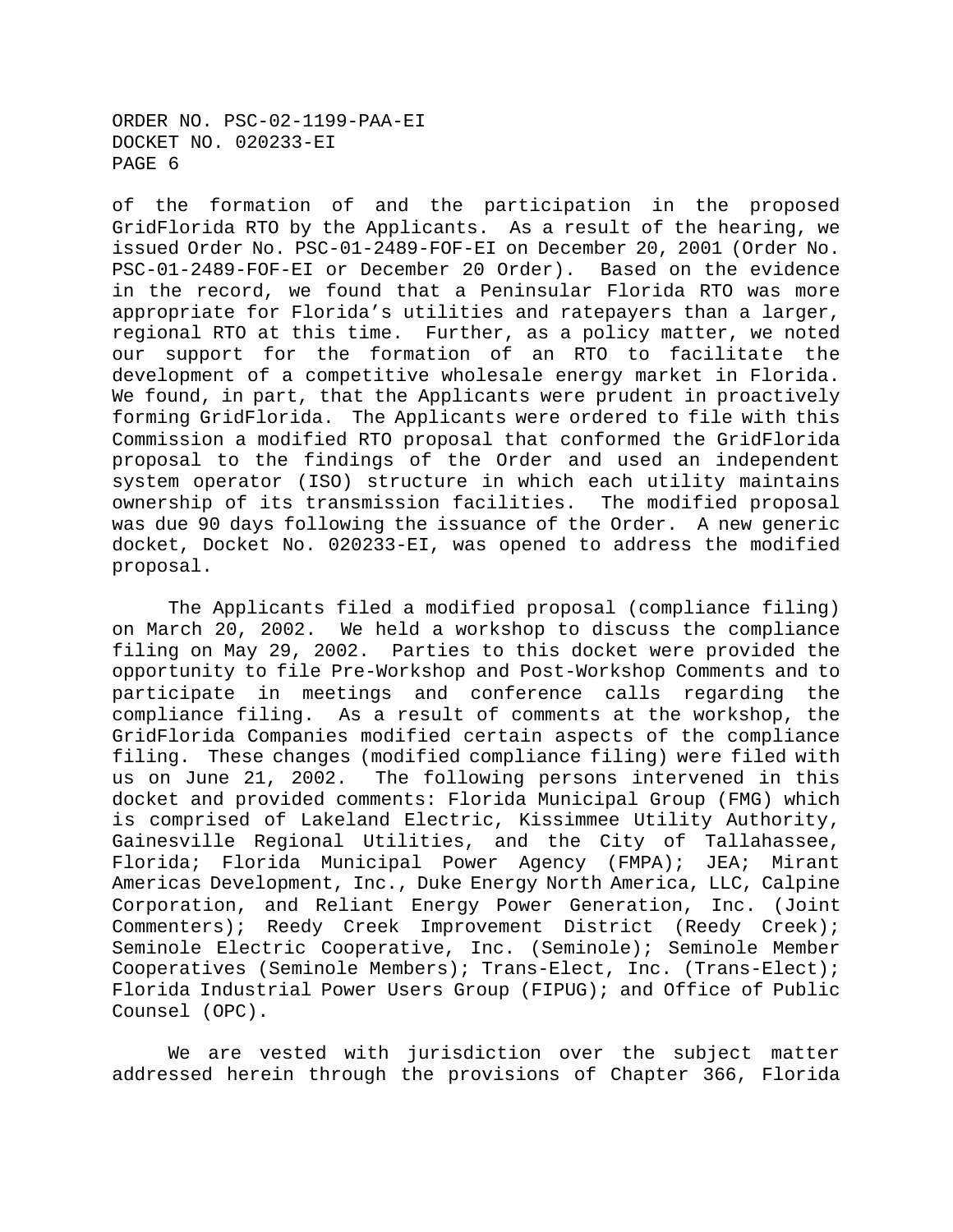of the formation of and the participation in the proposed GridFlorida RTO by the Applicants. As a result of the hearing, we issued Order No. PSC-01-2489-FOF-EI on December 20, 2001 (Order No. PSC-01-2489-FOF-EI or December 20 Order). Based on the evidence in the record, we found that a Peninsular Florida RTO was more appropriate for Florida's utilities and ratepayers than a larger, regional RTO at this time. Further, as a policy matter, we noted our support for the formation of an RTO to facilitate the development of a competitive wholesale energy market in Florida. We found, in part, that the Applicants were prudent in proactively forming GridFlorida. The Applicants were ordered to file with this Commission a modified RTO proposal that conformed the GridFlorida proposal to the findings of the Order and used an independent system operator (ISO) structure in which each utility maintains ownership of its transmission facilities. The modified proposal was due 90 days following the issuance of the Order. A new generic docket, Docket No. 020233-EI, was opened to address the modified proposal.

The Applicants filed a modified proposal (compliance filing) on March 20, 2002. We held a workshop to discuss the compliance filing on May 29, 2002. Parties to this docket were provided the opportunity to file Pre-Workshop and Post-Workshop Comments and to participate in meetings and conference calls regarding the compliance filing. As a result of comments at the workshop, the GridFlorida Companies modified certain aspects of the compliance filing. These changes (modified compliance filing) were filed with us on June 21, 2002. The following persons intervened in this docket and provided comments: Florida Municipal Group (FMG) which is comprised of Lakeland Electric, Kissimmee Utility Authority, Gainesville Regional Utilities, and the City of Tallahassee, Florida; Florida Municipal Power Agency (FMPA); JEA; Mirant Americas Development, Inc., Duke Energy North America, LLC, Calpine Corporation, and Reliant Energy Power Generation, Inc. (Joint Commenters); Reedy Creek Improvement District (Reedy Creek); Seminole Electric Cooperative, Inc. (Seminole); Seminole Member Cooperatives (Seminole Members); Trans-Elect, Inc. (Trans-Elect); Florida Industrial Power Users Group (FIPUG); and Office of Public Counsel (OPC).

We are vested with jurisdiction over the subject matter addressed herein through the provisions of Chapter 366, Florida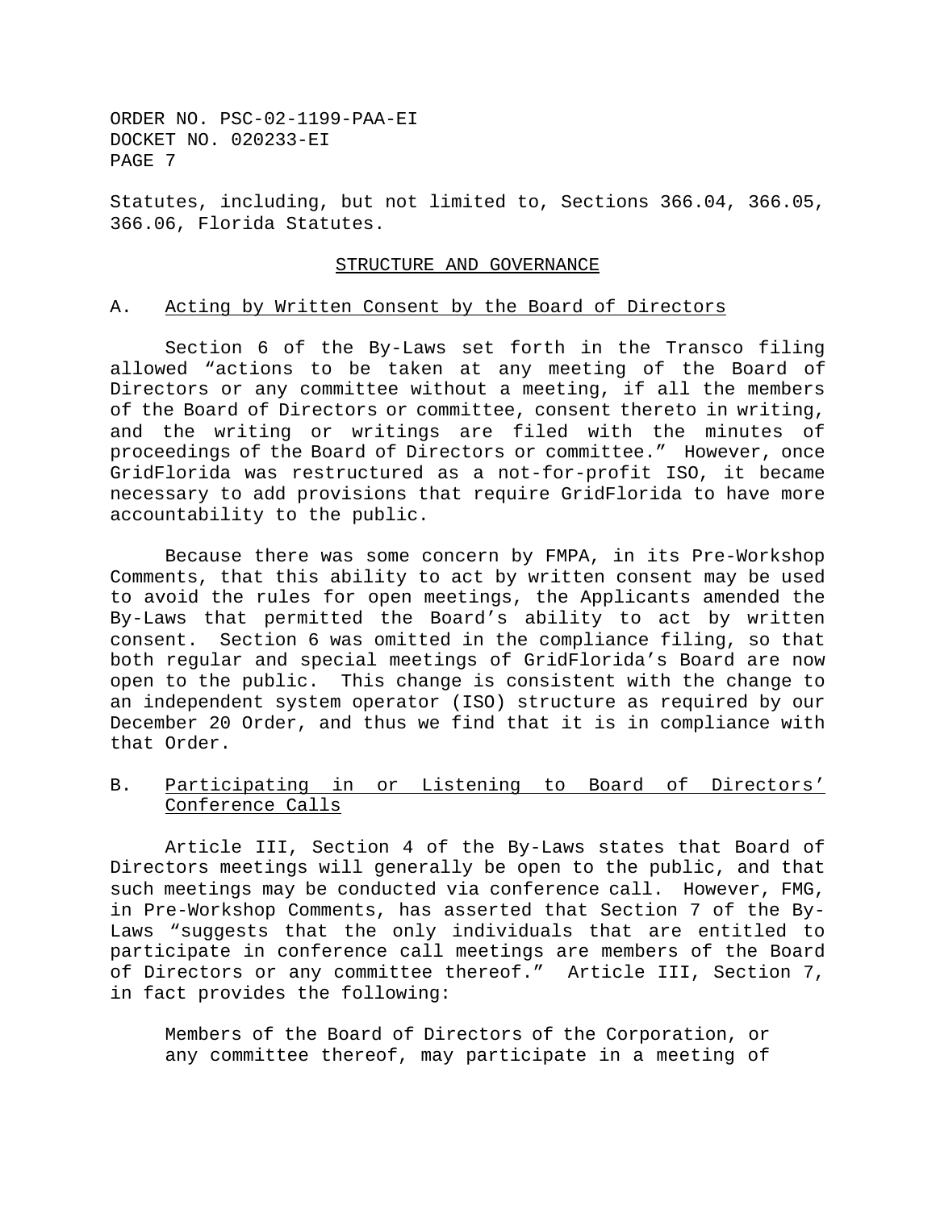Statutes, including, but not limited to, Sections 366.04, 366.05, 366.06, Florida Statutes.

## STRUCTURE AND GOVERNANCE

### A. Acting by Written Consent by the Board of Directors

Section 6 of the By-Laws set forth in the Transco filing allowed "actions to be taken at any meeting of the Board of Directors or any committee without a meeting, if all the members of the Board of Directors or committee, consent thereto in writing, and the writing or writings are filed with the minutes of proceedings of the Board of Directors or committee." However, once GridFlorida was restructured as a not-for-profit ISO, it became necessary to add provisions that require GridFlorida to have more accountability to the public.

Because there was some concern by FMPA, in its Pre-Workshop Comments, that this ability to act by written consent may be used to avoid the rules for open meetings, the Applicants amended the By-Laws that permitted the Board's ability to act by written consent. Section 6 was omitted in the compliance filing, so that both regular and special meetings of GridFlorida's Board are now open to the public. This change is consistent with the change to an independent system operator (ISO) structure as required by our December 20 Order, and thus we find that it is in compliance with that Order.

### B. Participating in or Listening to Board of Directors' Conference Calls

Article III, Section 4 of the By-Laws states that Board of Directors meetings will generally be open to the public, and that such meetings may be conducted via conference call. However, FMG, in Pre-Workshop Comments, has asserted that Section 7 of the By-Laws "suggests that the only individuals that are entitled to participate in conference call meetings are members of the Board of Directors or any committee thereof." Article III, Section 7, in fact provides the following:

> Members of the Board of Directors of the Corporation, or any committee thereof, may participate in a meeting of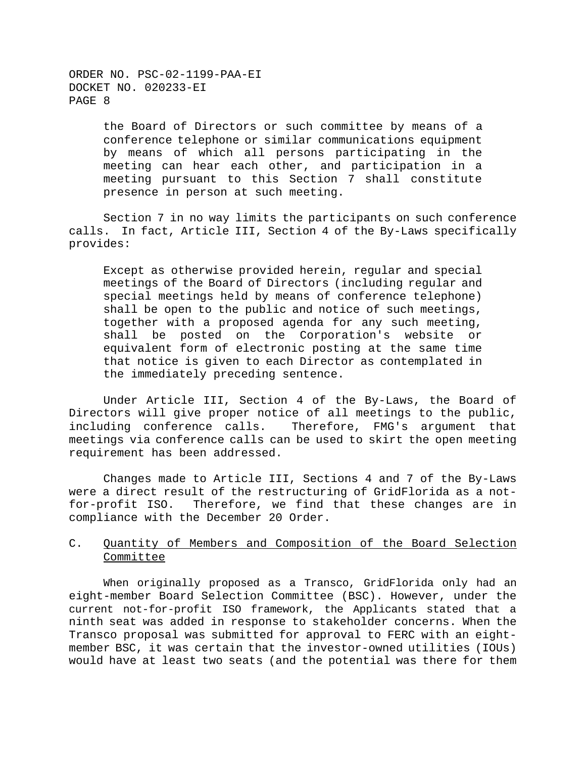> the Board of Directors or such committee by means of a conference telephone or similar communications equipment by means of which all persons participating in the meeting can hear each other, and participation in a meeting pursuant to this Section 7 shall constitute presence in person at such meeting.

Section 7 in no way limits the participants on such conference calls. In fact, Article III, Section 4 of the By-Laws specifically provides:

> Except as otherwise provided herein, regular and special meetings of the Board of Directors (including regular and special meetings held by means of conference telephone) shall be open to the public and notice of such meetings, together with a proposed agenda for any such meeting, shall be posted on the Corporation's website or equivalent form of electronic posting at the same time that notice is given to each Director as contemplated in the immediately preceding sentence.

Under Article III, Section 4 of the By-Laws, the Board of Directors will give proper notice of all meetings to the public, including conference calls. Therefore, FMG's argument that meetings via conference calls can be used to skirt the open meeting requirement has been addressed.

Changes made to Article III, Sections 4 and 7 of the By-Laws were a direct result of the restructuring of GridFlorida as a not-for-profit ISO. Therefore, we find that these changes are in compliance with the December 20 Order.

### C. Quantity of Members and Composition of the Board Selection Committee

When originally proposed as a Transco, GridFlorida only had an eight-member Board Selection Committee (BSC). However, under the current not-for-profit ISO framework, the Applicants stated that a ninth seat was added in response to stakeholder concerns. When the Transco proposal was submitted for approval to FERC with an eight-member BSC, it was certain that the investor-owned utilities (IOUs) would have at least two seats (and the potential was there for them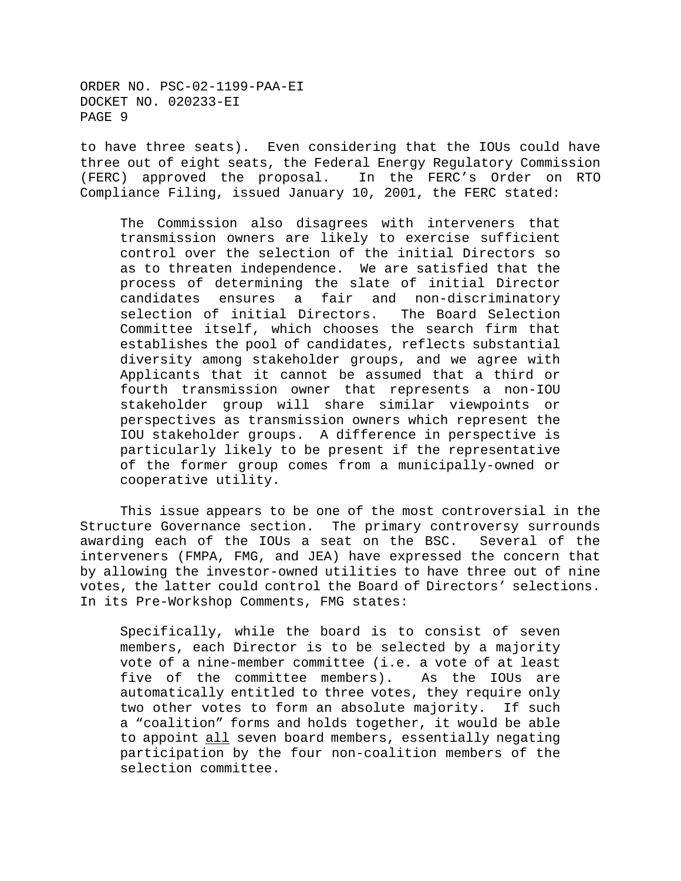to have three seats). Even considering that the IOUs could have three out of eight seats, the Federal Energy Regulatory Commission (FERC) approved the proposal. In the FERC's Order on RTO Compliance Filing, issued January 10, 2001, the FERC stated:

> The Commission also disagrees with interveners that transmission owners are likely to exercise sufficient control over the selection of the initial Directors so as to threaten independence. We are satisfied that the process of determining the slate of initial Director candidates ensures a fair and non-discriminatory selection of initial Directors. The Board Selection Committee itself, which chooses the search firm that establishes the pool of candidates, reflects substantial diversity among stakeholder groups, and we agree with Applicants that it cannot be assumed that a third or fourth transmission owner that represents a non-IOU stakeholder group will share similar viewpoints or perspectives as transmission owners which represent the IOU stakeholder groups. A difference in perspective is particularly likely to be present if the representative of the former group comes from a municipally-owned or cooperative utility.

This issue appears to be one of the most controversial in the Structure Governance section. The primary controversy surrounds awarding each of the IOUs a seat on the BSC. Several of the interveners (FMPA, FMG, and JEA) have expressed the concern that by allowing the investor-owned utilities to have three out of nine votes, the latter could control the Board of Directors' selections. In its Pre-Workshop Comments, FMG states:

> Specifically, while the board is to consist of seven members, each Director is to be selected by a majority vote of a nine-member committee (i.e. a vote of at least five of the committee members). As the IOUs are automatically entitled to three votes, they require only two other votes to form an absolute majority. If such a "coalition" forms and holds together, it would be able to appoint <u>all</u> seven board members, essentially negating participation by the four non-coalition members of the selection committee.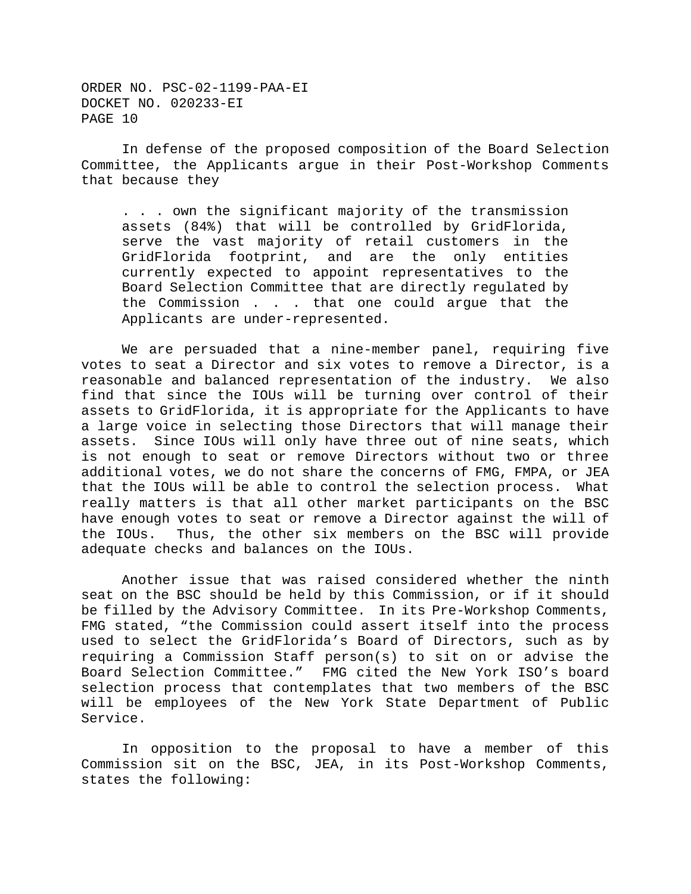In defense of the proposed composition of the Board Selection Committee, the Applicants argue in their Post-Workshop Comments that because they

> . . . own the significant majority of the transmission assets (84%) that will be controlled by GridFlorida, serve the vast majority of retail customers in the GridFlorida footprint, and are the only entities currently expected to appoint representatives to the Board Selection Committee that are directly regulated by the Commission . . . that one could argue that the Applicants are under-represented.

We are persuaded that a nine-member panel, requiring five votes to seat a Director and six votes to remove a Director, is a reasonable and balanced representation of the industry. We also find that since the IOUs will be turning over control of their assets to GridFlorida, it is appropriate for the Applicants to have a large voice in selecting those Directors that will manage their assets. Since IOUs will only have three out of nine seats, which is not enough to seat or remove Directors without two or three additional votes, we do not share the concerns of FMG, FMPA, or JEA that the IOUs will be able to control the selection process. What really matters is that all other market participants on the BSC have enough votes to seat or remove a Director against the will of the IOUs. Thus, the other six members on the BSC will provide adequate checks and balances on the IOUs.

Another issue that was raised considered whether the ninth seat on the BSC should be held by this Commission, or if it should be filled by the Advisory Committee. In its Pre-Workshop Comments, FMG stated, "the Commission could assert itself into the process used to select the GridFlorida's Board of Directors, such as by requiring a Commission Staff person(s) to sit on or advise the Board Selection Committee." FMG cited the New York ISO's board selection process that contemplates that two members of the BSC will be employees of the New York State Department of Public Service.

In opposition to the proposal to have a member of this Commission sit on the BSC, JEA, in its Post-Workshop Comments, states the following: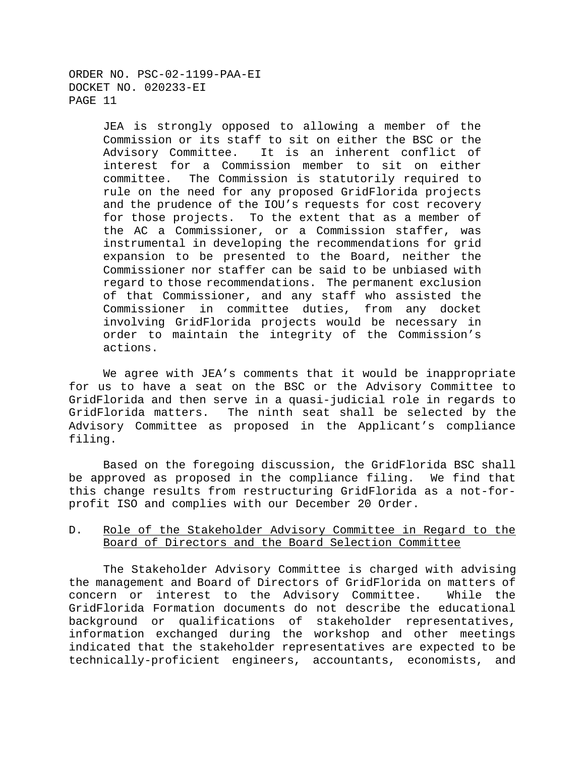> JEA is strongly opposed to allowing a member of the Commission or its staff to sit on either the BSC or the Advisory Committee. It is an inherent conflict of interest for a Commission member to sit on either committee. The Commission is statutorily required to rule on the need for any proposed GridFlorida projects and the prudence of the IOU's requests for cost recovery for those projects. To the extent that as a member of the AC a Commissioner, or a Commission staffer, was instrumental in developing the recommendations for grid expansion to be presented to the Board, neither the Commissioner nor staffer can be said to be unbiased with regard to those recommendations. The permanent exclusion of that Commissioner, and any staff who assisted the Commissioner in committee duties, from any docket involving GridFlorida projects would be necessary in order to maintain the integrity of the Commission's actions.

We agree with JEA's comments that it would be inappropriate for us to have a seat on the BSC or the Advisory Committee to GridFlorida and then serve in a quasi-judicial role in regards to GridFlorida matters. The ninth seat shall be selected by the Advisory Committee as proposed in the Applicant's compliance filing.

Based on the foregoing discussion, the GridFlorida BSC shall be approved as proposed in the compliance filing. We find that this change results from restructuring GridFlorida as a not-for-profit ISO and complies with our December 20 Order.

## D. Role of the Stakeholder Advisory Committee in Regard to the Board of Directors and the Board Selection Committee

The Stakeholder Advisory Committee is charged with advising the management and Board of Directors of GridFlorida on matters of concern or interest to the Advisory Committee. While the GridFlorida Formation documents do not describe the educational background or qualifications of stakeholder representatives, information exchanged during the workshop and other meetings indicated that the stakeholder representatives are expected to be technically-proficient engineers, accountants, economists, and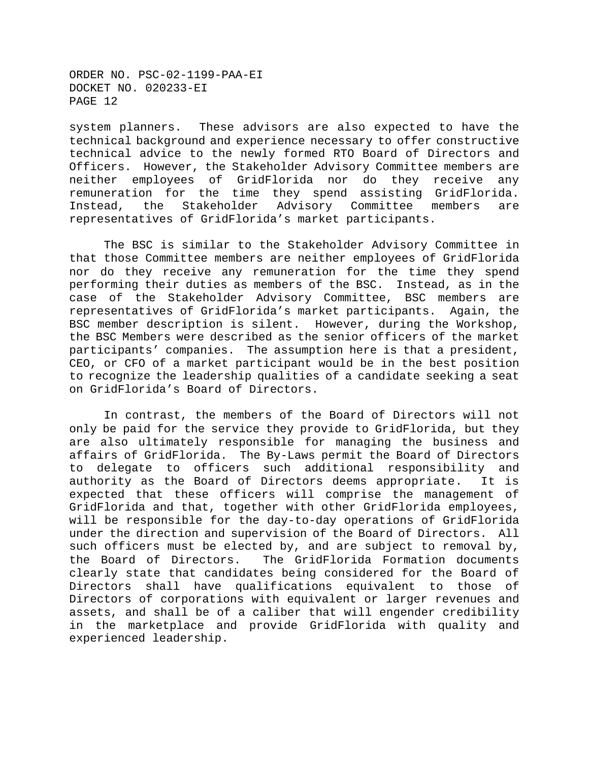system planners. These advisors are also expected to have the technical background and experience necessary to offer constructive technical advice to the newly formed RTO Board of Directors and Officers. However, the Stakeholder Advisory Committee members are neither employees of GridFlorida nor do they receive any remuneration for the time they spend assisting GridFlorida. Instead, the Stakeholder Advisory Committee members are representatives of GridFlorida's market participants.

The BSC is similar to the Stakeholder Advisory Committee in that those Committee members are neither employees of GridFlorida nor do they receive any remuneration for the time they spend performing their duties as members of the BSC. Instead, as in the case of the Stakeholder Advisory Committee, BSC members are representatives of GridFlorida's market participants. Again, the BSC member description is silent. However, during the Workshop, the BSC Members were described as the senior officers of the market participants' companies. The assumption here is that a president, CEO, or CFO of a market participant would be in the best position to recognize the leadership qualities of a candidate seeking a seat on GridFlorida's Board of Directors.

In contrast, the members of the Board of Directors will not only be paid for the service they provide to GridFlorida, but they are also ultimately responsible for managing the business and affairs of GridFlorida. The By-Laws permit the Board of Directors to delegate to officers such additional responsibility and authority as the Board of Directors deems appropriate. It is expected that these officers will comprise the management of GridFlorida and that, together with other GridFlorida employees, will be responsible for the day-to-day operations of GridFlorida under the direction and supervision of the Board of Directors. All such officers must be elected by, and are subject to removal by, the Board of Directors. The GridFlorida Formation documents clearly state that candidates being considered for the Board of Directors shall have qualifications equivalent to those of Directors of corporations with equivalent or larger revenues and assets, and shall be of a caliber that will engender credibility in the marketplace and provide GridFlorida with quality and experienced leadership.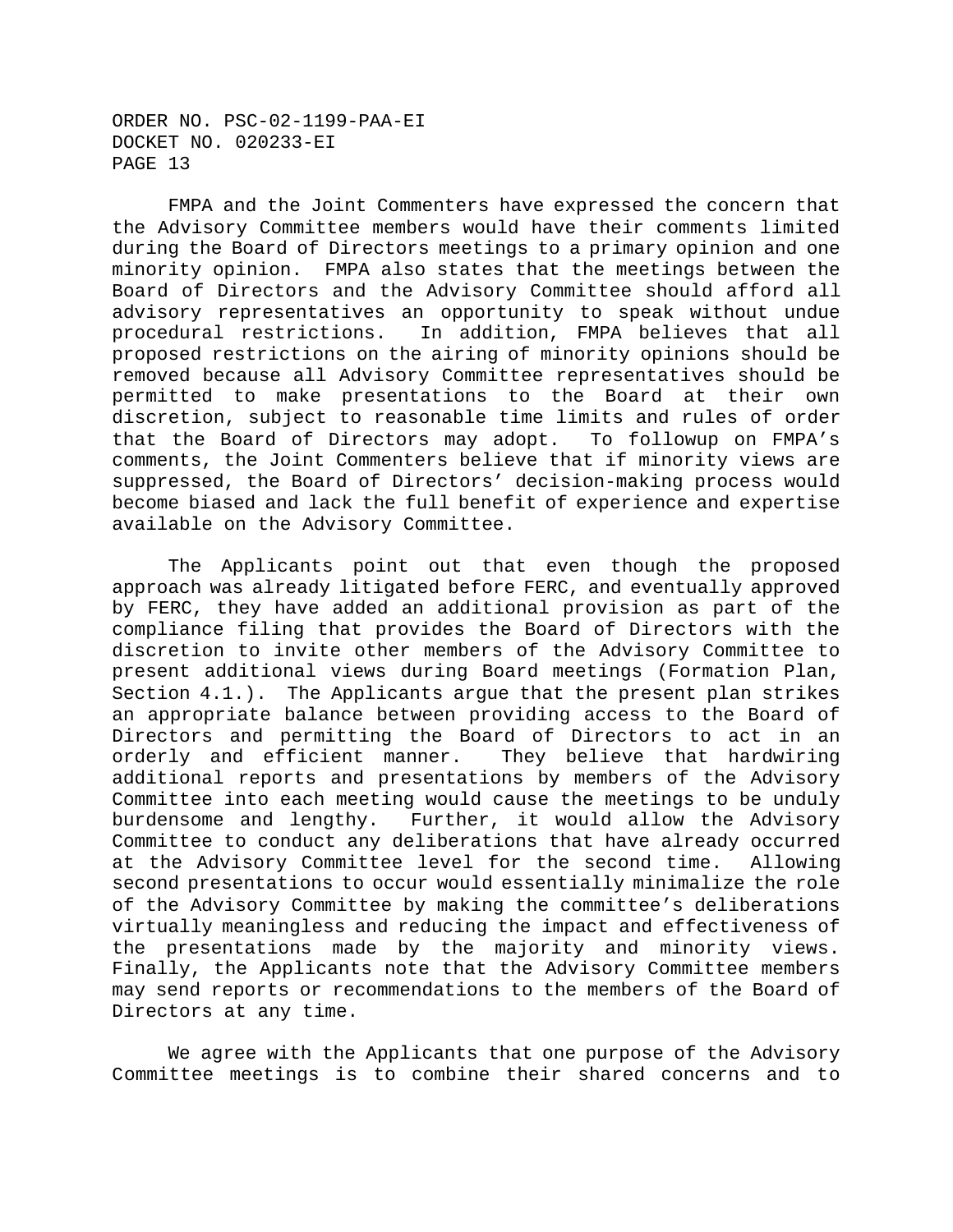FMPA and the Joint Commenters have expressed the concern that the Advisory Committee members would have their comments limited during the Board of Directors meetings to a primary opinion and one minority opinion. FMPA also states that the meetings between the Board of Directors and the Advisory Committee should afford all advisory representatives an opportunity to speak without undue procedural restrictions. In addition, FMPA believes that all proposed restrictions on the airing of minority opinions should be removed because all Advisory Committee representatives should be permitted to make presentations to the Board at their own discretion, subject to reasonable time limits and rules of order that the Board of Directors may adopt. To followup on FMPA's comments, the Joint Commenters believe that if minority views are suppressed, the Board of Directors' decision-making process would become biased and lack the full benefit of experience and expertise available on the Advisory Committee.

The Applicants point out that even though the proposed approach was already litigated before FERC, and eventually approved by FERC, they have added an additional provision as part of the compliance filing that provides the Board of Directors with the discretion to invite other members of the Advisory Committee to present additional views during Board meetings (Formation Plan, Section 4.1.). The Applicants argue that the present plan strikes an appropriate balance between providing access to the Board of Directors and permitting the Board of Directors to act in an orderly and efficient manner. They believe that hardwiring additional reports and presentations by members of the Advisory Committee into each meeting would cause the meetings to be unduly burdensome and lengthy. Further, it would allow the Advisory Committee to conduct any deliberations that have already occurred at the Advisory Committee level for the second time. Allowing second presentations to occur would essentially minimalize the role of the Advisory Committee by making the committee's deliberations virtually meaningless and reducing the impact and effectiveness of the presentations made by the majority and minority views. Finally, the Applicants note that the Advisory Committee members may send reports or recommendations to the members of the Board of Directors at any time.

We agree with the Applicants that one purpose of the Advisory Committee meetings is to combine their shared concerns and to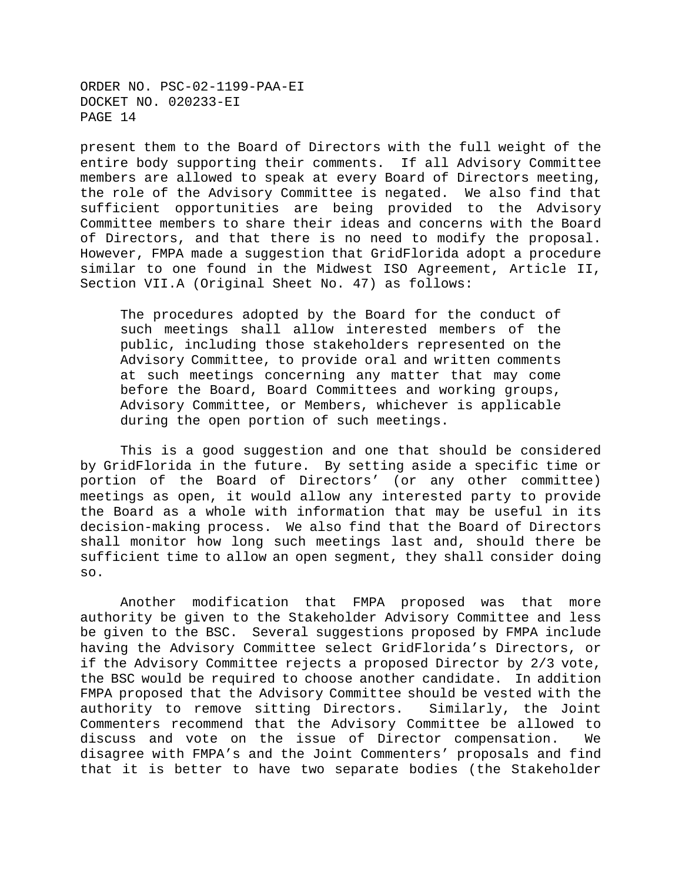present them to the Board of Directors with the full weight of the entire body supporting their comments. If all Advisory Committee members are allowed to speak at every Board of Directors meeting, the role of the Advisory Committee is negated. We also find that sufficient opportunities are being provided to the Advisory Committee members to share their ideas and concerns with the Board of Directors, and that there is no need to modify the proposal. However, FMPA made a suggestion that GridFlorida adopt a procedure similar to one found in the Midwest ISO Agreement, Article II, Section VII.A (Original Sheet No. 47) as follows:

> The procedures adopted by the Board for the conduct of such meetings shall allow interested members of the public, including those stakeholders represented on the Advisory Committee, to provide oral and written comments at such meetings concerning any matter that may come before the Board, Board Committees and working groups, Advisory Committee, or Members, whichever is applicable during the open portion of such meetings.

This is a good suggestion and one that should be considered by GridFlorida in the future. By setting aside a specific time or portion of the Board of Directors' (or any other committee) meetings as open, it would allow any interested party to provide the Board as a whole with information that may be useful in its decision-making process. We also find that the Board of Directors shall monitor how long such meetings last and, should there be sufficient time to allow an open segment, they shall consider doing so.

Another modification that FMPA proposed was that more authority be given to the Stakeholder Advisory Committee and less be given to the BSC. Several suggestions proposed by FMPA include having the Advisory Committee select GridFlorida's Directors, or if the Advisory Committee rejects a proposed Director by 2/3 vote, the BSC would be required to choose another candidate. In addition FMPA proposed that the Advisory Committee should be vested with the authority to remove sitting Directors. Similarly, the Joint Commenters recommend that the Advisory Committee be allowed to discuss and vote on the issue of Director compensation. We disagree with FMPA's and the Joint Commenters' proposals and find that it is better to have two separate bodies (the Stakeholder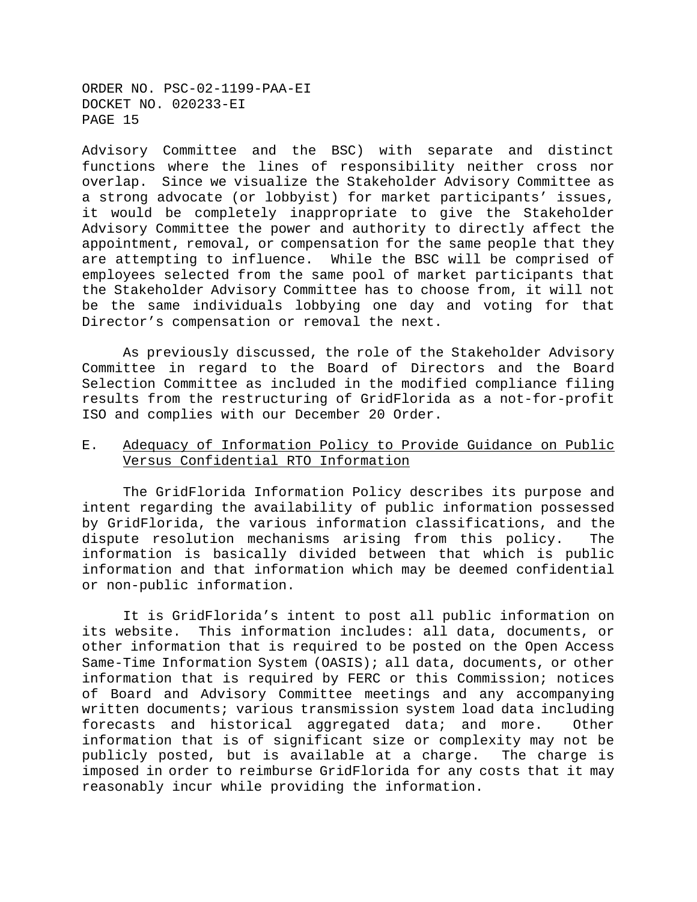Advisory Committee and the BSC) with separate and distinct functions where the lines of responsibility neither cross nor overlap. Since we visualize the Stakeholder Advisory Committee as a strong advocate (or lobbyist) for market participants' issues, it would be completely inappropriate to give the Stakeholder Advisory Committee the power and authority to directly affect the appointment, removal, or compensation for the same people that they are attempting to influence. While the BSC will be comprised of employees selected from the same pool of market participants that the Stakeholder Advisory Committee has to choose from, it will not be the same individuals lobbying one day and voting for that Director's compensation or removal the next.

As previously discussed, the role of the Stakeholder Advisory Committee in regard to the Board of Directors and the Board Selection Committee as included in the modified compliance filing results from the restructuring of GridFlorida as a not-for-profit ISO and complies with our December 20 Order.

## E. <u>Adequacy of Information Policy to Provide Guidance on Public Versus Confidential RTO Information</u>

The GridFlorida Information Policy describes its purpose and intent regarding the availability of public information possessed by GridFlorida, the various information classifications, and the dispute resolution mechanisms arising from this policy. The information is basically divided between that which is public information and that information which may be deemed confidential or non-public information.

It is GridFlorida's intent to post all public information on its website. This information includes: all data, documents, or other information that is required to be posted on the Open Access Same-Time Information System (OASIS); all data, documents, or other information that is required by FERC or this Commission; notices of Board and Advisory Committee meetings and any accompanying written documents; various transmission system load data including forecasts and historical aggregated data; and more. Other information that is of significant size or complexity may not be publicly posted, but is available at a charge. The charge is imposed in order to reimburse GridFlorida for any costs that it may reasonably incur while providing the information.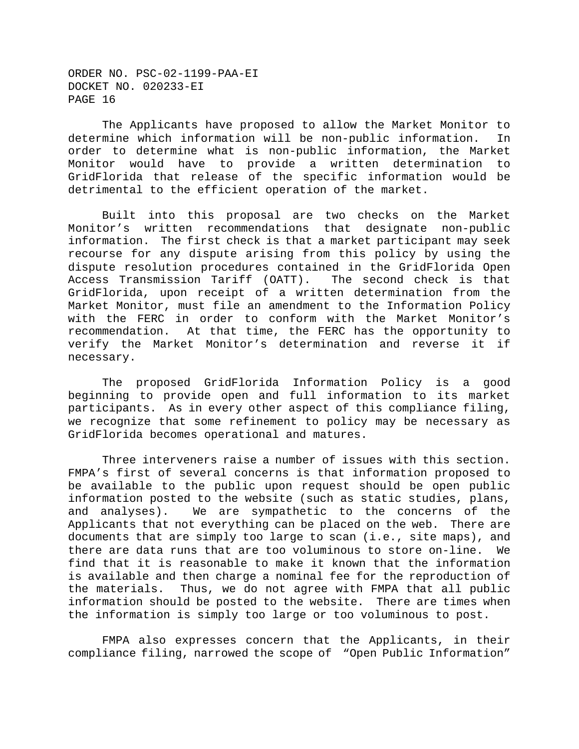The Applicants have proposed to allow the Market Monitor to determine which information will be non-public information. In order to determine what is non-public information, the Market Monitor would have to provide a written determination to GridFlorida that release of the specific information would be detrimental to the efficient operation of the market.

Built into this proposal are two checks on the Market Monitor's written recommendations that designate non-public information. The first check is that a market participant may seek recourse for any dispute arising from this policy by using the dispute resolution procedures contained in the GridFlorida Open Access Transmission Tariff (OATT). The second check is that GridFlorida, upon receipt of a written determination from the Market Monitor, must file an amendment to the Information Policy with the FERC in order to conform with the Market Monitor's recommendation. At that time, the FERC has the opportunity to verify the Market Monitor's determination and reverse it if necessary.

The proposed GridFlorida Information Policy is a good beginning to provide open and full information to its market participants. As in every other aspect of this compliance filing, we recognize that some refinement to policy may be necessary as GridFlorida becomes operational and matures.

Three interveners raise a number of issues with this section. FMPA's first of several concerns is that information proposed to be available to the public upon request should be open public information posted to the website (such as static studies, plans, and analyses). We are sympathetic to the concerns of the Applicants that not everything can be placed on the web. There are documents that are simply too large to scan (i.e., site maps), and there are data runs that are too voluminous to store on-line. We find that it is reasonable to make it known that the information is available and then charge a nominal fee for the reproduction of the materials. Thus, we do not agree with FMPA that all public information should be posted to the website. There are times when the information is simply too large or too voluminous to post.

FMPA also expresses concern that the Applicants, in their compliance filing, narrowed the scope of "Open Public Information"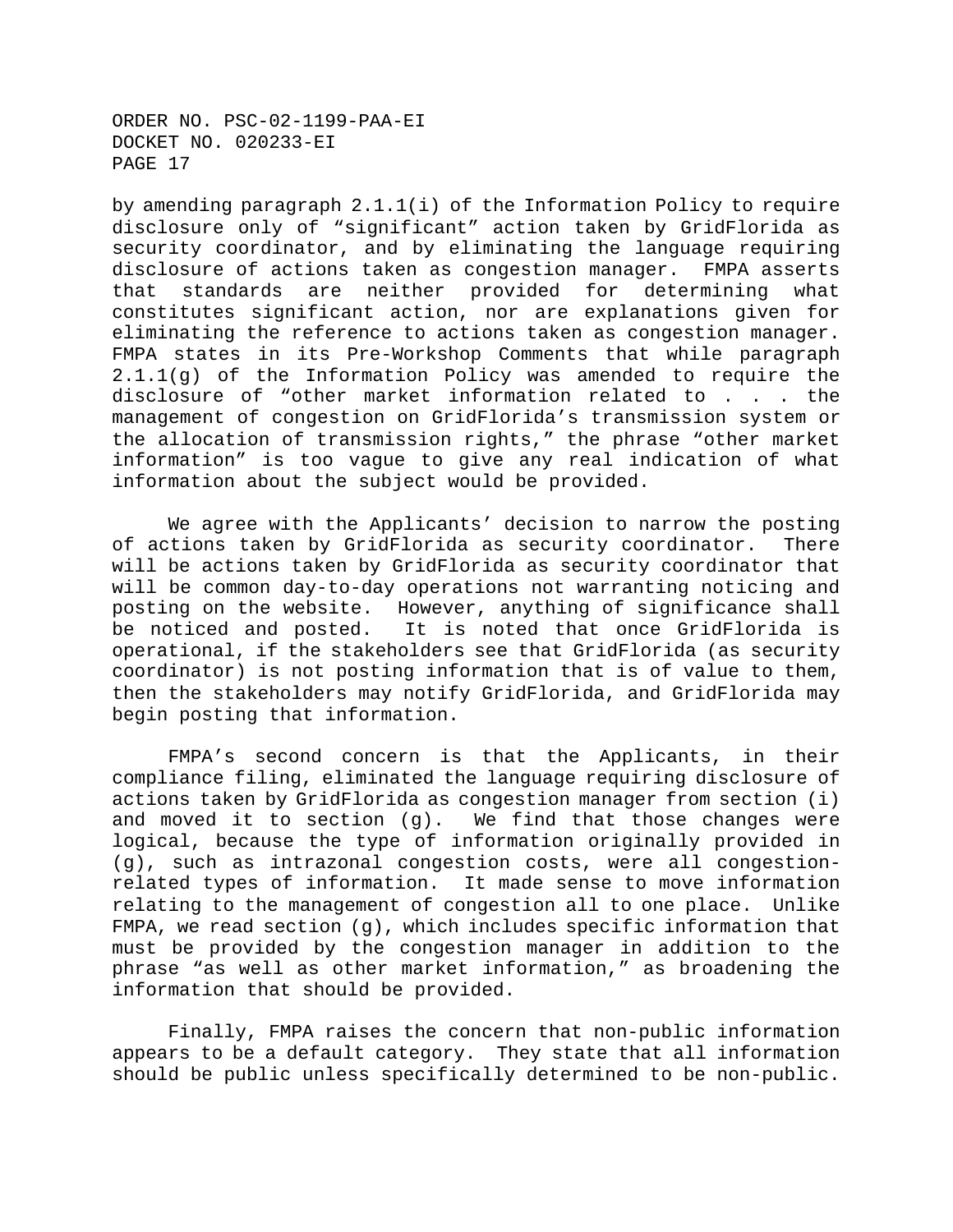by amending paragraph 2.1.1(i) of the Information Policy to require disclosure only of “significant” action taken by GridFlorida as security coordinator, and by eliminating the language requiring disclosure of actions taken as congestion manager. FMPA asserts that standards are neither provided for determining what constitutes significant action, nor are explanations given for eliminating the reference to actions taken as congestion manager. FMPA states in its Pre-Workshop Comments that while paragraph 2.1.1(g) of the Information Policy was amended to require the disclosure of “other market information related to . . . the management of congestion on GridFlorida’s transmission system or the allocation of transmission rights,” the phrase “other market information” is too vague to give any real indication of what information about the subject would be provided.

We agree with the Applicants’ decision to narrow the posting of actions taken by GridFlorida as security coordinator. There will be actions taken by GridFlorida as security coordinator that will be common day-to-day operations not warranting noticing and posting on the website. However, anything of significance shall be noticed and posted. It is noted that once GridFlorida is operational, if the stakeholders see that GridFlorida (as security coordinator) is not posting information that is of value to them, then the stakeholders may notify GridFlorida, and GridFlorida may begin posting that information.

FMPA’s second concern is that the Applicants, in their compliance filing, eliminated the language requiring disclosure of actions taken by GridFlorida as congestion manager from section (i) and moved it to section (g). We find that those changes were logical, because the type of information originally provided in (g), such as intrazonal congestion costs, were all congestion-related types of information. It made sense to move information relating to the management of congestion all to one place. Unlike FMPA, we read section (g), which includes specific information that must be provided by the congestion manager in addition to the phrase “as well as other market information,” as broadening the information that should be provided.

Finally, FMPA raises the concern that non-public information appears to be a default category. They state that all information should be public unless specifically determined to be non-public.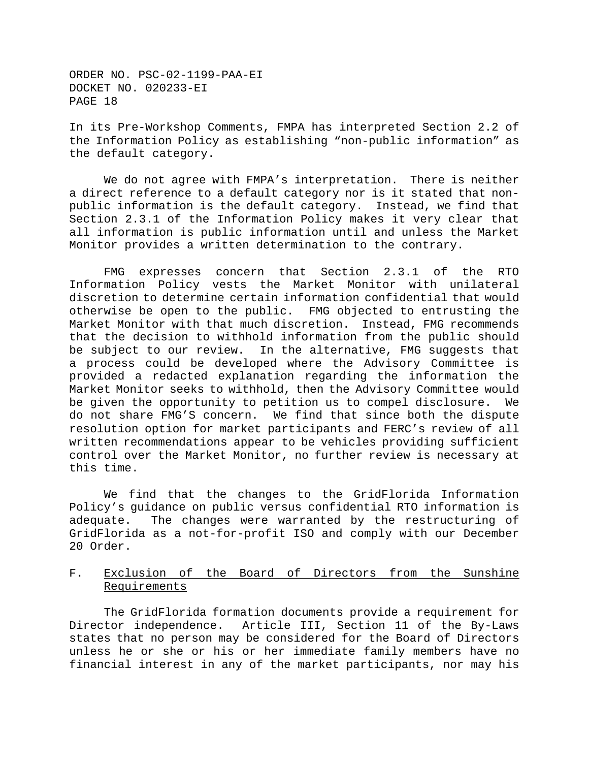In its Pre-Workshop Comments, FMPA has interpreted Section 2.2 of the Information Policy as establishing "non-public information" as the default category.

We do not agree with FMPA's interpretation. There is neither a direct reference to a default category nor is it stated that non-public information is the default category. Instead, we find that Section 2.3.1 of the Information Policy makes it very clear that all information is public information until and unless the Market Monitor provides a written determination to the contrary.

FMG expresses concern that Section 2.3.1 of the RTO Information Policy vests the Market Monitor with unilateral discretion to determine certain information confidential that would otherwise be open to the public. FMG objected to entrusting the Market Monitor with that much discretion. Instead, FMG recommends that the decision to withhold information from the public should be subject to our review. In the alternative, FMG suggests that a process could be developed where the Advisory Committee is provided a redacted explanation regarding the information the Market Monitor seeks to withhold, then the Advisory Committee would be given the opportunity to petition us to compel disclosure. We do not share FMG'S concern. We find that since both the dispute resolution option for market participants and FERC's review of all written recommendations appear to be vehicles providing sufficient control over the Market Monitor, no further review is necessary at this time.

We find that the changes to the GridFlorida Information Policy's guidance on public versus confidential RTO information is adequate. The changes were warranted by the restructuring of GridFlorida as a not-for-profit ISO and comply with our December 20 Order.

## F. Exclusion of the Board of Directors from the Sunshine Requirements

The GridFlorida formation documents provide a requirement for Director independence. Article III, Section 11 of the By-Laws states that no person may be considered for the Board of Directors unless he or she or his or her immediate family members have no financial interest in any of the market participants, nor may his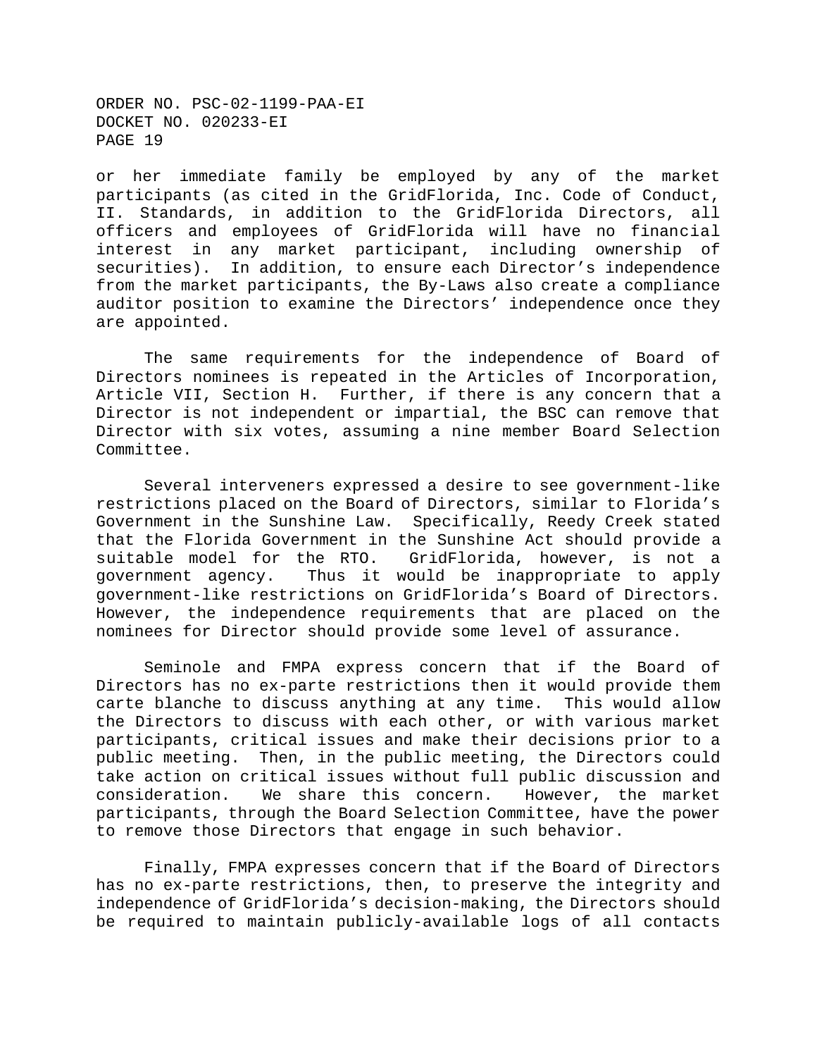or her immediate family be employed by any of the market participants (as cited in the GridFlorida, Inc. Code of Conduct, II. Standards, in addition to the GridFlorida Directors, all officers and employees of GridFlorida will have no financial interest in any market participant, including ownership of securities). In addition, to ensure each Director's independence from the market participants, the By-Laws also create a compliance auditor position to examine the Directors' independence once they are appointed.

The same requirements for the independence of Board of Directors nominees is repeated in the Articles of Incorporation, Article VII, Section H. Further, if there is any concern that a Director is not independent or impartial, the BSC can remove that Director with six votes, assuming a nine member Board Selection Committee.

Several interveners expressed a desire to see government-like restrictions placed on the Board of Directors, similar to Florida's Government in the Sunshine Law. Specifically, Reedy Creek stated that the Florida Government in the Sunshine Act should provide a suitable model for the RTO. GridFlorida, however, is not a government agency. Thus it would be inappropriate to apply government-like restrictions on GridFlorida's Board of Directors. However, the independence requirements that are placed on the nominees for Director should provide some level of assurance.

Seminole and FMPA express concern that if the Board of Directors has no ex-parte restrictions then it would provide them carte blanche to discuss anything at any time. This would allow the Directors to discuss with each other, or with various market participants, critical issues and make their decisions prior to a public meeting. Then, in the public meeting, the Directors could take action on critical issues without full public discussion and consideration. We share this concern. However, the market participants, through the Board Selection Committee, have the power to remove those Directors that engage in such behavior.

Finally, FMPA expresses concern that if the Board of Directors has no ex-parte restrictions, then, to preserve the integrity and independence of GridFlorida's decision-making, the Directors should be required to maintain publicly-available logs of all contacts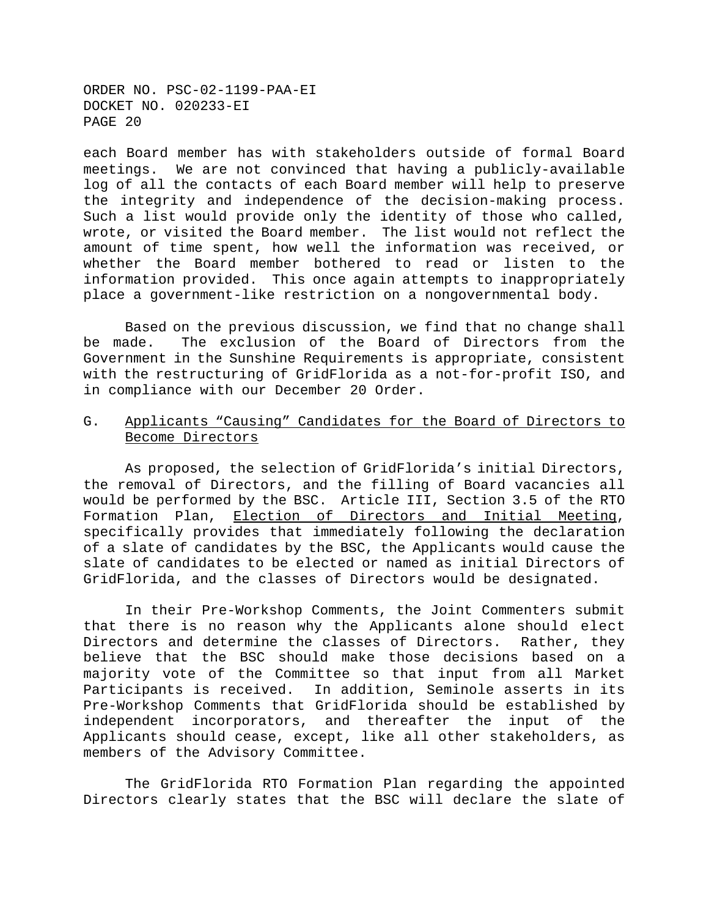each Board member has with stakeholders outside of formal Board meetings. We are not convinced that having a publicly-available log of all the contacts of each Board member will help to preserve the integrity and independence of the decision-making process. Such a list would provide only the identity of those who called, wrote, or visited the Board member. The list would not reflect the amount of time spent, how well the information was received, or whether the Board member bothered to read or listen to the information provided. This once again attempts to inappropriately place a government-like restriction on a nongovernmental body.

Based on the previous discussion, we find that no change shall be made. The exclusion of the Board of Directors from the Government in the Sunshine Requirements is appropriate, consistent with the restructuring of GridFlorida as a not-for-profit ISO, and in compliance with our December 20 Order.

### G. Applicants "Causing" Candidates for the Board of Directors to Become Directors

As proposed, the selection of GridFlorida's initial Directors, the removal of Directors, and the filling of Board vacancies all would be performed by the BSC. Article III, Section 3.5 of the RTO Formation Plan, Election of Directors and Initial Meeting, specifically provides that immediately following the declaration of a slate of candidates by the BSC, the Applicants would cause the slate of candidates to be elected or named as initial Directors of GridFlorida, and the classes of Directors would be designated.

In their Pre-Workshop Comments, the Joint Commenters submit that there is no reason why the Applicants alone should elect Directors and determine the classes of Directors. Rather, they believe that the BSC should make those decisions based on a majority vote of the Committee so that input from all Market Participants is received. In addition, Seminole asserts in its Pre-Workshop Comments that GridFlorida should be established by independent incorporators, and thereafter the input of the Applicants should cease, except, like all other stakeholders, as members of the Advisory Committee.

The GridFlorida RTO Formation Plan regarding the appointed Directors clearly states that the BSC will declare the slate of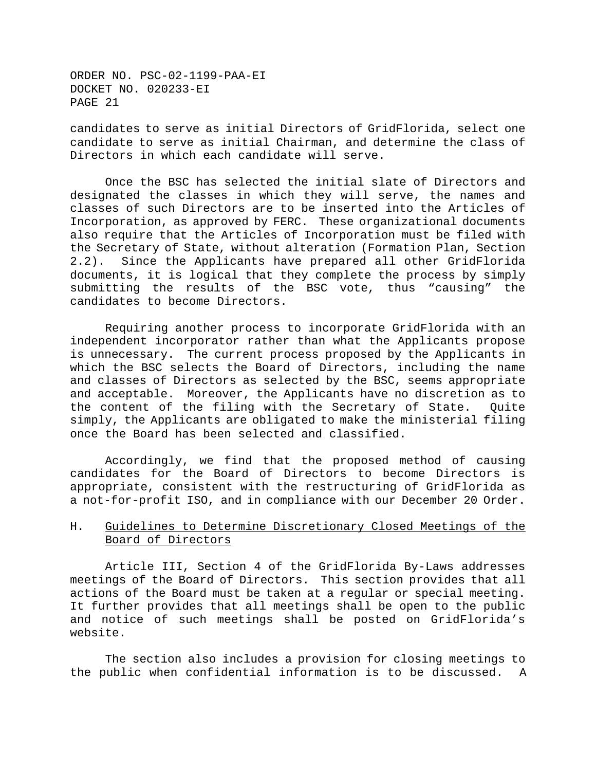candidates to serve as initial Directors of GridFlorida, select one candidate to serve as initial Chairman, and determine the class of Directors in which each candidate will serve.

Once the BSC has selected the initial slate of Directors and designated the classes in which they will serve, the names and classes of such Directors are to be inserted into the Articles of Incorporation, as approved by FERC. These organizational documents also require that the Articles of Incorporation must be filed with the Secretary of State, without alteration (Formation Plan, Section 2.2). Since the Applicants have prepared all other GridFlorida documents, it is logical that they complete the process by simply submitting the results of the BSC vote, thus "causing" the candidates to become Directors.

Requiring another process to incorporate GridFlorida with an independent incorporator rather than what the Applicants propose is unnecessary. The current process proposed by the Applicants in which the BSC selects the Board of Directors, including the name and classes of Directors as selected by the BSC, seems appropriate and acceptable. Moreover, the Applicants have no discretion as to the content of the filing with the Secretary of State. Quite simply, the Applicants are obligated to make the ministerial filing once the Board has been selected and classified.

Accordingly, we find that the proposed method of causing candidates for the Board of Directors to become Directors is appropriate, consistent with the restructuring of GridFlorida as a not-for-profit ISO, and in compliance with our December 20 Order.

## H. Guidelines to Determine Discretionary Closed Meetings of the Board of Directors

Article III, Section 4 of the GridFlorida By-Laws addresses meetings of the Board of Directors. This section provides that all actions of the Board must be taken at a regular or special meeting. It further provides that all meetings shall be open to the public and notice of such meetings shall be posted on GridFlorida's website.

The section also includes a provision for closing meetings to the public when confidential information is to be discussed. A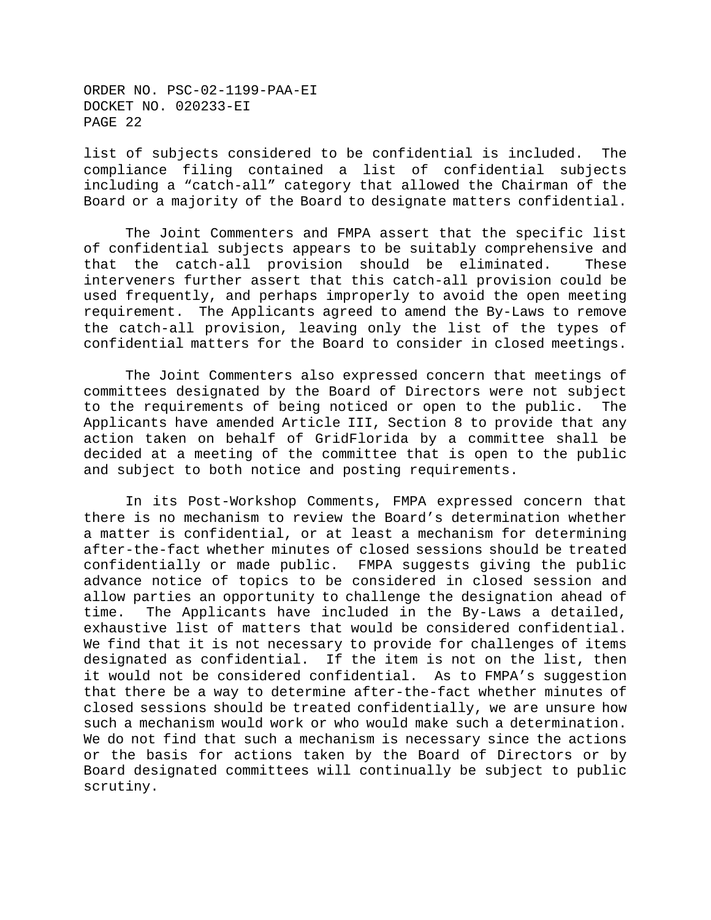list of subjects considered to be confidential is included. The compliance filing contained a list of confidential subjects including a “catch-all” category that allowed the Chairman of the Board or a majority of the Board to designate matters confidential.

The Joint Commenters and FMPA assert that the specific list of confidential subjects appears to be suitably comprehensive and that the catch-all provision should be eliminated. These interveners further assert that this catch-all provision could be used frequently, and perhaps improperly to avoid the open meeting requirement. The Applicants agreed to amend the By-Laws to remove the catch-all provision, leaving only the list of the types of confidential matters for the Board to consider in closed meetings.

The Joint Commenters also expressed concern that meetings of committees designated by the Board of Directors were not subject to the requirements of being noticed or open to the public. The Applicants have amended Article III, Section 8 to provide that any action taken on behalf of GridFlorida by a committee shall be decided at a meeting of the committee that is open to the public and subject to both notice and posting requirements.

In its Post-Workshop Comments, FMPA expressed concern that there is no mechanism to review the Board’s determination whether a matter is confidential, or at least a mechanism for determining after-the-fact whether minutes of closed sessions should be treated confidentially or made public. FMPA suggests giving the public advance notice of topics to be considered in closed session and allow parties an opportunity to challenge the designation ahead of time. The Applicants have included in the By-Laws a detailed, exhaustive list of matters that would be considered confidential. We find that it is not necessary to provide for challenges of items designated as confidential. If the item is not on the list, then it would not be considered confidential. As to FMPA’s suggestion that there be a way to determine after-the-fact whether minutes of closed sessions should be treated confidentially, we are unsure how such a mechanism would work or who would make such a determination. We do not find that such a mechanism is necessary since the actions or the basis for actions taken by the Board of Directors or by Board designated committees will continually be subject to public scrutiny.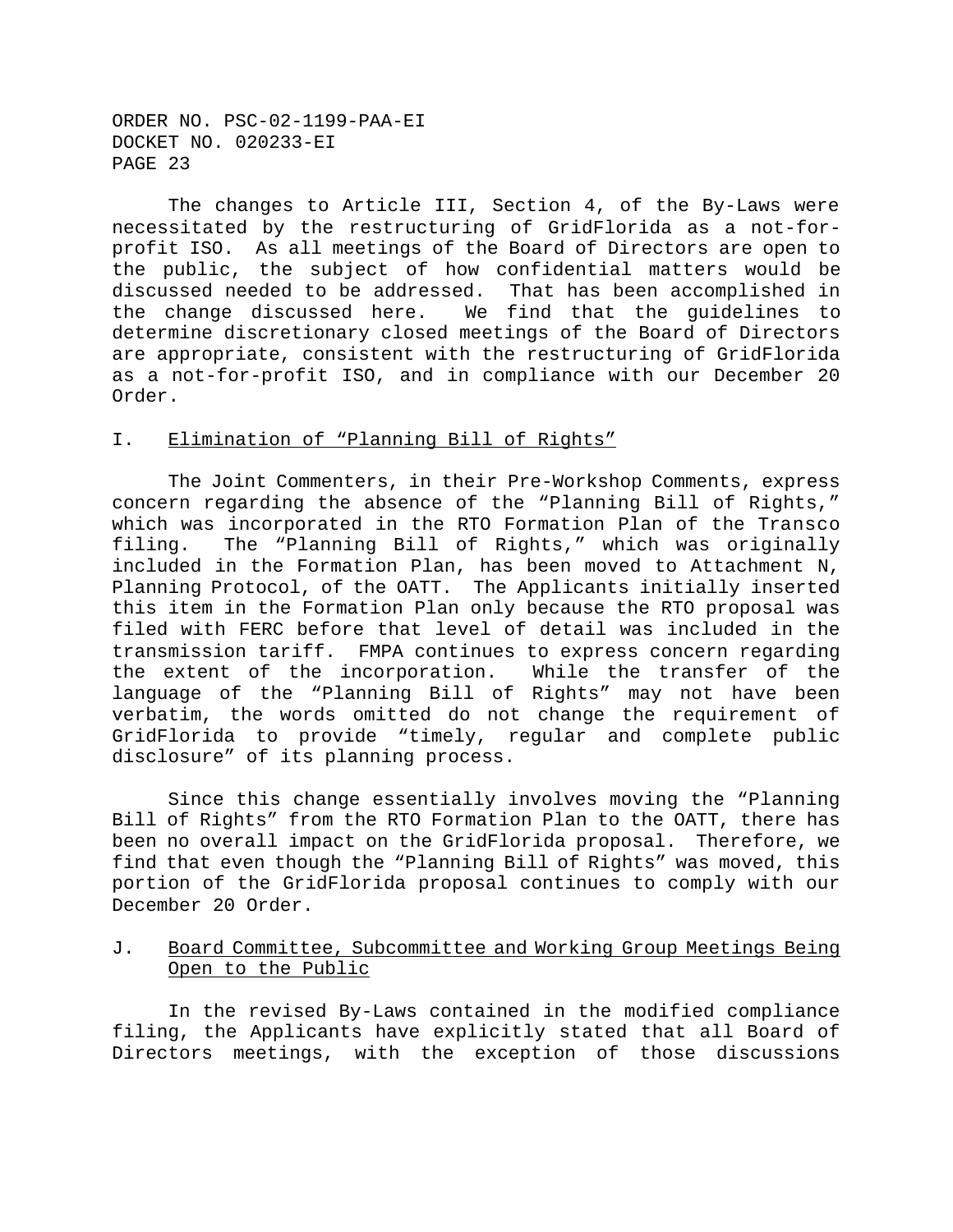The changes to Article III, Section 4, of the By-Laws were necessitated by the restructuring of GridFlorida as a not-for-profit ISO. As all meetings of the Board of Directors are open to the public, the subject of how confidential matters would be discussed needed to be addressed. That has been accomplished in the change discussed here. We find that the guidelines to determine discretionary closed meetings of the Board of Directors are appropriate, consistent with the restructuring of GridFlorida as a not-for-profit ISO, and in compliance with our December 20 Order.

## I. Elimination of "Planning Bill of Rights"

The Joint Commenters, in their Pre-Workshop Comments, express concern regarding the absence of the "Planning Bill of Rights," which was incorporated in the RTO Formation Plan of the Transco filing. The "Planning Bill of Rights," which was originally included in the Formation Plan, has been moved to Attachment N, Planning Protocol, of the OATT. The Applicants initially inserted this item in the Formation Plan only because the RTO proposal was filed with FERC before that level of detail was included in the transmission tariff. FMPA continues to express concern regarding the extent of the incorporation. While the transfer of the language of the "Planning Bill of Rights" may not have been verbatim, the words omitted do not change the requirement of GridFlorida to provide "timely, regular and complete public disclosure" of its planning process.

Since this change essentially involves moving the "Planning Bill of Rights" from the RTO Formation Plan to the OATT, there has been no overall impact on the GridFlorida proposal. Therefore, we find that even though the "Planning Bill of Rights" was moved, this portion of the GridFlorida proposal continues to comply with our December 20 Order.

## J. Board Committee, Subcommittee and Working Group Meetings Being Open to the Public

In the revised By-Laws contained in the modified compliance filing, the Applicants have explicitly stated that all Board of Directors meetings, with the exception of those discussions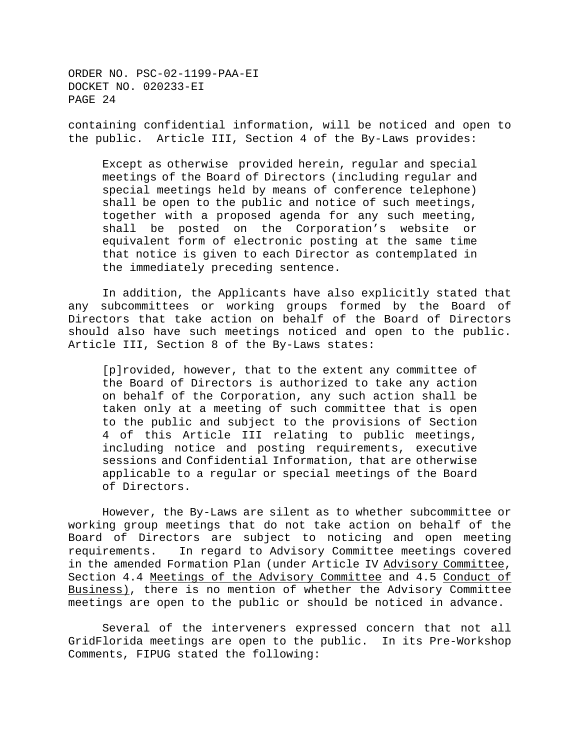containing confidential information, will be noticed and open to the public. Article III, Section 4 of the By-Laws provides:

> Except as otherwise provided herein, regular and special meetings of the Board of Directors (including regular and special meetings held by means of conference telephone) shall be open to the public and notice of such meetings, together with a proposed agenda for any such meeting, shall be posted on the Corporation's website or equivalent form of electronic posting at the same time that notice is given to each Director as contemplated in the immediately preceding sentence.

In addition, the Applicants have also explicitly stated that any subcommittees or working groups formed by the Board of Directors that take action on behalf of the Board of Directors should also have such meetings noticed and open to the public. Article III, Section 8 of the By-Laws states:

> [p]rovided, however, that to the extent any committee of the Board of Directors is authorized to take any action on behalf of the Corporation, any such action shall be taken only at a meeting of such committee that is open to the public and subject to the provisions of Section 4 of this Article III relating to public meetings, including notice and posting requirements, executive sessions and Confidential Information, that are otherwise applicable to a regular or special meetings of the Board of Directors.

However, the By-Laws are silent as to whether subcommittee or working group meetings that do not take action on behalf of the Board of Directors are subject to noticing and open meeting requirements. In regard to Advisory Committee meetings covered in the amended Formation Plan (under Article IV <u>Advisory Committee</u>, Section 4.4 <u>Meetings of the Advisory Committee</u> and 4.5 <u>Conduct of Business)</u>, there is no mention of whether the Advisory Committee meetings are open to the public or should be noticed in advance.

Several of the interveners expressed concern that not all GridFlorida meetings are open to the public. In its Pre-Workshop Comments, FIPUG stated the following: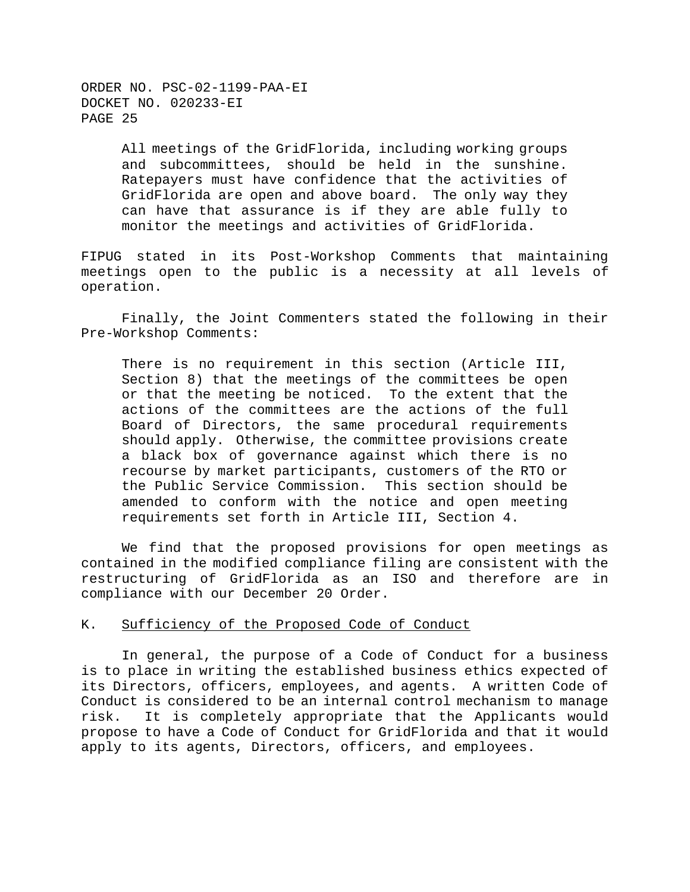> All meetings of the GridFlorida, including working groups and subcommittees, should be held in the sunshine. Ratepayers must have confidence that the activities of GridFlorida are open and above board. The only way they can have that assurance is if they are able fully to monitor the meetings and activities of GridFlorida.

FIPUG stated in its Post-Workshop Comments that maintaining meetings open to the public is a necessity at all levels of operation.

Finally, the Joint Commenters stated the following in their Pre-Workshop Comments:

> There is no requirement in this section (Article III, Section 8) that the meetings of the committees be open or that the meeting be noticed. To the extent that the actions of the committees are the actions of the full Board of Directors, the same procedural requirements should apply. Otherwise, the committee provisions create a black box of governance against which there is no recourse by market participants, customers of the RTO or the Public Service Commission. This section should be amended to conform with the notice and open meeting requirements set forth in Article III, Section 4.

We find that the proposed provisions for open meetings as contained in the modified compliance filing are consistent with the restructuring of GridFlorida as an ISO and therefore are in compliance with our December 20 Order.

K. Sufficiency of the Proposed Code of Conduct

In general, the purpose of a Code of Conduct for a business is to place in writing the established business ethics expected of its Directors, officers, employees, and agents. A written Code of Conduct is considered to be an internal control mechanism to manage risk. It is completely appropriate that the Applicants would propose to have a Code of Conduct for GridFlorida and that it would apply to its agents, Directors, officers, and employees.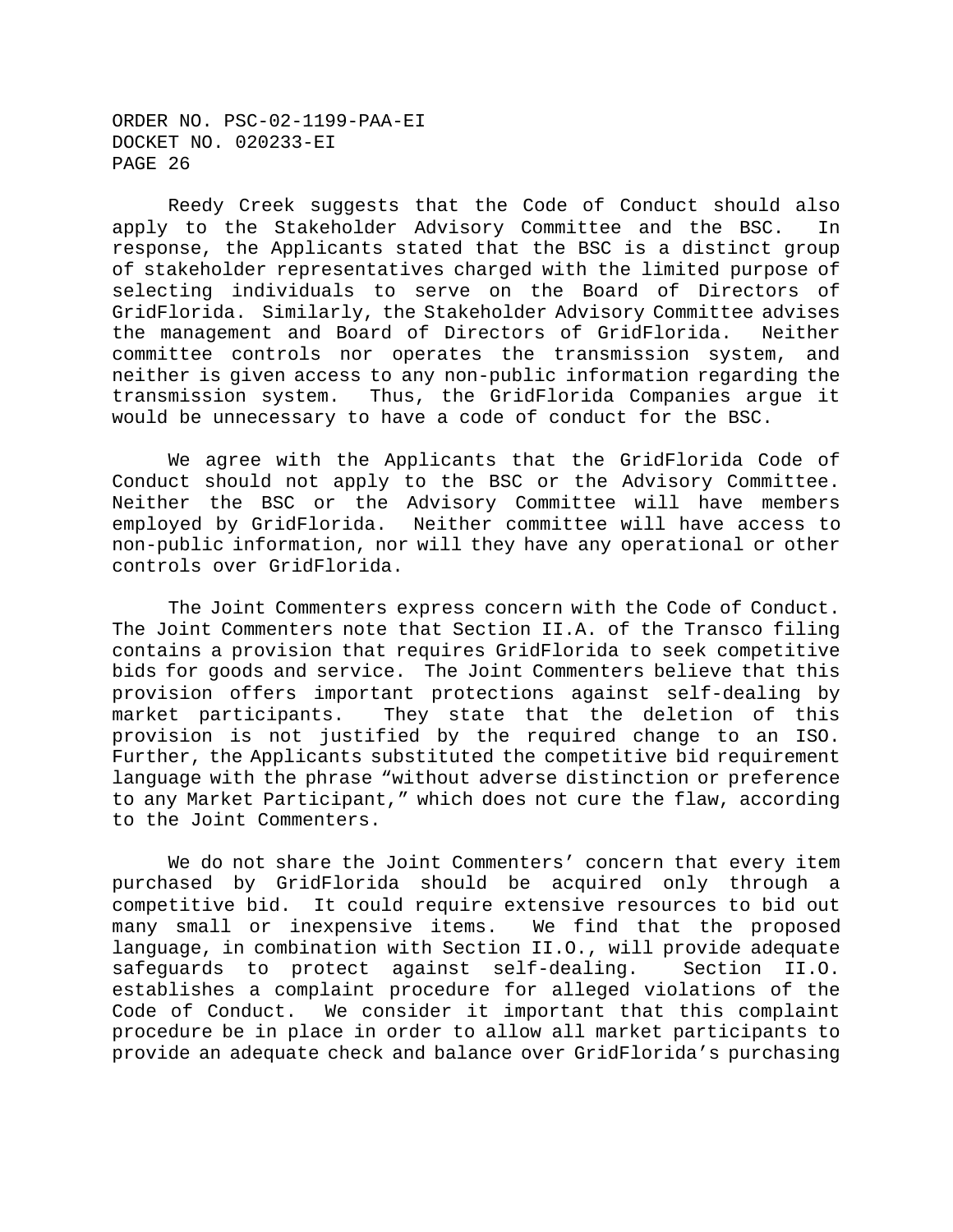Reedy Creek suggests that the Code of Conduct should also apply to the Stakeholder Advisory Committee and the BSC. In response, the Applicants stated that the BSC is a distinct group of stakeholder representatives charged with the limited purpose of selecting individuals to serve on the Board of Directors of GridFlorida. Similarly, the Stakeholder Advisory Committee advises the management and Board of Directors of GridFlorida. Neither committee controls nor operates the transmission system, and neither is given access to any non-public information regarding the transmission system. Thus, the GridFlorida Companies argue it would be unnecessary to have a code of conduct for the BSC.

We agree with the Applicants that the GridFlorida Code of Conduct should not apply to the BSC or the Advisory Committee. Neither the BSC or the Advisory Committee will have members employed by GridFlorida. Neither committee will have access to non-public information, nor will they have any operational or other controls over GridFlorida.

The Joint Commenters express concern with the Code of Conduct. The Joint Commenters note that Section II.A. of the Transco filing contains a provision that requires GridFlorida to seek competitive bids for goods and service. The Joint Commenters believe that this provision offers important protections against self-dealing by market participants. They state that the deletion of this provision is not justified by the required change to an ISO. Further, the Applicants substituted the competitive bid requirement language with the phrase “without adverse distinction or preference to any Market Participant,” which does not cure the flaw, according to the Joint Commenters.

We do not share the Joint Commenters’ concern that every item purchased by GridFlorida should be acquired only through a competitive bid. It could require extensive resources to bid out many small or inexpensive items. We find that the proposed language, in combination with Section II.O., will provide adequate safeguards to protect against self-dealing. Section II.O. establishes a complaint procedure for alleged violations of the Code of Conduct. We consider it important that this complaint procedure be in place in order to allow all market participants to provide an adequate check and balance over GridFlorida’s purchasing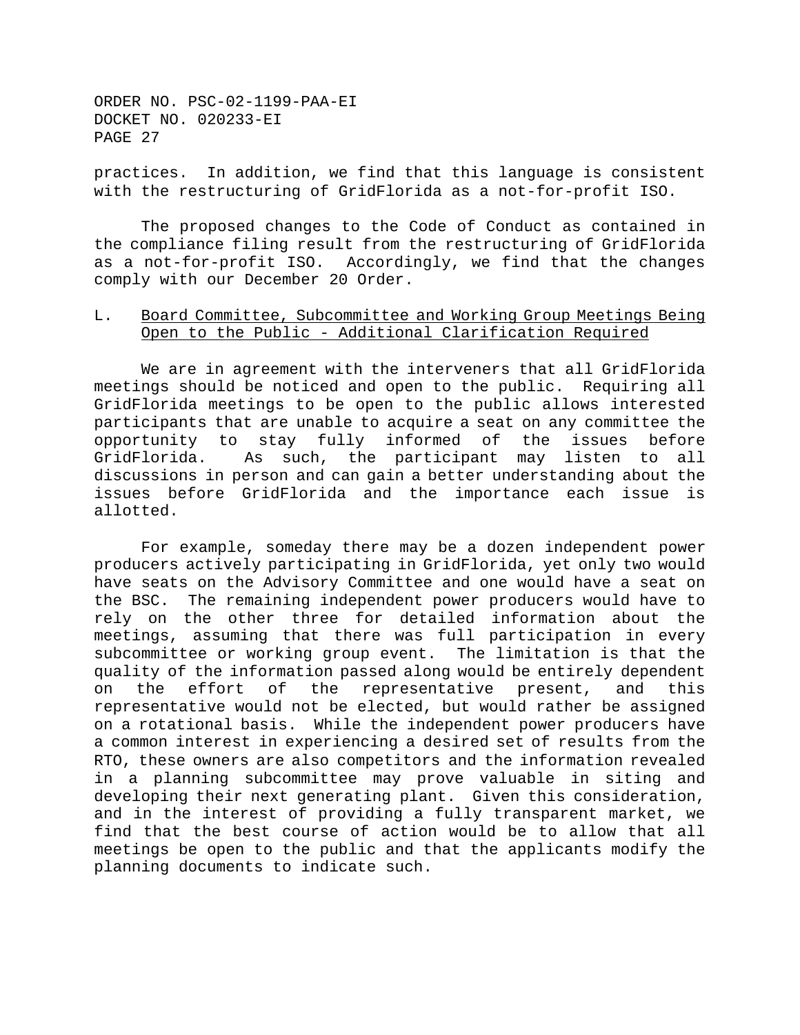practices. In addition, we find that this language is consistent with the restructuring of GridFlorida as a not-for-profit ISO.

The proposed changes to the Code of Conduct as contained in the compliance filing result from the restructuring of GridFlorida as a not-for-profit ISO. Accordingly, we find that the changes comply with our December 20 Order.

### L. Board Committee, Subcommittee and Working Group Meetings Being Open to the Public - Additional Clarification Required

We are in agreement with the interveners that all GridFlorida meetings should be noticed and open to the public. Requiring all GridFlorida meetings to be open to the public allows interested participants that are unable to acquire a seat on any committee the opportunity to stay fully informed of the issues before GridFlorida. As such, the participant may listen to all discussions in person and can gain a better understanding about the issues before GridFlorida and the importance each issue is allotted.

For example, someday there may be a dozen independent power producers actively participating in GridFlorida, yet only two would have seats on the Advisory Committee and one would have a seat on the BSC. The remaining independent power producers would have to rely on the other three for detailed information about the meetings, assuming that there was full participation in every subcommittee or working group event. The limitation is that the quality of the information passed along would be entirely dependent on the effort of the representative present, and this representative would not be elected, but would rather be assigned on a rotational basis. While the independent power producers have a common interest in experiencing a desired set of results from the RTO, these owners are also competitors and the information revealed in a planning subcommittee may prove valuable in siting and developing their next generating plant. Given this consideration, and in the interest of providing a fully transparent market, we find that the best course of action would be to allow that all meetings be open to the public and that the applicants modify the planning documents to indicate such.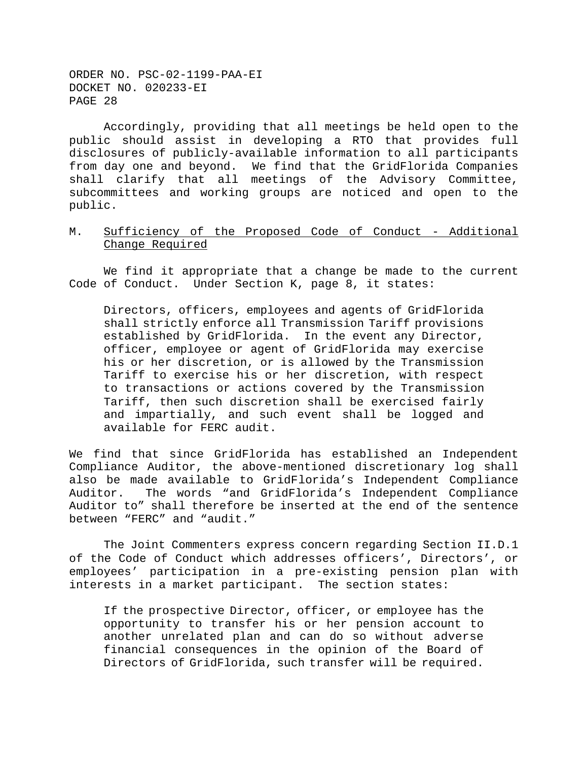Accordingly, providing that all meetings be held open to the public should assist in developing a RTO that provides full disclosures of publicly-available information to all participants from day one and beyond. We find that the GridFlorida Companies shall clarify that all meetings of the Advisory Committee, subcommittees and working groups are noticed and open to the public.

## M. Sufficiency of the Proposed Code of Conduct - Additional Change Required

We find it appropriate that a change be made to the current Code of Conduct. Under Section K, page 8, it states:

> Directors, officers, employees and agents of GridFlorida shall strictly enforce all Transmission Tariff provisions established by GridFlorida. In the event any Director, officer, employee or agent of GridFlorida may exercise his or her discretion, or is allowed by the Transmission Tariff to exercise his or her discretion, with respect to transactions or actions covered by the Transmission Tariff, then such discretion shall be exercised fairly and impartially, and such event shall be logged and available for FERC audit.

We find that since GridFlorida has established an Independent Compliance Auditor, the above-mentioned discretionary log shall also be made available to GridFlorida's Independent Compliance Auditor. The words "and GridFlorida's Independent Compliance Auditor to" shall therefore be inserted at the end of the sentence between "FERC" and "audit."

The Joint Commenters express concern regarding Section II.D.1 of the Code of Conduct which addresses officers', Directors', or employees' participation in a pre-existing pension plan with interests in a market participant. The section states:

> If the prospective Director, officer, or employee has the opportunity to transfer his or her pension account to another unrelated plan and can do so without adverse financial consequences in the opinion of the Board of Directors of GridFlorida, such transfer will be required.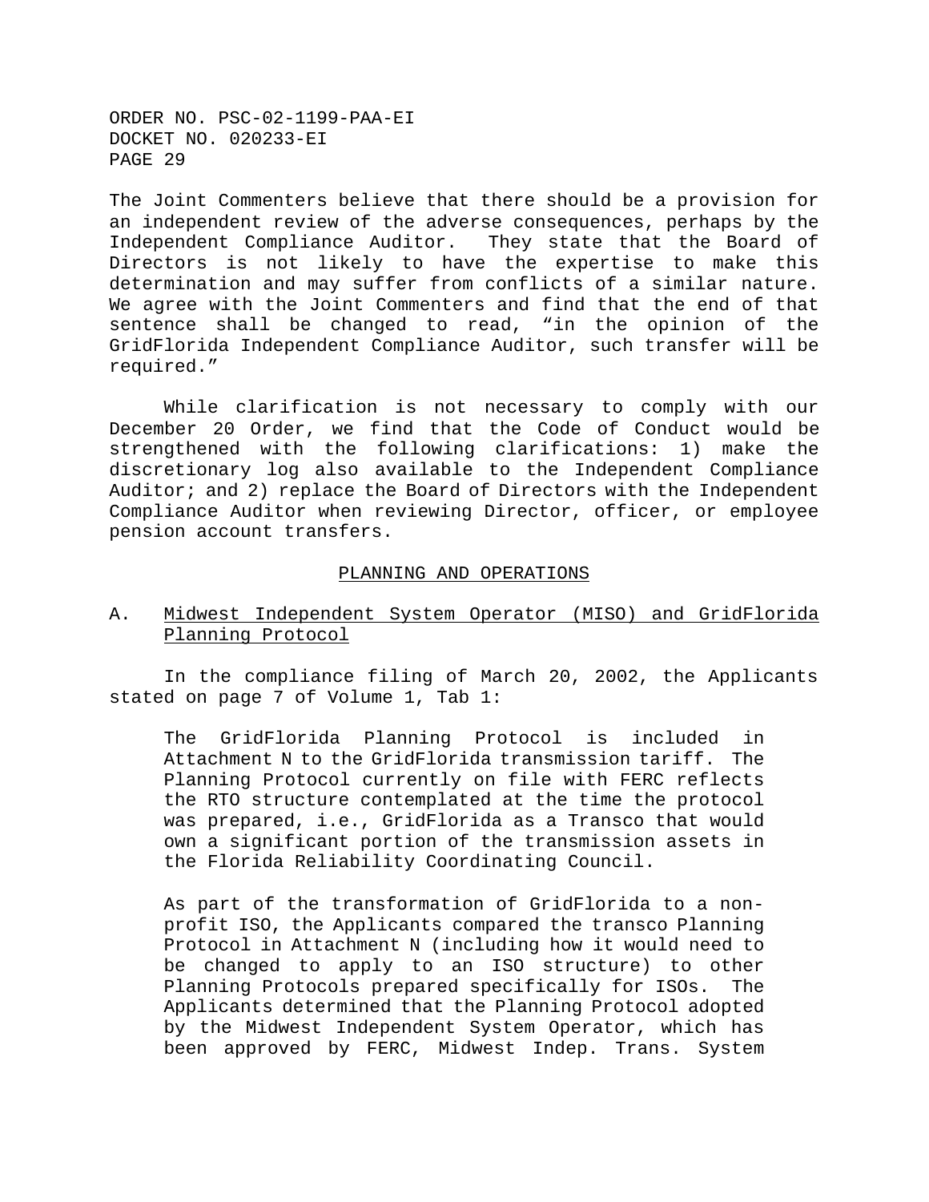The Joint Commenters believe that there should be a provision for an independent review of the adverse consequences, perhaps by the Independent Compliance Auditor. They state that the Board of Directors is not likely to have the expertise to make this determination and may suffer from conflicts of a similar nature. We agree with the Joint Commenters and find that the end of that sentence shall be changed to read, "in the opinion of the GridFlorida Independent Compliance Auditor, such transfer will be required."

While clarification is not necessary to comply with our December 20 Order, we find that the Code of Conduct would be strengthened with the following clarifications: 1) make the discretionary log also available to the Independent Compliance Auditor; and 2) replace the Board of Directors with the Independent Compliance Auditor when reviewing Director, officer, or employee pension account transfers.

## PLANNING AND OPERATIONS

### A. Midwest Independent System Operator (MISO) and GridFlorida Planning Protocol

In the compliance filing of March 20, 2002, the Applicants stated on page 7 of Volume 1, Tab 1:

> The GridFlorida Planning Protocol is included in Attachment N to the GridFlorida transmission tariff. The Planning Protocol currently on file with FERC reflects the RTO structure contemplated at the time the protocol was prepared, i.e., GridFlorida as a Transco that would own a significant portion of the transmission assets in the Florida Reliability Coordinating Council.
>
> As part of the transformation of GridFlorida to a non-profit ISO, the Applicants compared the transco Planning Protocol in Attachment N (including how it would need to be changed to apply to an ISO structure) to other Planning Protocols prepared specifically for ISOs. The Applicants determined that the Planning Protocol adopted by the Midwest Independent System Operator, which has been approved by FERC, Midwest Indep. Trans. System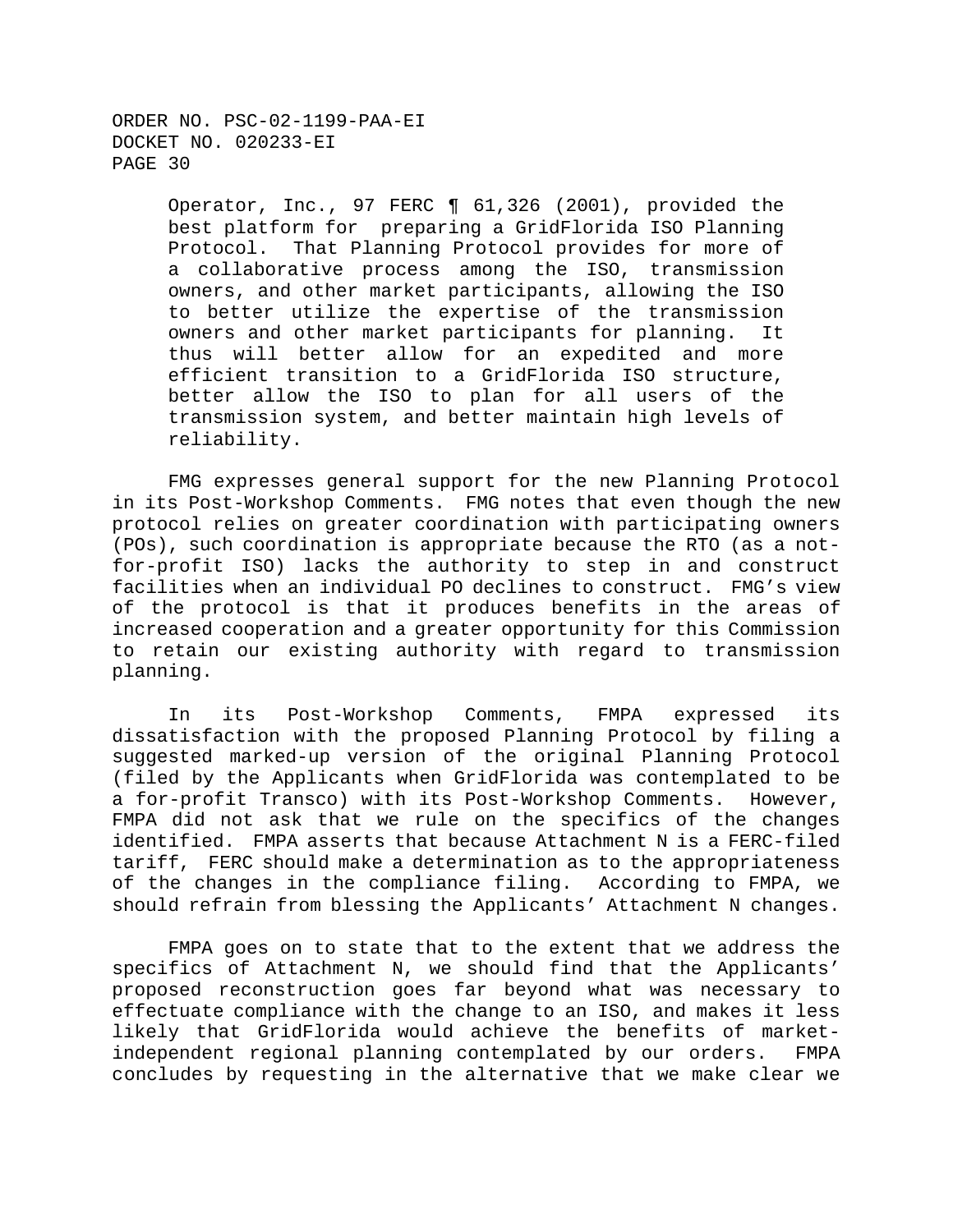> Operator, Inc., 97 FERC ¶ 61,326 (2001), provided the best platform for preparing a GridFlorida ISO Planning Protocol. That Planning Protocol provides for more of a collaborative process among the ISO, transmission owners, and other market participants, allowing the ISO to better utilize the expertise of the transmission owners and other market participants for planning. It thus will better allow for an expedited and more efficient transition to a GridFlorida ISO structure, better allow the ISO to plan for all users of the transmission system, and better maintain high levels of reliability.

FMG expresses general support for the new Planning Protocol in its Post-Workshop Comments. FMG notes that even though the new protocol relies on greater coordination with participating owners (POs), such coordination is appropriate because the RTO (as a not-for-profit ISO) lacks the authority to step in and construct facilities when an individual PO declines to construct. FMG's view of the protocol is that it produces benefits in the areas of increased cooperation and a greater opportunity for this Commission to retain our existing authority with regard to transmission planning.

In its Post-Workshop Comments, FMPA expressed its dissatisfaction with the proposed Planning Protocol by filing a suggested marked-up version of the original Planning Protocol (filed by the Applicants when GridFlorida was contemplated to be a for-profit Transco) with its Post-Workshop Comments. However, FMPA did not ask that we rule on the specifics of the changes identified. FMPA asserts that because Attachment N is a FERC-filed tariff, FERC should make a determination as to the appropriateness of the changes in the compliance filing. According to FMPA, we should refrain from blessing the Applicants' Attachment N changes.

FMPA goes on to state that to the extent that we address the specifics of Attachment N, we should find that the Applicants' proposed reconstruction goes far beyond what was necessary to effectuate compliance with the change to an ISO, and makes it less likely that GridFlorida would achieve the benefits of market-independent regional planning contemplated by our orders. FMPA concludes by requesting in the alternative that we make clear we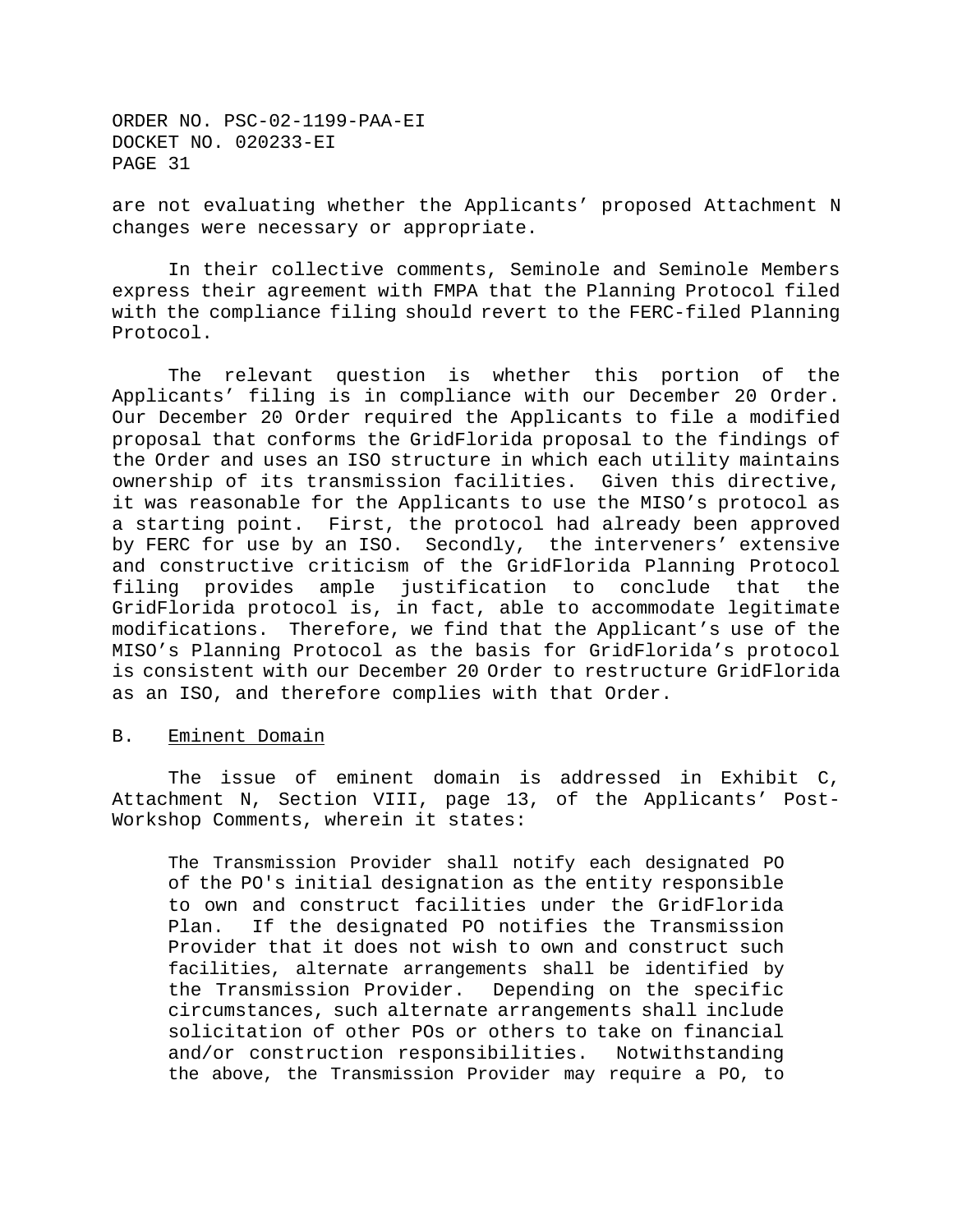are not evaluating whether the Applicants' proposed Attachment N changes were necessary or appropriate.

In their collective comments, Seminole and Seminole Members express their agreement with FMPA that the Planning Protocol filed with the compliance filing should revert to the FERC-filed Planning Protocol.

The relevant question is whether this portion of the Applicants' filing is in compliance with our December 20 Order. Our December 20 Order required the Applicants to file a modified proposal that conforms the GridFlorida proposal to the findings of the Order and uses an ISO structure in which each utility maintains ownership of its transmission facilities. Given this directive, it was reasonable for the Applicants to use the MISO's protocol as a starting point. First, the protocol had already been approved by FERC for use by an ISO. Secondly, the interveners' extensive and constructive criticism of the GridFlorida Planning Protocol filing provides ample justification to conclude that the GridFlorida protocol is, in fact, able to accommodate legitimate modifications. Therefore, we find that the Applicant's use of the MISO's Planning Protocol as the basis for GridFlorida's protocol is consistent with our December 20 Order to restructure GridFlorida as an ISO, and therefore complies with that Order.

B. <u>Eminent Domain</u>

The issue of eminent domain is addressed in Exhibit C, Attachment N, Section VIII, page 13, of the Applicants' Post-Workshop Comments, wherein it states:

> The Transmission Provider shall notify each designated PO of the PO's initial designation as the entity responsible to own and construct facilities under the GridFlorida Plan. If the designated PO notifies the Transmission Provider that it does not wish to own and construct such facilities, alternate arrangements shall be identified by the Transmission Provider. Depending on the specific circumstances, such alternate arrangements shall include solicitation of other POs or others to take on financial and/or construction responsibilities. Notwithstanding the above, the Transmission Provider may require a PO, to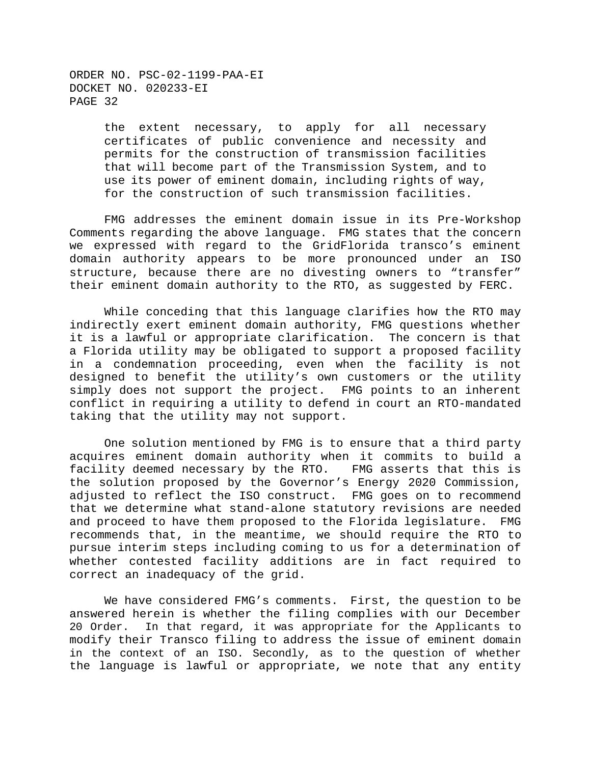> the extent necessary, to apply for all necessary certificates of public convenience and necessity and permits for the construction of transmission facilities that will become part of the Transmission System, and to use its power of eminent domain, including rights of way, for the construction of such transmission facilities.

FMG addresses the eminent domain issue in its Pre-Workshop Comments regarding the above language. FMG states that the concern we expressed with regard to the GridFlorida transco's eminent domain authority appears to be more pronounced under an ISO structure, because there are no divesting owners to "transfer" their eminent domain authority to the RTO, as suggested by FERC.

While conceding that this language clarifies how the RTO may indirectly exert eminent domain authority, FMG questions whether it is a lawful or appropriate clarification. The concern is that a Florida utility may be obligated to support a proposed facility in a condemnation proceeding, even when the facility is not designed to benefit the utility's own customers or the utility simply does not support the project. FMG points to an inherent conflict in requiring a utility to defend in court an RTO-mandated taking that the utility may not support.

One solution mentioned by FMG is to ensure that a third party acquires eminent domain authority when it commits to build a facility deemed necessary by the RTO. FMG asserts that this is the solution proposed by the Governor's Energy 2020 Commission, adjusted to reflect the ISO construct. FMG goes on to recommend that we determine what stand-alone statutory revisions are needed and proceed to have them proposed to the Florida legislature. FMG recommends that, in the meantime, we should require the RTO to pursue interim steps including coming to us for a determination of whether contested facility additions are in fact required to correct an inadequacy of the grid.

We have considered FMG's comments. First, the question to be answered herein is whether the filing complies with our December 20 Order. In that regard, it was appropriate for the Applicants to modify their Transco filing to address the issue of eminent domain in the context of an ISO. Secondly, as to the question of whether the language is lawful or appropriate, we note that any entity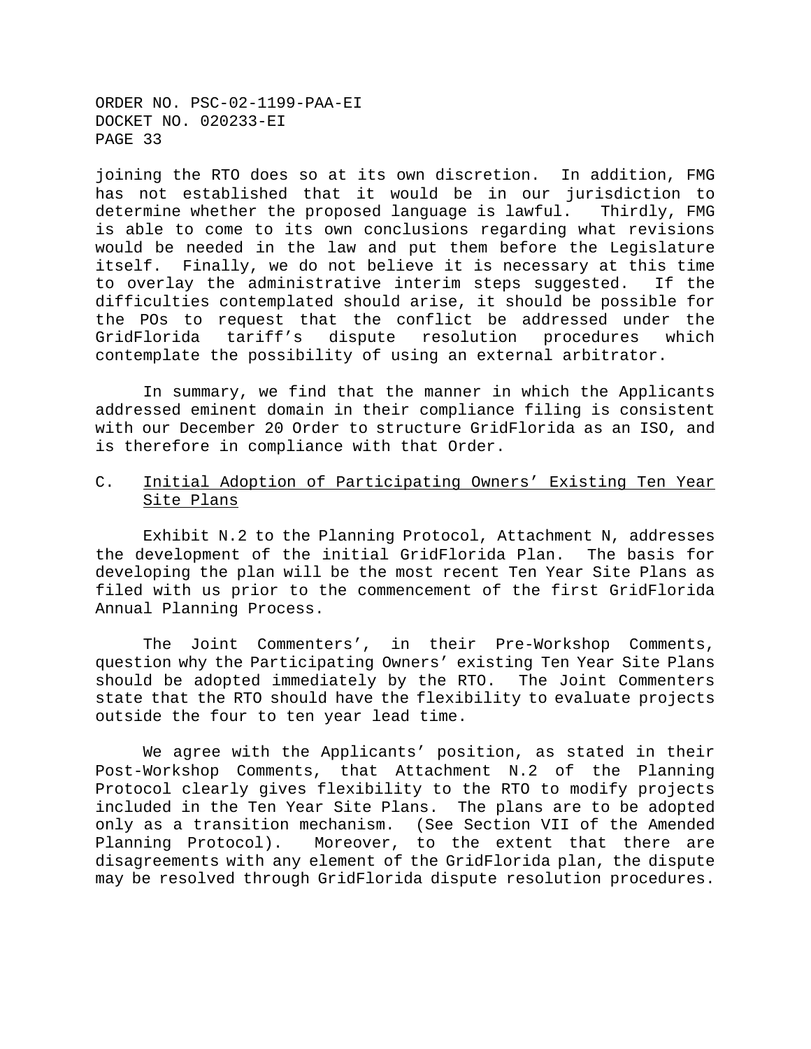joining the RTO does so at its own discretion. In addition, FMG has not established that it would be in our jurisdiction to determine whether the proposed language is lawful. Thirdly, FMG is able to come to its own conclusions regarding what revisions would be needed in the law and put them before the Legislature itself. Finally, we do not believe it is necessary at this time to overlay the administrative interim steps suggested. If the difficulties contemplated should arise, it should be possible for the POs to request that the conflict be addressed under the GridFlorida tariff's dispute resolution procedures which contemplate the possibility of using an external arbitrator.

In summary, we find that the manner in which the Applicants addressed eminent domain in their compliance filing is consistent with our December 20 Order to structure GridFlorida as an ISO, and is therefore in compliance with that Order.

### C. Initial Adoption of Participating Owners' Existing Ten Year Site Plans

Exhibit N.2 to the Planning Protocol, Attachment N, addresses the development of the initial GridFlorida Plan. The basis for developing the plan will be the most recent Ten Year Site Plans as filed with us prior to the commencement of the first GridFlorida Annual Planning Process.

The Joint Commenters', in their Pre-Workshop Comments, question why the Participating Owners' existing Ten Year Site Plans should be adopted immediately by the RTO. The Joint Commenters state that the RTO should have the flexibility to evaluate projects outside the four to ten year lead time.

We agree with the Applicants' position, as stated in their Post-Workshop Comments, that Attachment N.2 of the Planning Protocol clearly gives flexibility to the RTO to modify projects included in the Ten Year Site Plans. The plans are to be adopted only as a transition mechanism. (See Section VII of the Amended Planning Protocol). Moreover, to the extent that there are disagreements with any element of the GridFlorida plan, the dispute may be resolved through GridFlorida dispute resolution procedures.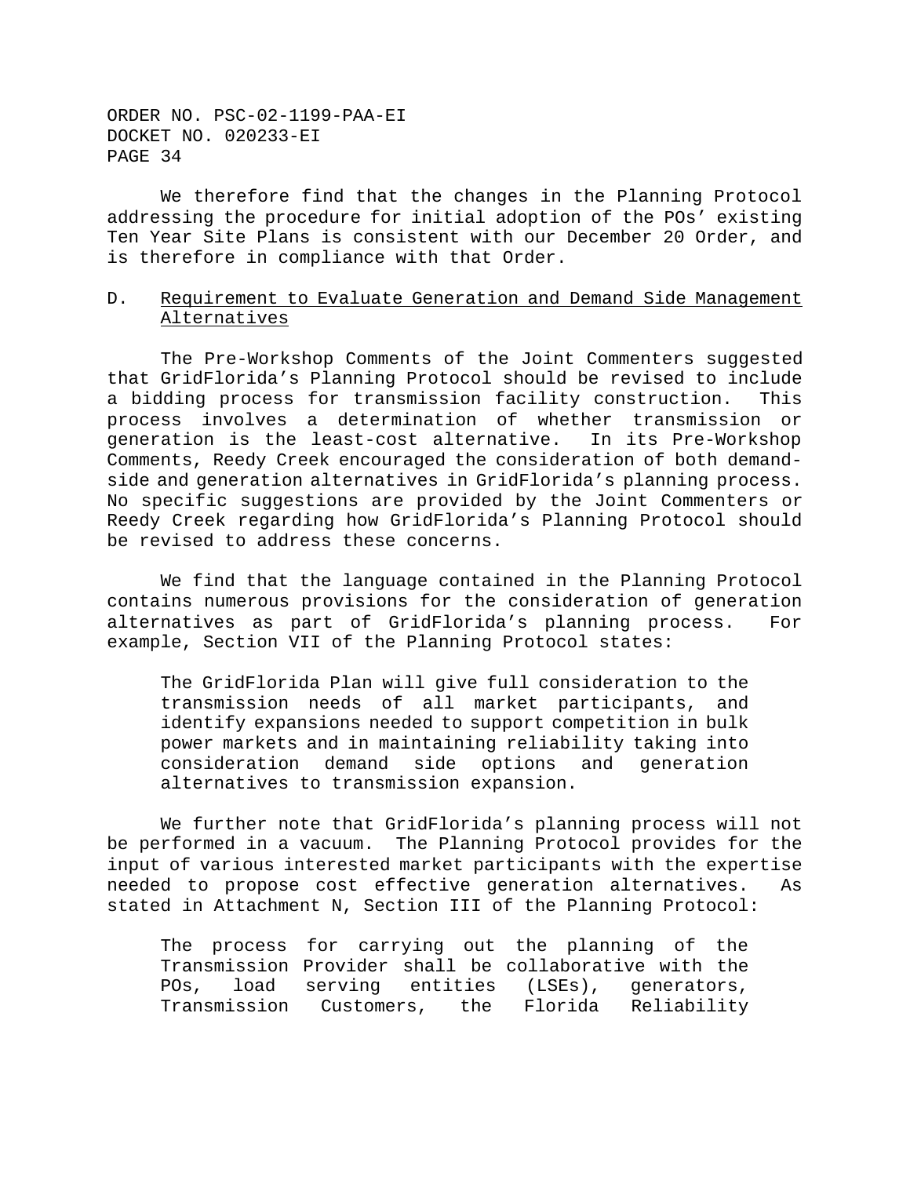We therefore find that the changes in the Planning Protocol addressing the procedure for initial adoption of the POs' existing Ten Year Site Plans is consistent with our December 20 Order, and is therefore in compliance with that Order.

### D. Requirement to Evaluate Generation and Demand Side Management Alternatives

The Pre-Workshop Comments of the Joint Commenters suggested that GridFlorida's Planning Protocol should be revised to include a bidding process for transmission facility construction. This process involves a determination of whether transmission or generation is the least-cost alternative. In its Pre-Workshop Comments, Reedy Creek encouraged the consideration of both demand-side and generation alternatives in GridFlorida's planning process. No specific suggestions are provided by the Joint Commenters or Reedy Creek regarding how GridFlorida's Planning Protocol should be revised to address these concerns.

We find that the language contained in the Planning Protocol contains numerous provisions for the consideration of generation alternatives as part of GridFlorida's planning process. For example, Section VII of the Planning Protocol states:

> The GridFlorida Plan will give full consideration to the transmission needs of all market participants, and identify expansions needed to support competition in bulk power markets and in maintaining reliability taking into consideration demand side options and generation alternatives to transmission expansion.

We further note that GridFlorida's planning process will not be performed in a vacuum. The Planning Protocol provides for the input of various interested market participants with the expertise needed to propose cost effective generation alternatives. As stated in Attachment N, Section III of the Planning Protocol:

> The process for carrying out the planning of the Transmission Provider shall be collaborative with the POs, load serving entities (LSEs), generators, Transmission Customers, the Florida Reliability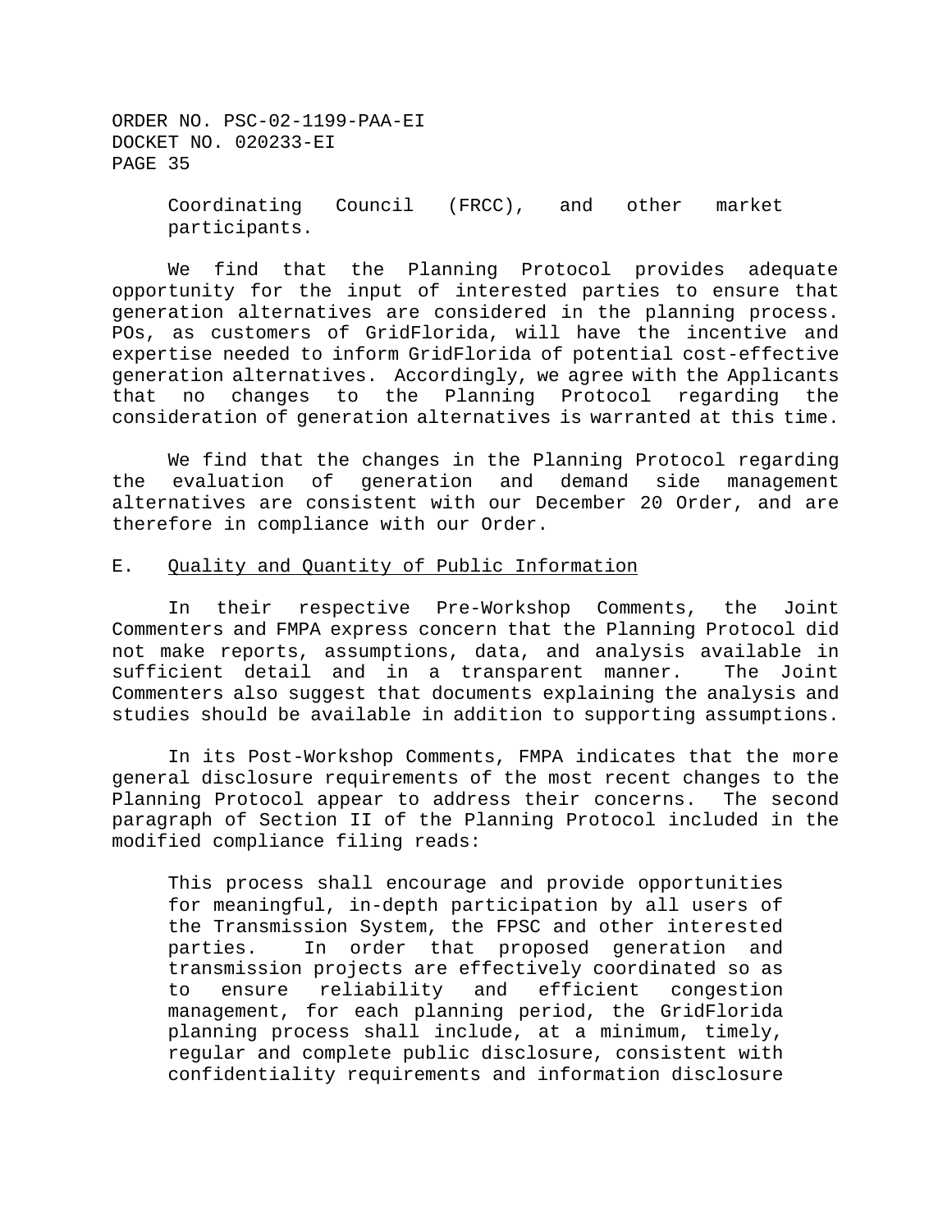> Coordinating Council (FRCC), and other market participants.

We find that the Planning Protocol provides adequate opportunity for the input of interested parties to ensure that generation alternatives are considered in the planning process. POs, as customers of GridFlorida, will have the incentive and expertise needed to inform GridFlorida of potential cost-effective generation alternatives. Accordingly, we agree with the Applicants that no changes to the Planning Protocol regarding the consideration of generation alternatives is warranted at this time.

We find that the changes in the Planning Protocol regarding the evaluation of generation and demand side management alternatives are consistent with our December 20 Order, and are therefore in compliance with our Order.

E. Quality and Quantity of Public Information

In their respective Pre-Workshop Comments, the Joint Commenters and FMPA express concern that the Planning Protocol did not make reports, assumptions, data, and analysis available in sufficient detail and in a transparent manner. The Joint Commenters also suggest that documents explaining the analysis and studies should be available in addition to supporting assumptions.

In its Post-Workshop Comments, FMPA indicates that the more general disclosure requirements of the most recent changes to the Planning Protocol appear to address their concerns. The second paragraph of Section II of the Planning Protocol included in the modified compliance filing reads:

> This process shall encourage and provide opportunities for meaningful, in-depth participation by all users of the Transmission System, the FPSC and other interested parties. In order that proposed generation and transmission projects are effectively coordinated so as to ensure reliability and efficient congestion management, for each planning period, the GridFlorida planning process shall include, at a minimum, timely, regular and complete public disclosure, consistent with confidentiality requirements and information disclosure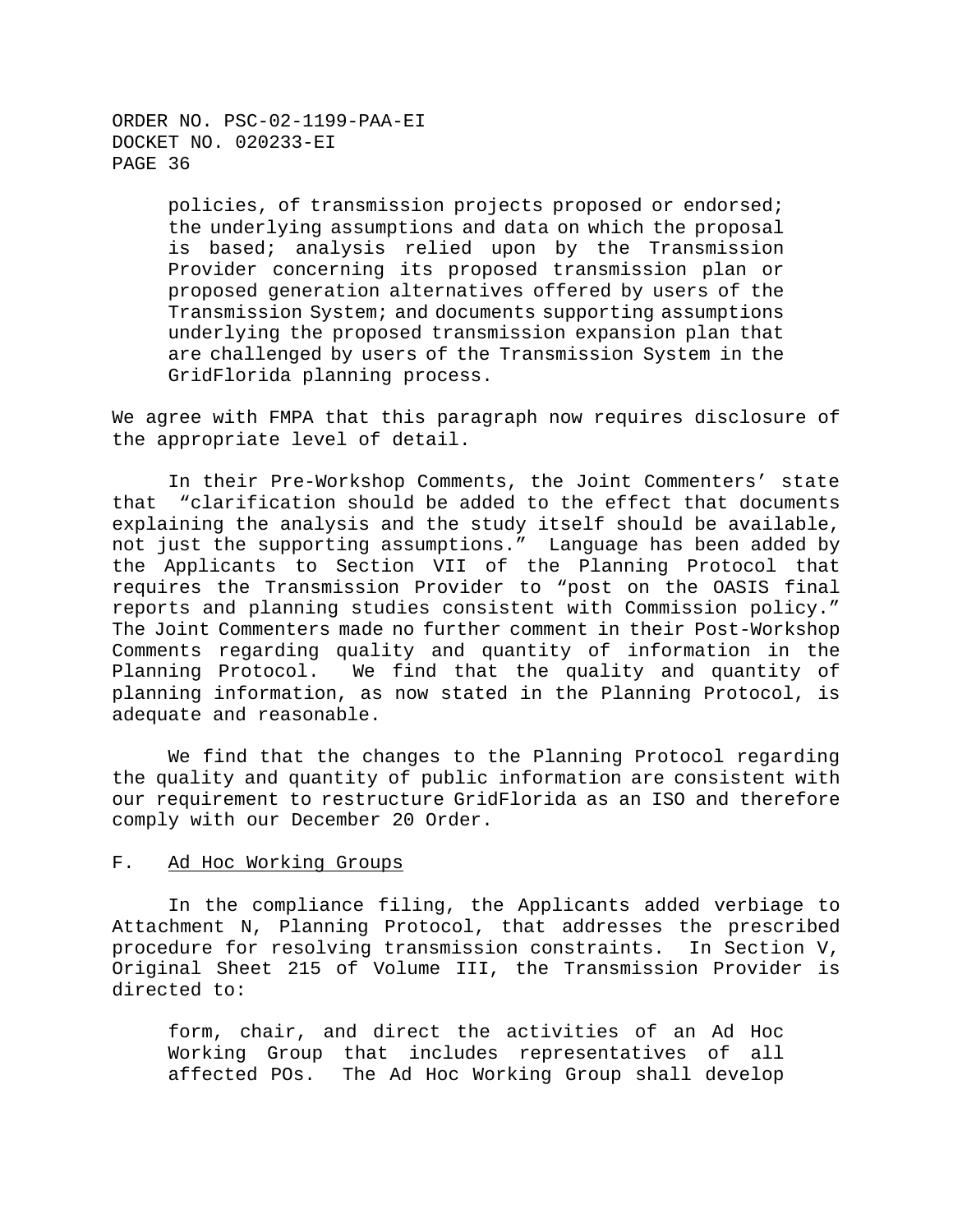> policies, of transmission projects proposed or endorsed; the underlying assumptions and data on which the proposal is based; analysis relied upon by the Transmission Provider concerning its proposed transmission plan or proposed generation alternatives offered by users of the Transmission System; and documents supporting assumptions underlying the proposed transmission expansion plan that are challenged by users of the Transmission System in the GridFlorida planning process.

We agree with FMPA that this paragraph now requires disclosure of the appropriate level of detail.

In their Pre-Workshop Comments, the Joint Commenters' state that "clarification should be added to the effect that documents explaining the analysis and the study itself should be available, not just the supporting assumptions." Language has been added by the Applicants to Section VII of the Planning Protocol that requires the Transmission Provider to "post on the OASIS final reports and planning studies consistent with Commission policy." The Joint Commenters made no further comment in their Post-Workshop Comments regarding quality and quantity of information in the Planning Protocol. We find that the quality and quantity of planning information, as now stated in the Planning Protocol, is adequate and reasonable.

We find that the changes to the Planning Protocol regarding the quality and quantity of public information are consistent with our requirement to restructure GridFlorida as an ISO and therefore comply with our December 20 Order.

F. Ad Hoc Working Groups

In the compliance filing, the Applicants added verbiage to Attachment N, Planning Protocol, that addresses the prescribed procedure for resolving transmission constraints. In Section V, Original Sheet 215 of Volume III, the Transmission Provider is directed to:

> form, chair, and direct the activities of an Ad Hoc Working Group that includes representatives of all affected POs. The Ad Hoc Working Group shall develop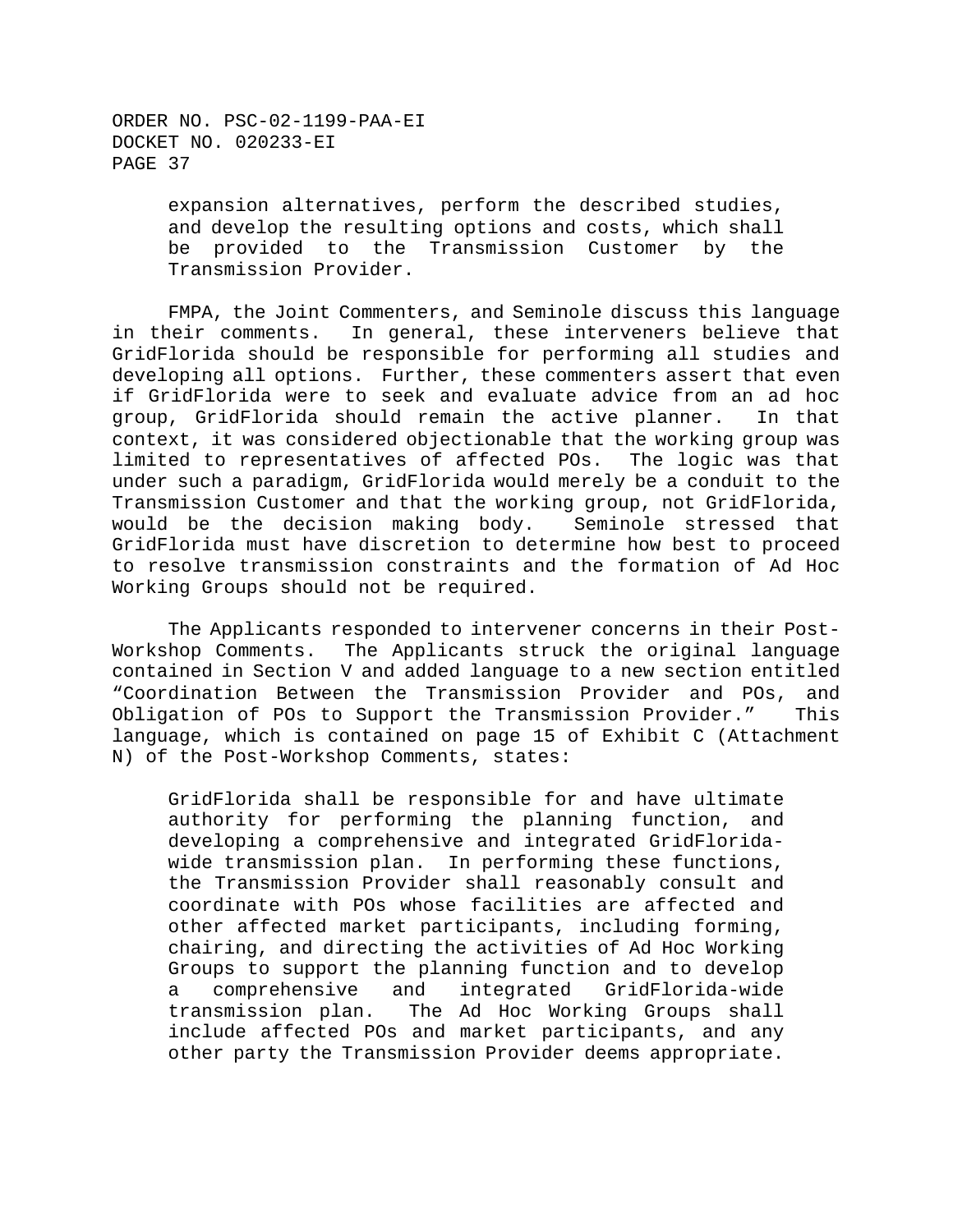> expansion alternatives, perform the described studies, and develop the resulting options and costs, which shall be provided to the Transmission Customer by the Transmission Provider.

FMPA, the Joint Commenters, and Seminole discuss this language in their comments. In general, these interveners believe that GridFlorida should be responsible for performing all studies and developing all options. Further, these commenters assert that even if GridFlorida were to seek and evaluate advice from an ad hoc group, GridFlorida should remain the active planner. In that context, it was considered objectionable that the working group was limited to representatives of affected POs. The logic was that under such a paradigm, GridFlorida would merely be a conduit to the Transmission Customer and that the working group, not GridFlorida, would be the decision making body. Seminole stressed that GridFlorida must have discretion to determine how best to proceed to resolve transmission constraints and the formation of Ad Hoc Working Groups should not be required.

The Applicants responded to intervener concerns in their Post-Workshop Comments. The Applicants struck the original language contained in Section V and added language to a new section entitled "Coordination Between the Transmission Provider and POs, and Obligation of POs to Support the Transmission Provider." This language, which is contained on page 15 of Exhibit C (Attachment N) of the Post-Workshop Comments, states:

> GridFlorida shall be responsible for and have ultimate authority for performing the planning function, and developing a comprehensive and integrated GridFlorida-wide transmission plan. In performing these functions, the Transmission Provider shall reasonably consult and coordinate with POs whose facilities are affected and other affected market participants, including forming, chairing, and directing the activities of Ad Hoc Working Groups to support the planning function and to develop a comprehensive and integrated GridFlorida-wide transmission plan. The Ad Hoc Working Groups shall include affected POs and market participants, and any other party the Transmission Provider deems appropriate.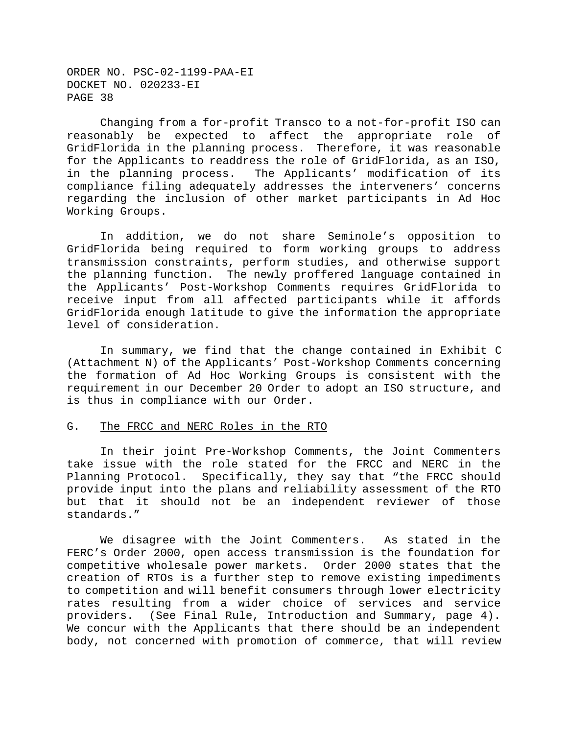Changing from a for-profit Transco to a not-for-profit ISO can reasonably be expected to affect the appropriate role of GridFlorida in the planning process. Therefore, it was reasonable for the Applicants to readdress the role of GridFlorida, as an ISO, in the planning process. The Applicants' modification of its compliance filing adequately addresses the interveners' concerns regarding the inclusion of other market participants in Ad Hoc Working Groups.

In addition, we do not share Seminole's opposition to GridFlorida being required to form working groups to address transmission constraints, perform studies, and otherwise support the planning function. The newly proffered language contained in the Applicants' Post-Workshop Comments requires GridFlorida to receive input from all affected participants while it affords GridFlorida enough latitude to give the information the appropriate level of consideration.

In summary, we find that the change contained in Exhibit C (Attachment N) of the Applicants' Post-Workshop Comments concerning the formation of Ad Hoc Working Groups is consistent with the requirement in our December 20 Order to adopt an ISO structure, and is thus in compliance with our Order.

## G. The FRCC and NERC Roles in the RTO

In their joint Pre-Workshop Comments, the Joint Commenters take issue with the role stated for the FRCC and NERC in the Planning Protocol. Specifically, they say that "the FRCC should provide input into the plans and reliability assessment of the RTO but that it should not be an independent reviewer of those standards."

We disagree with the Joint Commenters. As stated in the FERC's Order 2000, open access transmission is the foundation for competitive wholesale power markets. Order 2000 states that the creation of RTOs is a further step to remove existing impediments to competition and will benefit consumers through lower electricity rates resulting from a wider choice of services and service providers. (See Final Rule, Introduction and Summary, page 4). We concur with the Applicants that there should be an independent body, not concerned with promotion of commerce, that will review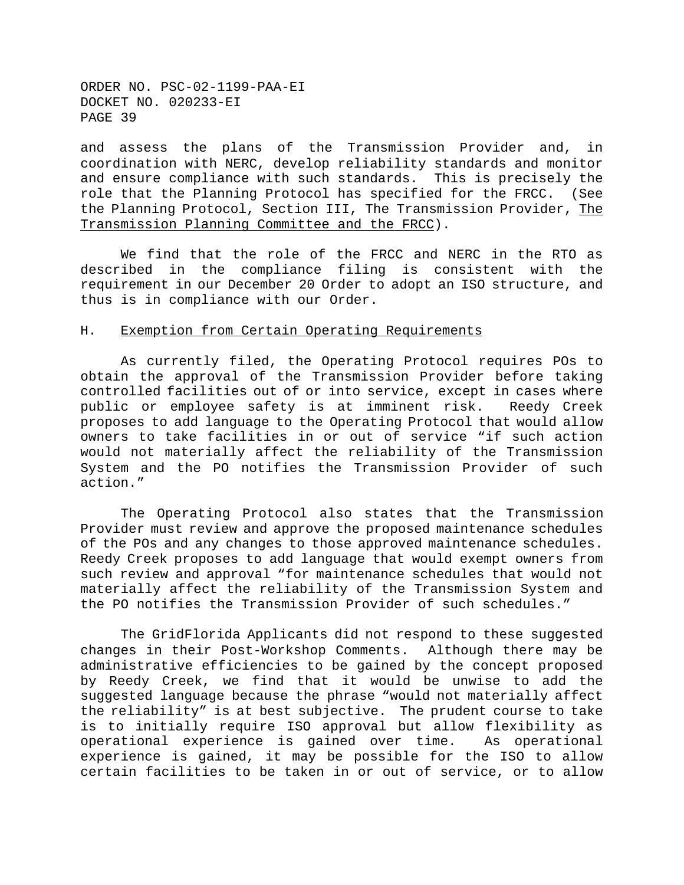and assess the plans of the Transmission Provider and, in coordination with NERC, develop reliability standards and monitor and ensure compliance with such standards. This is precisely the role that the Planning Protocol has specified for the FRCC. (See the Planning Protocol, Section III, The Transmission Provider, The Transmission Planning Committee and the FRCC).

We find that the role of the FRCC and NERC in the RTO as described in the compliance filing is consistent with the requirement in our December 20 Order to adopt an ISO structure, and thus is in compliance with our Order.

## H. Exemption from Certain Operating Requirements

As currently filed, the Operating Protocol requires POs to obtain the approval of the Transmission Provider before taking controlled facilities out of or into service, except in cases where public or employee safety is at imminent risk. Reedy Creek proposes to add language to the Operating Protocol that would allow owners to take facilities in or out of service "if such action would not materially affect the reliability of the Transmission System and the PO notifies the Transmission Provider of such action."

The Operating Protocol also states that the Transmission Provider must review and approve the proposed maintenance schedules of the POs and any changes to those approved maintenance schedules. Reedy Creek proposes to add language that would exempt owners from such review and approval "for maintenance schedules that would not materially affect the reliability of the Transmission System and the PO notifies the Transmission Provider of such schedules."

The GridFlorida Applicants did not respond to these suggested changes in their Post-Workshop Comments. Although there may be administrative efficiencies to be gained by the concept proposed by Reedy Creek, we find that it would be unwise to add the suggested language because the phrase "would not materially affect the reliability" is at best subjective. The prudent course to take is to initially require ISO approval but allow flexibility as operational experience is gained over time. As operational experience is gained, it may be possible for the ISO to allow certain facilities to be taken in or out of service, or to allow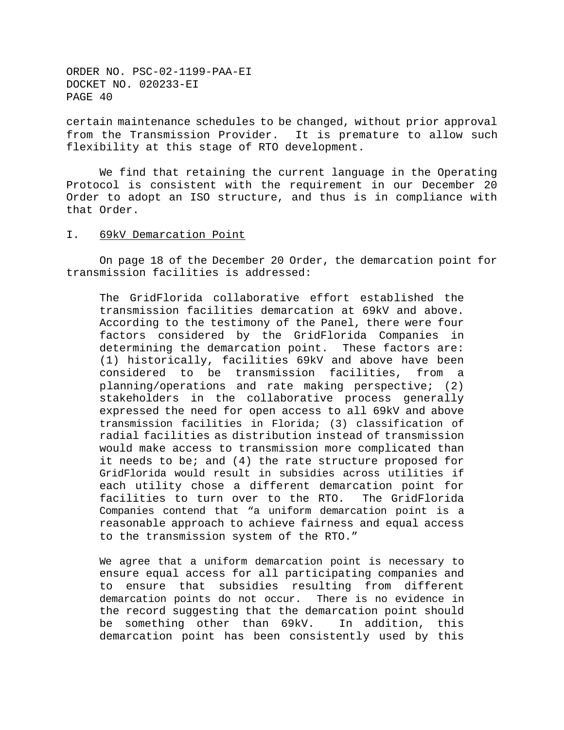certain maintenance schedules to be changed, without prior approval from the Transmission Provider. It is premature to allow such flexibility at this stage of RTO development.

We find that retaining the current language in the Operating Protocol is consistent with the requirement in our December 20 Order to adopt an ISO structure, and thus is in compliance with that Order.

## I. 69kV Demarcation Point

On page 18 of the December 20 Order, the demarcation point for transmission facilities is addressed:

> The GridFlorida collaborative effort established the transmission facilities demarcation at 69kV and above. According to the testimony of the Panel, there were four factors considered by the GridFlorida Companies in determining the demarcation point. These factors are: (1) historically, facilities 69kV and above have been considered to be transmission facilities, from a planning/operations and rate making perspective; (2) stakeholders in the collaborative process generally expressed the need for open access to all 69kV and above transmission facilities in Florida; (3) classification of radial facilities as distribution instead of transmission would make access to transmission more complicated than it needs to be; and (4) the rate structure proposed for GridFlorida would result in subsidies across utilities if each utility chose a different demarcation point for facilities to turn over to the RTO. The GridFlorida Companies contend that "a uniform demarcation point is a reasonable approach to achieve fairness and equal access to the transmission system of the RTO."
>
> We agree that a uniform demarcation point is necessary to ensure equal access for all participating companies and to ensure that subsidies resulting from different demarcation points do not occur. There is no evidence in the record suggesting that the demarcation point should be something other than 69kV. In addition, this demarcation point has been consistently used by this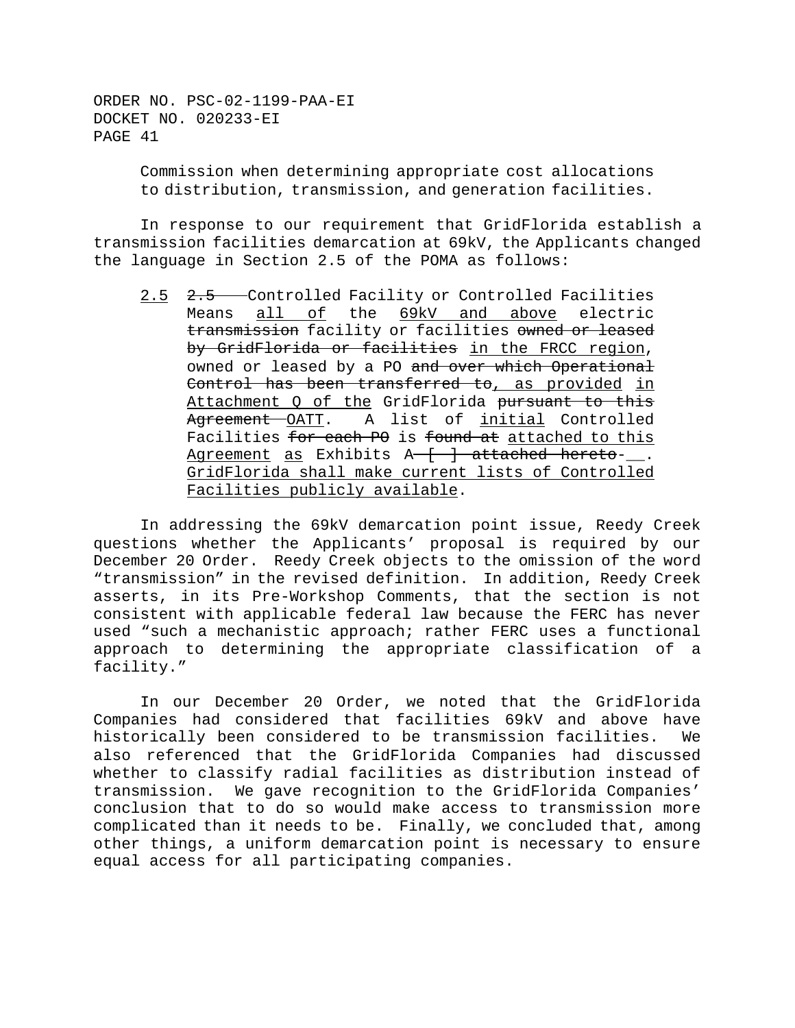Commission when determining appropriate cost allocations to distribution, transmission, and generation facilities.

In response to our requirement that GridFlorida establish a transmission facilities demarcation at 69kV, the Applicants changed the language in Section 2.5 of the POMA as follows:

> <u>2.5</u> ~~2.5~~ Controlled Facility or Controlled Facilities Means <u>all of</u> the <u>69kV and above</u> electric ~~transmission~~ facility or facilities ~~owned or leased by GridFlorida or facilities~~ <u>in the FRCC region</u>, owned or leased by a PO ~~and over which Operational Control has been transferred to~~<u>, as provided in Attachment Q of the</u> GridFlorida ~~pursuant to this Agreement~~ <u>OATT</u>. A list of <u>initial</u> Controlled Facilities ~~for each PO~~ is ~~found at~~ <u>attached to this Agreement as</u> Exhibits A~~ [ ] attached hereto~~-<u>__</u>. <u>GridFlorida shall make current lists of Controlled Facilities publicly available</u>.

In addressing the 69kV demarcation point issue, Reedy Creek questions whether the Applicants' proposal is required by our December 20 Order. Reedy Creek objects to the omission of the word "transmission" in the revised definition. In addition, Reedy Creek asserts, in its Pre-Workshop Comments, that the section is not consistent with applicable federal law because the FERC has never used "such a mechanistic approach; rather FERC uses a functional approach to determining the appropriate classification of a facility."

In our December 20 Order, we noted that the GridFlorida Companies had considered that facilities 69kV and above have historically been considered to be transmission facilities. We also referenced that the GridFlorida Companies had discussed whether to classify radial facilities as distribution instead of transmission. We gave recognition to the GridFlorida Companies' conclusion that to do so would make access to transmission more complicated than it needs to be. Finally, we concluded that, among other things, a uniform demarcation point is necessary to ensure equal access for all participating companies.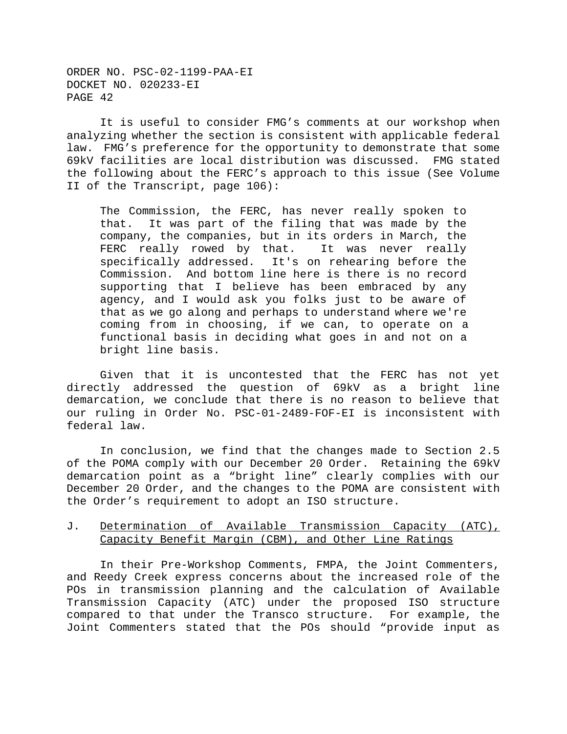It is useful to consider FMG's comments at our workshop when analyzing whether the section is consistent with applicable federal law. FMG's preference for the opportunity to demonstrate that some 69kV facilities are local distribution was discussed. FMG stated the following about the FERC's approach to this issue (See Volume II of the Transcript, page 106):

> The Commission, the FERC, has never really spoken to that. It was part of the filing that was made by the company, the companies, but in its orders in March, the FERC really rowed by that. It was never really specifically addressed. It's on rehearing before the Commission. And bottom line here is there is no record supporting that I believe has been embraced by any agency, and I would ask you folks just to be aware of that as we go along and perhaps to understand where we're coming from in choosing, if we can, to operate on a functional basis in deciding what goes in and not on a bright line basis.

Given that it is uncontested that the FERC has not yet directly addressed the question of 69kV as a bright line demarcation, we conclude that there is no reason to believe that our ruling in Order No. PSC-01-2489-FOF-EI is inconsistent with federal law.

In conclusion, we find that the changes made to Section 2.5 of the POMA comply with our December 20 Order. Retaining the 69kV demarcation point as a "bright line" clearly complies with our December 20 Order, and the changes to the POMA are consistent with the Order's requirement to adopt an ISO structure.

J. Determination of Available Transmission Capacity (ATC), Capacity Benefit Margin (CBM), and Other Line Ratings

In their Pre-Workshop Comments, FMPA, the Joint Commenters, and Reedy Creek express concerns about the increased role of the POs in transmission planning and the calculation of Available Transmission Capacity (ATC) under the proposed ISO structure compared to that under the Transco structure. For example, the Joint Commenters stated that the POs should "provide input as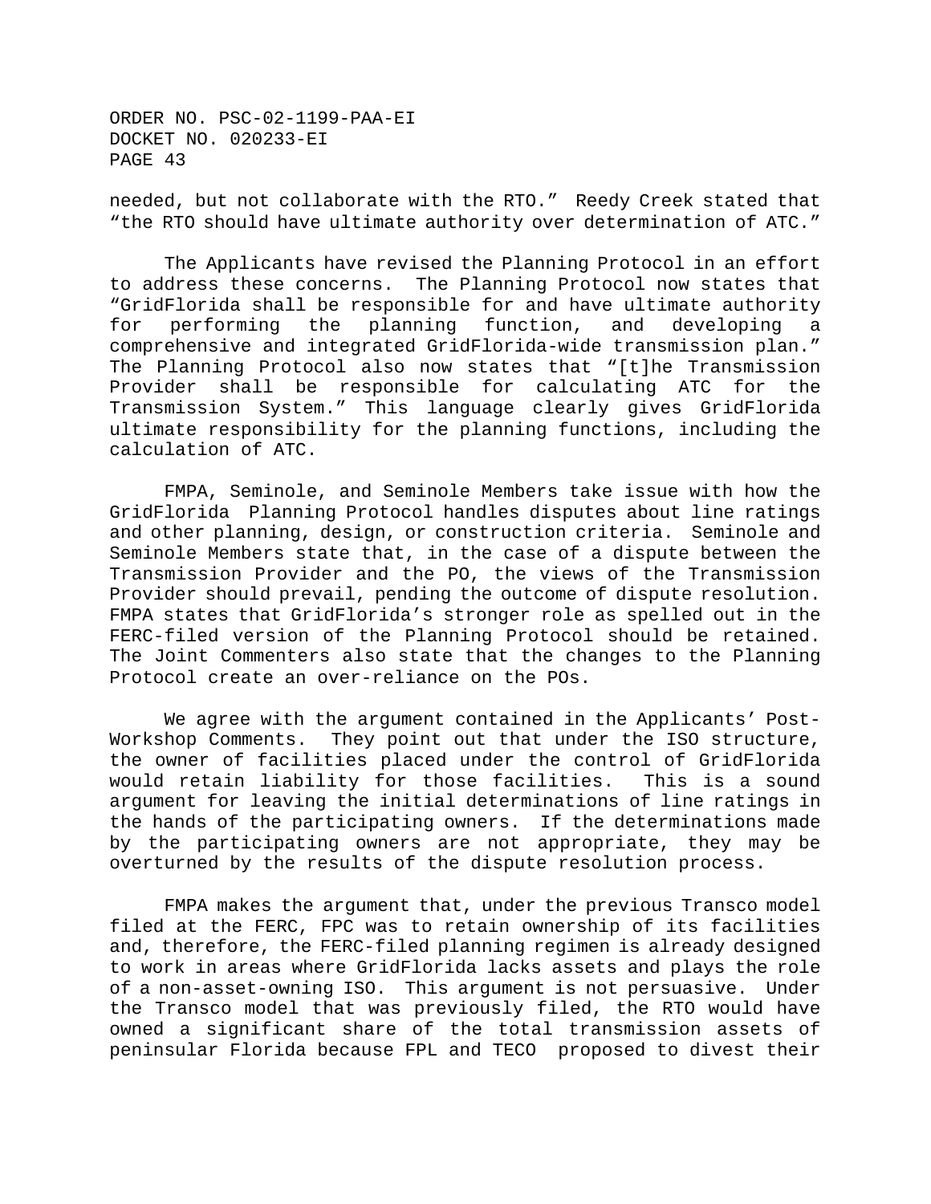needed, but not collaborate with the RTO." Reedy Creek stated that "the RTO should have ultimate authority over determination of ATC."

The Applicants have revised the Planning Protocol in an effort to address these concerns. The Planning Protocol now states that "GridFlorida shall be responsible for and have ultimate authority for performing the planning function, and developing a comprehensive and integrated GridFlorida-wide transmission plan." The Planning Protocol also now states that "[t]he Transmission Provider shall be responsible for calculating ATC for the Transmission System." This language clearly gives GridFlorida ultimate responsibility for the planning functions, including the calculation of ATC.

FMPA, Seminole, and Seminole Members take issue with how the GridFlorida Planning Protocol handles disputes about line ratings and other planning, design, or construction criteria. Seminole and Seminole Members state that, in the case of a dispute between the Transmission Provider and the PO, the views of the Transmission Provider should prevail, pending the outcome of dispute resolution. FMPA states that GridFlorida's stronger role as spelled out in the FERC-filed version of the Planning Protocol should be retained. The Joint Commenters also state that the changes to the Planning Protocol create an over-reliance on the POs.

We agree with the argument contained in the Applicants' Post-Workshop Comments. They point out that under the ISO structure, the owner of facilities placed under the control of GridFlorida would retain liability for those facilities. This is a sound argument for leaving the initial determinations of line ratings in the hands of the participating owners. If the determinations made by the participating owners are not appropriate, they may be overturned by the results of the dispute resolution process.

FMPA makes the argument that, under the previous Transco model filed at the FERC, FPC was to retain ownership of its facilities and, therefore, the FERC-filed planning regimen is already designed to work in areas where GridFlorida lacks assets and plays the role of a non-asset-owning ISO. This argument is not persuasive. Under the Transco model that was previously filed, the RTO would have owned a significant share of the total transmission assets of peninsular Florida because FPL and TECO proposed to divest their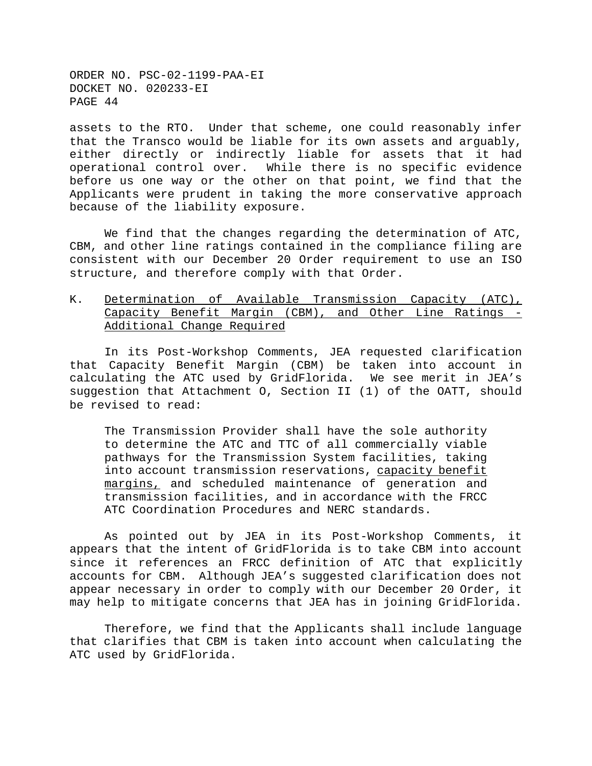assets to the RTO. Under that scheme, one could reasonably infer that the Transco would be liable for its own assets and arguably, either directly or indirectly liable for assets that it had operational control over. While there is no specific evidence before us one way or the other on that point, we find that the Applicants were prudent in taking the more conservative approach because of the liability exposure.

We find that the changes regarding the determination of ATC, CBM, and other line ratings contained in the compliance filing are consistent with our December 20 Order requirement to use an ISO structure, and therefore comply with that Order.

### K. Determination of Available Transmission Capacity (ATC), Capacity Benefit Margin (CBM), and Other Line Ratings - Additional Change Required

In its Post-Workshop Comments, JEA requested clarification that Capacity Benefit Margin (CBM) be taken into account in calculating the ATC used by GridFlorida. We see merit in JEA's suggestion that Attachment O, Section II (1) of the OATT, should be revised to read:

> The Transmission Provider shall have the sole authority to determine the ATC and TTC of all commercially viable pathways for the Transmission System facilities, taking into account transmission reservations, <u>capacity benefit margins,</u> and scheduled maintenance of generation and transmission facilities, and in accordance with the FRCC ATC Coordination Procedures and NERC standards.

As pointed out by JEA in its Post-Workshop Comments, it appears that the intent of GridFlorida is to take CBM into account since it references an FRCC definition of ATC that explicitly accounts for CBM. Although JEA's suggested clarification does not appear necessary in order to comply with our December 20 Order, it may help to mitigate concerns that JEA has in joining GridFlorida.

Therefore, we find that the Applicants shall include language that clarifies that CBM is taken into account when calculating the ATC used by GridFlorida.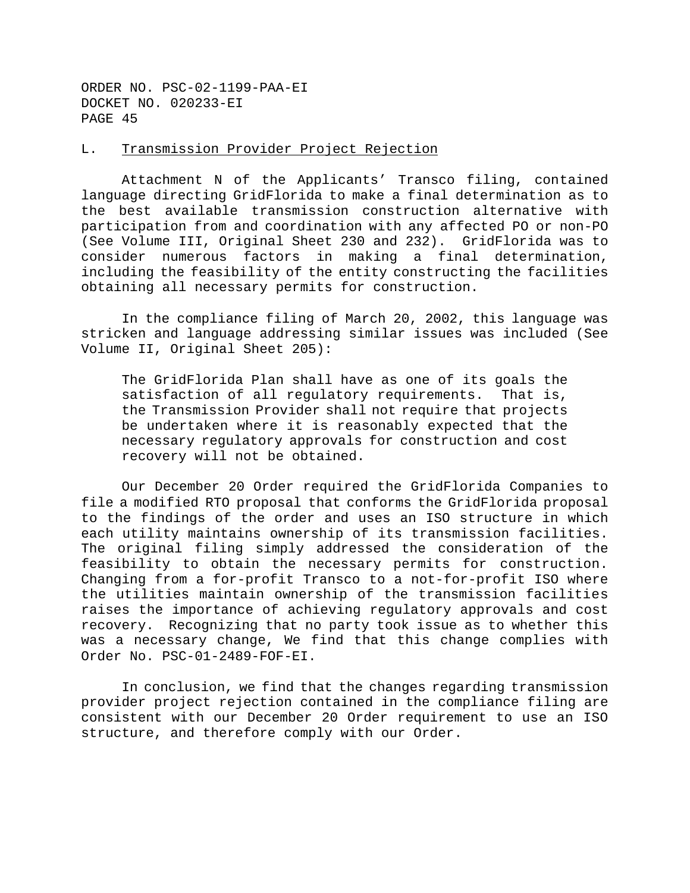## L. Transmission Provider Project Rejection

Attachment N of the Applicants' Transco filing, contained language directing GridFlorida to make a final determination as to the best available transmission construction alternative with participation from and coordination with any affected PO or non-PO (See Volume III, Original Sheet 230 and 232). GridFlorida was to consider numerous factors in making a final determination, including the feasibility of the entity constructing the facilities obtaining all necessary permits for construction.

In the compliance filing of March 20, 2002, this language was stricken and language addressing similar issues was included (See Volume II, Original Sheet 205):

> The GridFlorida Plan shall have as one of its goals the satisfaction of all regulatory requirements. That is, the Transmission Provider shall not require that projects be undertaken where it is reasonably expected that the necessary regulatory approvals for construction and cost recovery will not be obtained.

Our December 20 Order required the GridFlorida Companies to file a modified RTO proposal that conforms the GridFlorida proposal to the findings of the order and uses an ISO structure in which each utility maintains ownership of its transmission facilities. The original filing simply addressed the consideration of the feasibility to obtain the necessary permits for construction. Changing from a for-profit Transco to a not-for-profit ISO where the utilities maintain ownership of the transmission facilities raises the importance of achieving regulatory approvals and cost recovery. Recognizing that no party took issue as to whether this was a necessary change, We find that this change complies with Order No. PSC-01-2489-FOF-EI.

In conclusion, we find that the changes regarding transmission provider project rejection contained in the compliance filing are consistent with our December 20 Order requirement to use an ISO structure, and therefore comply with our Order.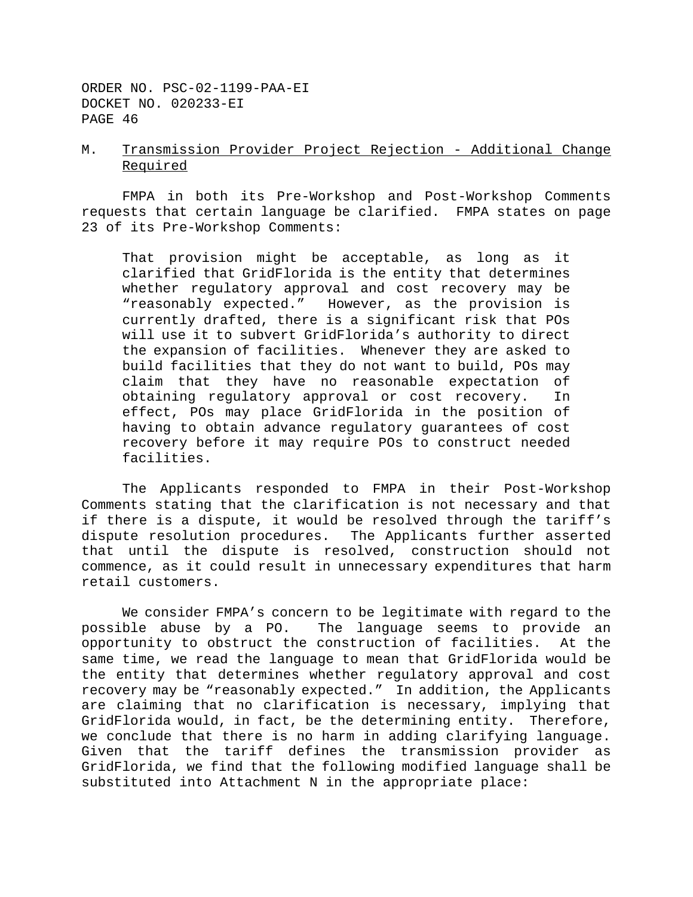## M. Transmission Provider Project Rejection - Additional Change Required

FMPA in both its Pre-Workshop and Post-Workshop Comments requests that certain language be clarified. FMPA states on page 23 of its Pre-Workshop Comments:

> That provision might be acceptable, as long as it clarified that GridFlorida is the entity that determines whether regulatory approval and cost recovery may be "reasonably expected." However, as the provision is currently drafted, there is a significant risk that POs will use it to subvert GridFlorida's authority to direct the expansion of facilities. Whenever they are asked to build facilities that they do not want to build, POs may claim that they have no reasonable expectation of obtaining regulatory approval or cost recovery. In effect, POs may place GridFlorida in the position of having to obtain advance regulatory guarantees of cost recovery before it may require POs to construct needed facilities.

The Applicants responded to FMPA in their Post-Workshop Comments stating that the clarification is not necessary and that if there is a dispute, it would be resolved through the tariff's dispute resolution procedures. The Applicants further asserted that until the dispute is resolved, construction should not commence, as it could result in unnecessary expenditures that harm retail customers.

We consider FMPA's concern to be legitimate with regard to the possible abuse by a PO. The language seems to provide an opportunity to obstruct the construction of facilities. At the same time, we read the language to mean that GridFlorida would be the entity that determines whether regulatory approval and cost recovery may be "reasonably expected." In addition, the Applicants are claiming that no clarification is necessary, implying that GridFlorida would, in fact, be the determining entity. Therefore, we conclude that there is no harm in adding clarifying language. Given that the tariff defines the transmission provider as GridFlorida, we find that the following modified language shall be substituted into Attachment N in the appropriate place: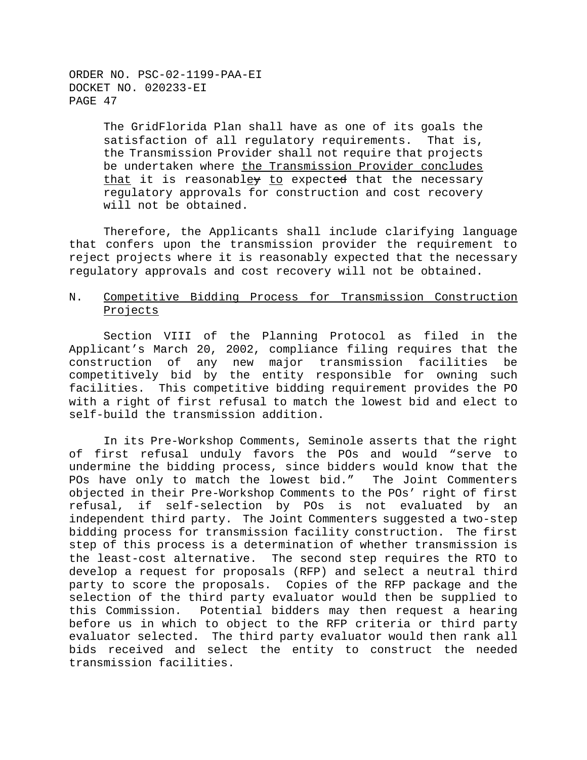> The GridFlorida Plan shall have as one of its goals the satisfaction of all regulatory requirements. That is, the Transmission Provider shall not require that projects be undertaken where <u>the Transmission Provider concludes that</u> it is reasonabl~~y~~<u>e</u> <u>to</u> expect~~ed~~ that the necessary regulatory approvals for construction and cost recovery will not be obtained.

Therefore, the Applicants shall include clarifying language that confers upon the transmission provider the requirement to reject projects where it is reasonably expected that the necessary regulatory approvals and cost recovery will not be obtained.

## N. <u>Competitive Bidding Process for Transmission Construction Projects</u>

Section VIII of the Planning Protocol as filed in the Applicant's March 20, 2002, compliance filing requires that the construction of any new major transmission facilities be competitively bid by the entity responsible for owning such facilities. This competitive bidding requirement provides the PO with a right of first refusal to match the lowest bid and elect to self-build the transmission addition.

In its Pre-Workshop Comments, Seminole asserts that the right of first refusal unduly favors the POs and would "serve to undermine the bidding process, since bidders would know that the POs have only to match the lowest bid." The Joint Commenters objected in their Pre-Workshop Comments to the POs' right of first refusal, if self-selection by POs is not evaluated by an independent third party. The Joint Commenters suggested a two-step bidding process for transmission facility construction. The first step of this process is a determination of whether transmission is the least-cost alternative. The second step requires the RTO to develop a request for proposals (RFP) and select a neutral third party to score the proposals. Copies of the RFP package and the selection of the third party evaluator would then be supplied to this Commission. Potential bidders may then request a hearing before us in which to object to the RFP criteria or third party evaluator selected. The third party evaluator would then rank all bids received and select the entity to construct the needed transmission facilities.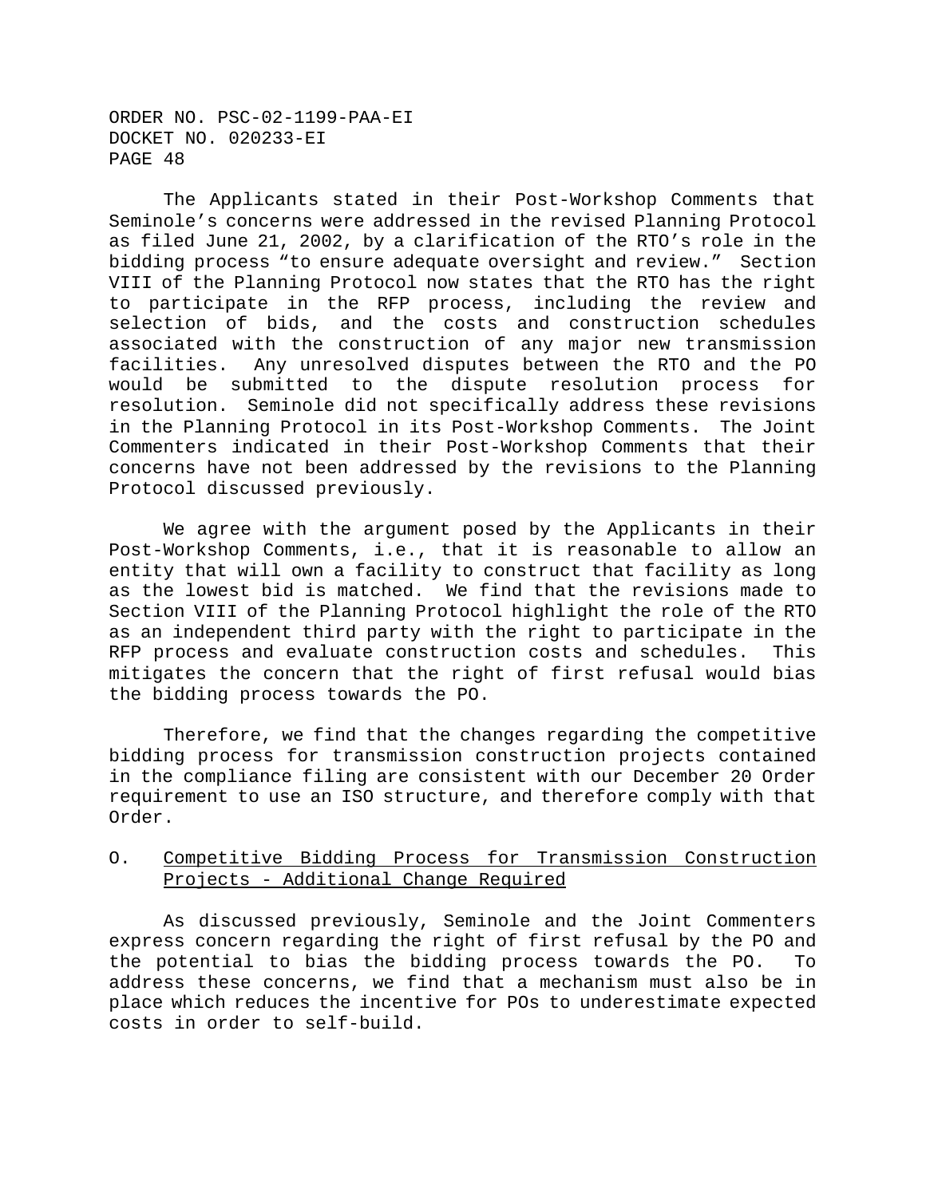The Applicants stated in their Post-Workshop Comments that Seminole's concerns were addressed in the revised Planning Protocol as filed June 21, 2002, by a clarification of the RTO's role in the bidding process "to ensure adequate oversight and review." Section VIII of the Planning Protocol now states that the RTO has the right to participate in the RFP process, including the review and selection of bids, and the costs and construction schedules associated with the construction of any major new transmission facilities. Any unresolved disputes between the RTO and the PO would be submitted to the dispute resolution process for resolution. Seminole did not specifically address these revisions in the Planning Protocol in its Post-Workshop Comments. The Joint Commenters indicated in their Post-Workshop Comments that their concerns have not been addressed by the revisions to the Planning Protocol discussed previously.

We agree with the argument posed by the Applicants in their Post-Workshop Comments, i.e., that it is reasonable to allow an entity that will own a facility to construct that facility as long as the lowest bid is matched. We find that the revisions made to Section VIII of the Planning Protocol highlight the role of the RTO as an independent third party with the right to participate in the RFP process and evaluate construction costs and schedules. This mitigates the concern that the right of first refusal would bias the bidding process towards the PO.

Therefore, we find that the changes regarding the competitive bidding process for transmission construction projects contained in the compliance filing are consistent with our December 20 Order requirement to use an ISO structure, and therefore comply with that Order.

## O. Competitive Bidding Process for Transmission Construction Projects - Additional Change Required

As discussed previously, Seminole and the Joint Commenters express concern regarding the right of first refusal by the PO and the potential to bias the bidding process towards the PO. To address these concerns, we find that a mechanism must also be in place which reduces the incentive for POs to underestimate expected costs in order to self-build.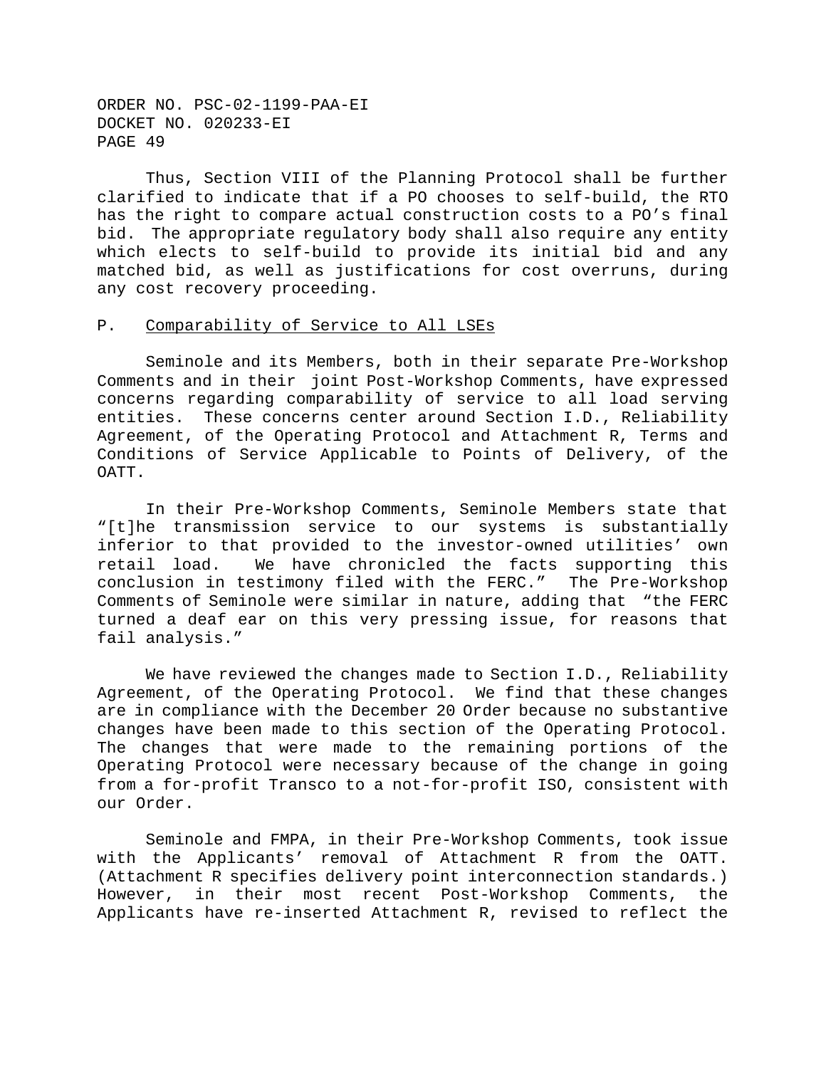Thus, Section VIII of the Planning Protocol shall be further clarified to indicate that if a PO chooses to self-build, the RTO has the right to compare actual construction costs to a PO's final bid. The appropriate regulatory body shall also require any entity which elects to self-build to provide its initial bid and any matched bid, as well as justifications for cost overruns, during any cost recovery proceeding.

## P. Comparability of Service to All LSEs

Seminole and its Members, both in their separate Pre-Workshop Comments and in their joint Post-Workshop Comments, have expressed concerns regarding comparability of service to all load serving entities. These concerns center around Section I.D., Reliability Agreement, of the Operating Protocol and Attachment R, Terms and Conditions of Service Applicable to Points of Delivery, of the OATT.

In their Pre-Workshop Comments, Seminole Members state that "[t]he transmission service to our systems is substantially inferior to that provided to the investor-owned utilities' own retail load. We have chronicled the facts supporting this conclusion in testimony filed with the FERC." The Pre-Workshop Comments of Seminole were similar in nature, adding that "the FERC turned a deaf ear on this very pressing issue, for reasons that fail analysis."

We have reviewed the changes made to Section I.D., Reliability Agreement, of the Operating Protocol. We find that these changes are in compliance with the December 20 Order because no substantive changes have been made to this section of the Operating Protocol. The changes that were made to the remaining portions of the Operating Protocol were necessary because of the change in going from a for-profit Transco to a not-for-profit ISO, consistent with our Order.

Seminole and FMPA, in their Pre-Workshop Comments, took issue with the Applicants' removal of Attachment R from the OATT. (Attachment R specifies delivery point interconnection standards.) However, in their most recent Post-Workshop Comments, the Applicants have re-inserted Attachment R, revised to reflect the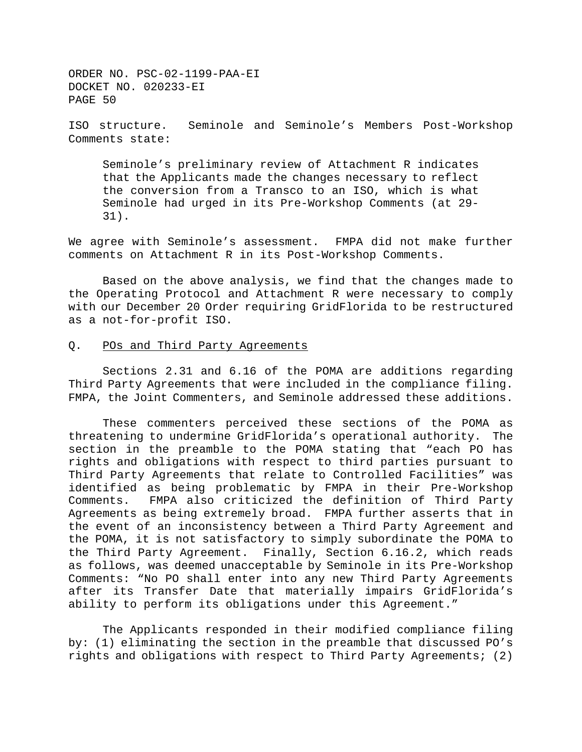ISO structure. Seminole and Seminole's Members Post-Workshop Comments state:

> Seminole's preliminary review of Attachment R indicates that the Applicants made the changes necessary to reflect the conversion from a Transco to an ISO, which is what Seminole had urged in its Pre-Workshop Comments (at 29-31).

We agree with Seminole's assessment. FMPA did not make further comments on Attachment R in its Post-Workshop Comments.

Based on the above analysis, we find that the changes made to the Operating Protocol and Attachment R were necessary to comply with our December 20 Order requiring GridFlorida to be restructured as a not-for-profit ISO.

Q. <u>POs and Third Party Agreements</u>

Sections 2.31 and 6.16 of the POMA are additions regarding Third Party Agreements that were included in the compliance filing. FMPA, the Joint Commenters, and Seminole addressed these additions.

These commenters perceived these sections of the POMA as threatening to undermine GridFlorida's operational authority. The section in the preamble to the POMA stating that "each PO has rights and obligations with respect to third parties pursuant to Third Party Agreements that relate to Controlled Facilities" was identified as being problematic by FMPA in their Pre-Workshop Comments. FMPA also criticized the definition of Third Party Agreements as being extremely broad. FMPA further asserts that in the event of an inconsistency between a Third Party Agreement and the POMA, it is not satisfactory to simply subordinate the POMA to the Third Party Agreement. Finally, Section 6.16.2, which reads as follows, was deemed unacceptable by Seminole in its Pre-Workshop Comments: "No PO shall enter into any new Third Party Agreements after its Transfer Date that materially impairs GridFlorida's ability to perform its obligations under this Agreement."

The Applicants responded in their modified compliance filing by: (1) eliminating the section in the preamble that discussed PO's rights and obligations with respect to Third Party Agreements; (2)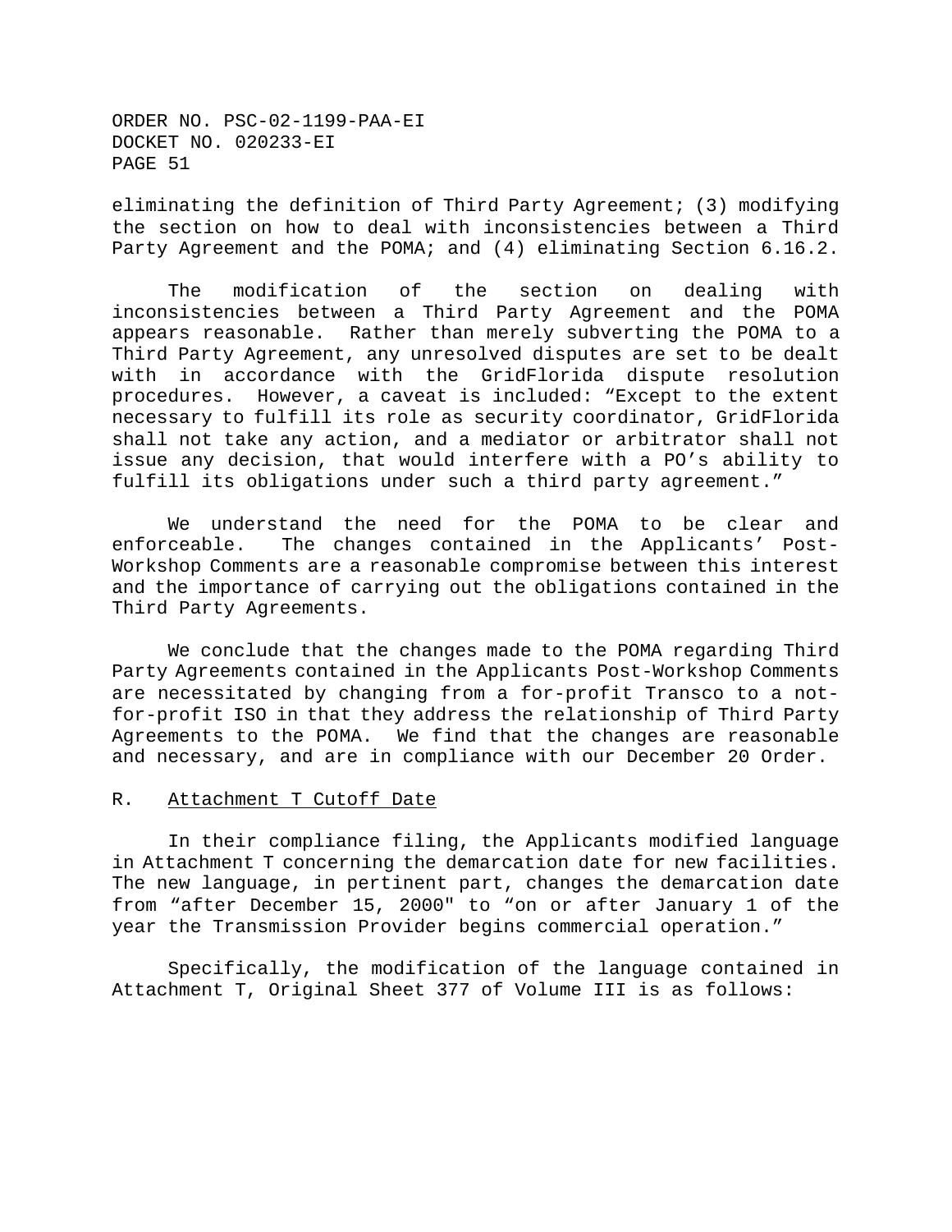eliminating the definition of Third Party Agreement; (3) modifying the section on how to deal with inconsistencies between a Third Party Agreement and the POMA; and (4) eliminating Section 6.16.2.

The modification of the section on dealing with inconsistencies between a Third Party Agreement and the POMA appears reasonable. Rather than merely subverting the POMA to a Third Party Agreement, any unresolved disputes are set to be dealt with in accordance with the GridFlorida dispute resolution procedures. However, a caveat is included: "Except to the extent necessary to fulfill its role as security coordinator, GridFlorida shall not take any action, and a mediator or arbitrator shall not issue any decision, that would interfere with a PO's ability to fulfill its obligations under such a third party agreement."

We understand the need for the POMA to be clear and enforceable. The changes contained in the Applicants' Post-Workshop Comments are a reasonable compromise between this interest and the importance of carrying out the obligations contained in the Third Party Agreements.

We conclude that the changes made to the POMA regarding Third Party Agreements contained in the Applicants Post-Workshop Comments are necessitated by changing from a for-profit Transco to a not-for-profit ISO in that they address the relationship of Third Party Agreements to the POMA. We find that the changes are reasonable and necessary, and are in compliance with our December 20 Order.

R. Attachment T Cutoff Date

In their compliance filing, the Applicants modified language in Attachment T concerning the demarcation date for new facilities. The new language, in pertinent part, changes the demarcation date from "after December 15, 2000" to "on or after January 1 of the year the Transmission Provider begins commercial operation."

Specifically, the modification of the language contained in Attachment T, Original Sheet 377 of Volume III is as follows: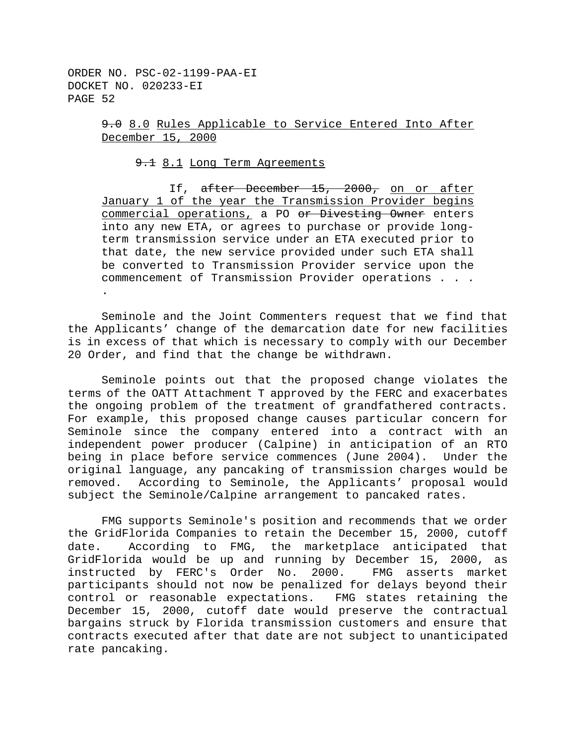~~9.0~~ <u>8.0 Rules Applicable to Service Entered Into After December 15, 2000</u>

~~9.1~~ <u>8.1 Long Term Agreements</u>

If, ~~after December 15, 2000,~~ <u>on or after January 1 of the year the Transmission Provider begins commercial operations,</u> a PO ~~or Divesting Owner~~ enters into any new ETA, or agrees to purchase or provide long-term transmission service under an ETA executed prior to that date, the new service provided under such ETA shall be converted to Transmission Provider service upon the commencement of Transmission Provider operations . . . .

Seminole and the Joint Commenters request that we find that the Applicants' change of the demarcation date for new facilities is in excess of that which is necessary to comply with our December 20 Order, and find that the change be withdrawn.

Seminole points out that the proposed change violates the terms of the OATT Attachment T approved by the FERC and exacerbates the ongoing problem of the treatment of grandfathered contracts. For example, this proposed change causes particular concern for Seminole since the company entered into a contract with an independent power producer (Calpine) in anticipation of an RTO being in place before service commences (June 2004). Under the original language, any pancaking of transmission charges would be removed. According to Seminole, the Applicants' proposal would subject the Seminole/Calpine arrangement to pancaked rates.

FMG supports Seminole's position and recommends that we order the GridFlorida Companies to retain the December 15, 2000, cutoff date. According to FMG, the marketplace anticipated that GridFlorida would be up and running by December 15, 2000, as instructed by FERC's Order No. 2000. FMG asserts market participants should not now be penalized for delays beyond their control or reasonable expectations. FMG states retaining the December 15, 2000, cutoff date would preserve the contractual bargains struck by Florida transmission customers and ensure that contracts executed after that date are not subject to unanticipated rate pancaking.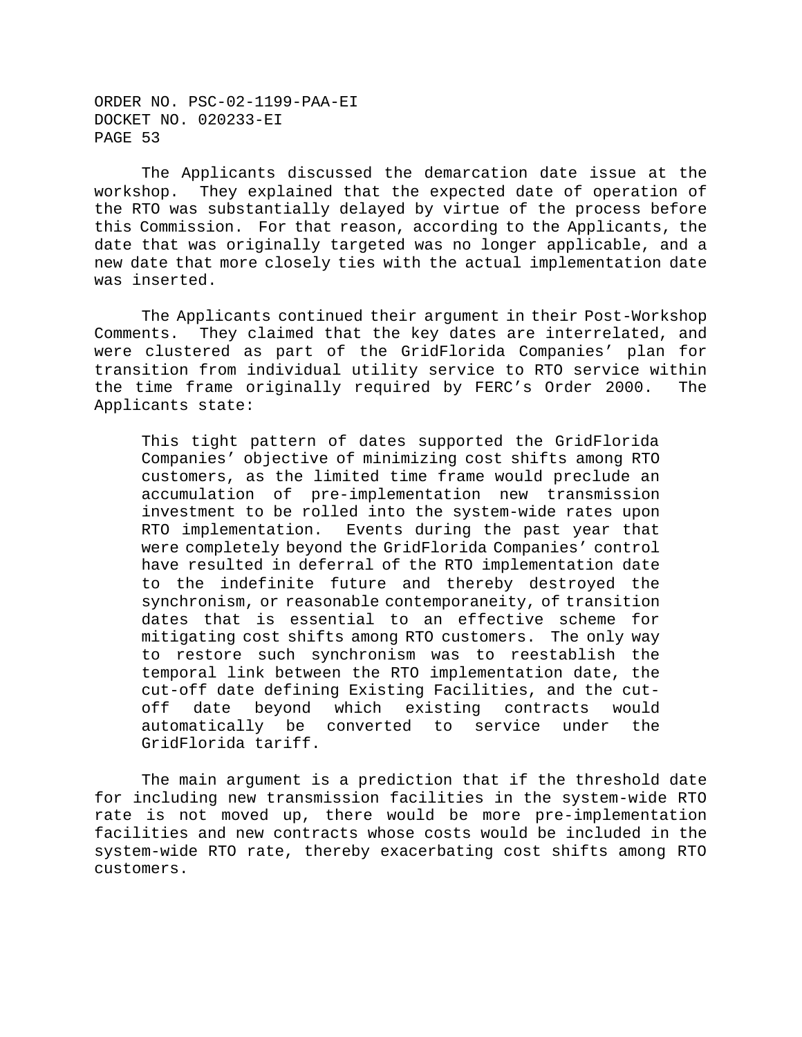The Applicants discussed the demarcation date issue at the workshop. They explained that the expected date of operation of the RTO was substantially delayed by virtue of the process before this Commission. For that reason, according to the Applicants, the date that was originally targeted was no longer applicable, and a new date that more closely ties with the actual implementation date was inserted.

The Applicants continued their argument in their Post-Workshop Comments. They claimed that the key dates are interrelated, and were clustered as part of the GridFlorida Companies' plan for transition from individual utility service to RTO service within the time frame originally required by FERC's Order 2000. The Applicants state:

> This tight pattern of dates supported the GridFlorida Companies' objective of minimizing cost shifts among RTO customers, as the limited time frame would preclude an accumulation of pre-implementation new transmission investment to be rolled into the system-wide rates upon RTO implementation. Events during the past year that were completely beyond the GridFlorida Companies' control have resulted in deferral of the RTO implementation date to the indefinite future and thereby destroyed the synchronism, or reasonable contemporaneity, of transition dates that is essential to an effective scheme for mitigating cost shifts among RTO customers. The only way to restore such synchronism was to reestablish the temporal link between the RTO implementation date, the cut-off date defining Existing Facilities, and the cut-off date beyond which existing contracts would automatically be converted to service under the GridFlorida tariff.

The main argument is a prediction that if the threshold date for including new transmission facilities in the system-wide RTO rate is not moved up, there would be more pre-implementation facilities and new contracts whose costs would be included in the system-wide RTO rate, thereby exacerbating cost shifts among RTO customers.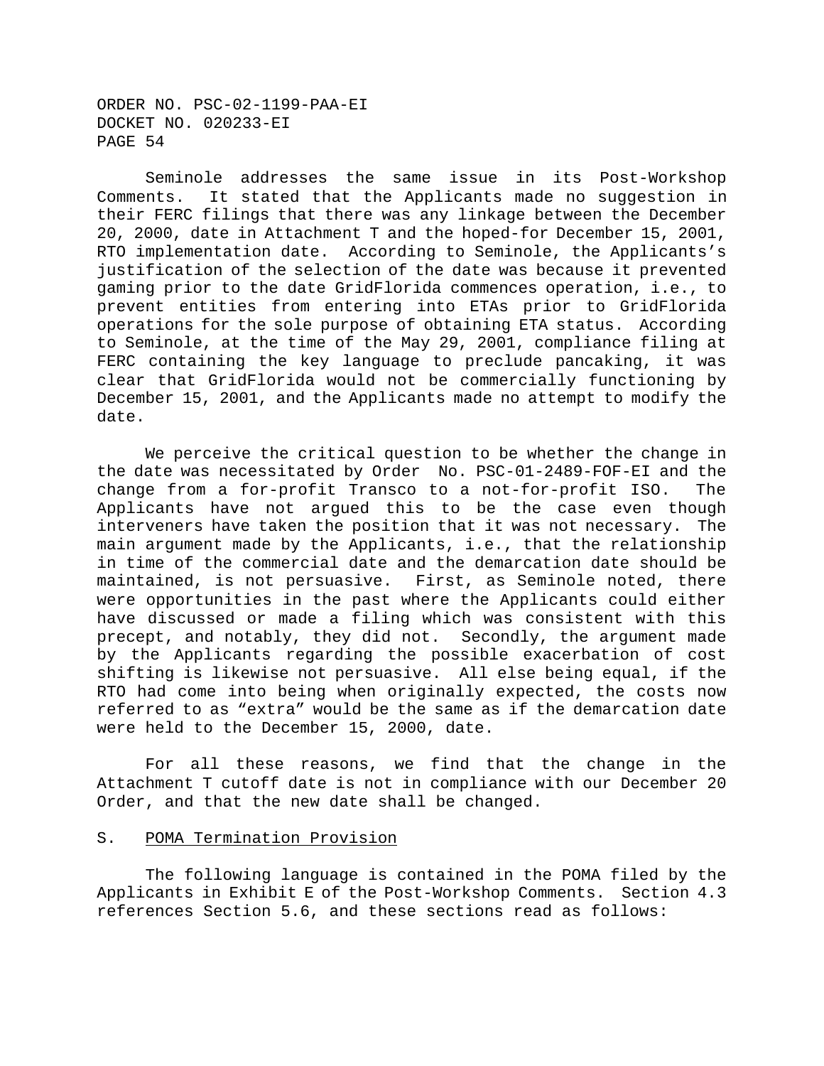Seminole addresses the same issue in its Post-Workshop Comments. It stated that the Applicants made no suggestion in their FERC filings that there was any linkage between the December 20, 2000, date in Attachment T and the hoped-for December 15, 2001, RTO implementation date. According to Seminole, the Applicants's justification of the selection of the date was because it prevented gaming prior to the date GridFlorida commences operation, i.e., to prevent entities from entering into ETAs prior to GridFlorida operations for the sole purpose of obtaining ETA status. According to Seminole, at the time of the May 29, 2001, compliance filing at FERC containing the key language to preclude pancaking, it was clear that GridFlorida would not be commercially functioning by December 15, 2001, and the Applicants made no attempt to modify the date.

We perceive the critical question to be whether the change in the date was necessitated by Order No. PSC-01-2489-FOF-EI and the change from a for-profit Transco to a not-for-profit ISO. The Applicants have not argued this to be the case even though interveners have taken the position that it was not necessary. The main argument made by the Applicants, i.e., that the relationship in time of the commercial date and the demarcation date should be maintained, is not persuasive. First, as Seminole noted, there were opportunities in the past where the Applicants could either have discussed or made a filing which was consistent with this precept, and notably, they did not. Secondly, the argument made by the Applicants regarding the possible exacerbation of cost shifting is likewise not persuasive. All else being equal, if the RTO had come into being when originally expected, the costs now referred to as "extra" would be the same as if the demarcation date were held to the December 15, 2000, date.

For all these reasons, we find that the change in the Attachment T cutoff date is not in compliance with our December 20 Order, and that the new date shall be changed.

## S. POMA Termination Provision

The following language is contained in the POMA filed by the Applicants in Exhibit E of the Post-Workshop Comments. Section 4.3 references Section 5.6, and these sections read as follows: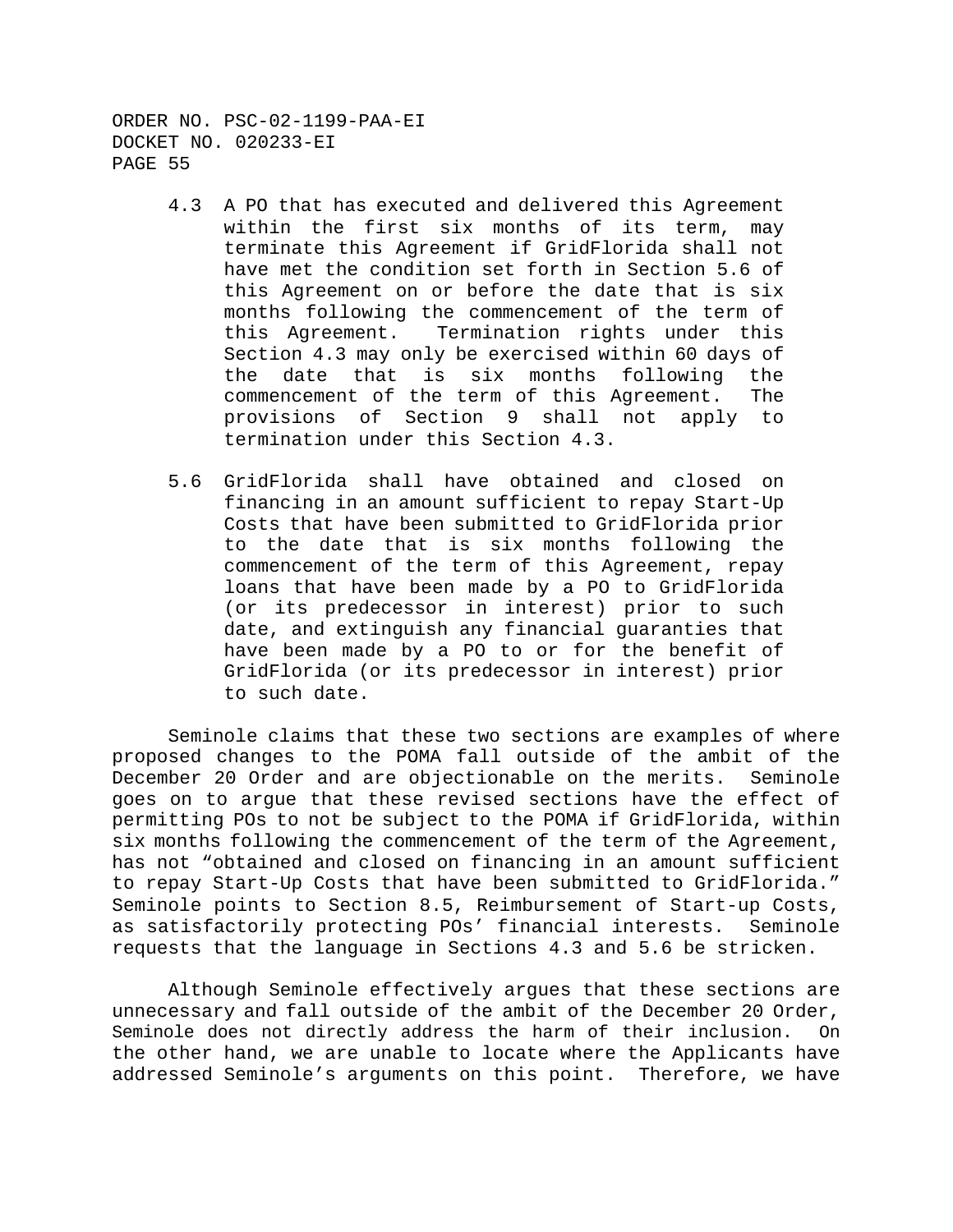4.3 A PO that has executed and delivered this Agreement within the first six months of its term, may terminate this Agreement if GridFlorida shall not have met the condition set forth in Section 5.6 of this Agreement on or before the date that is six months following the commencement of the term of this Agreement. Termination rights under this Section 4.3 may only be exercised within 60 days of the date that is six months following the commencement of the term of this Agreement. The provisions of Section 9 shall not apply to termination under this Section 4.3.

5.6 GridFlorida shall have obtained and closed on financing in an amount sufficient to repay Start-Up Costs that have been submitted to GridFlorida prior to the date that is six months following the commencement of the term of this Agreement, repay loans that have been made by a PO to GridFlorida (or its predecessor in interest) prior to such date, and extinguish any financial guaranties that have been made by a PO to or for the benefit of GridFlorida (or its predecessor in interest) prior to such date.

Seminole claims that these two sections are examples of where proposed changes to the POMA fall outside of the ambit of the December 20 Order and are objectionable on the merits. Seminole goes on to argue that these revised sections have the effect of permitting POs to not be subject to the POMA if GridFlorida, within six months following the commencement of the term of the Agreement, has not "obtained and closed on financing in an amount sufficient to repay Start-Up Costs that have been submitted to GridFlorida." Seminole points to Section 8.5, Reimbursement of Start-up Costs, as satisfactorily protecting POs' financial interests. Seminole requests that the language in Sections 4.3 and 5.6 be stricken.

Although Seminole effectively argues that these sections are unnecessary and fall outside of the ambit of the December 20 Order, Seminole does not directly address the harm of their inclusion. On the other hand, we are unable to locate where the Applicants have addressed Seminole's arguments on this point. Therefore, we have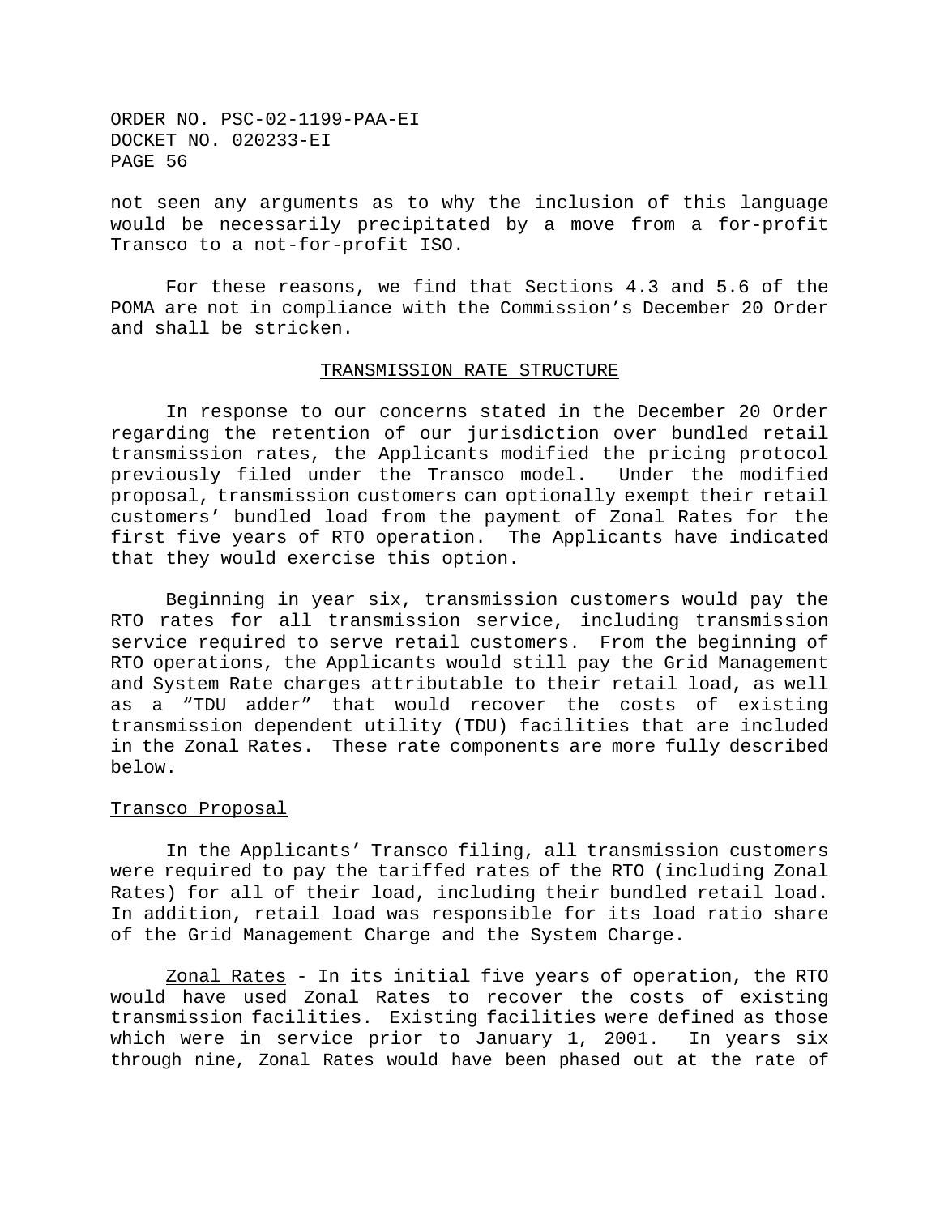not seen any arguments as to why the inclusion of this language would be necessarily precipitated by a move from a for-profit Transco to a not-for-profit ISO.

For these reasons, we find that Sections 4.3 and 5.6 of the POMA are not in compliance with the Commission's December 20 Order and shall be stricken.

## TRANSMISSION RATE STRUCTURE

In response to our concerns stated in the December 20 Order regarding the retention of our jurisdiction over bundled retail transmission rates, the Applicants modified the pricing protocol previously filed under the Transco model. Under the modified proposal, transmission customers can optionally exempt their retail customers' bundled load from the payment of Zonal Rates for the first five years of RTO operation. The Applicants have indicated that they would exercise this option.

Beginning in year six, transmission customers would pay the RTO rates for all transmission service, including transmission service required to serve retail customers. From the beginning of RTO operations, the Applicants would still pay the Grid Management and System Rate charges attributable to their retail load, as well as a "TDU adder" that would recover the costs of existing transmission dependent utility (TDU) facilities that are included in the Zonal Rates. These rate components are more fully described below.

### Transco Proposal

In the Applicants' Transco filing, all transmission customers were required to pay the tariffed rates of the RTO (including Zonal Rates) for all of their load, including their bundled retail load. In addition, retail load was responsible for its load ratio share of the Grid Management Charge and the System Charge.

Zonal Rates - In its initial five years of operation, the RTO would have used Zonal Rates to recover the costs of existing transmission facilities. Existing facilities were defined as those which were in service prior to January 1, 2001. In years six through nine, Zonal Rates would have been phased out at the rate of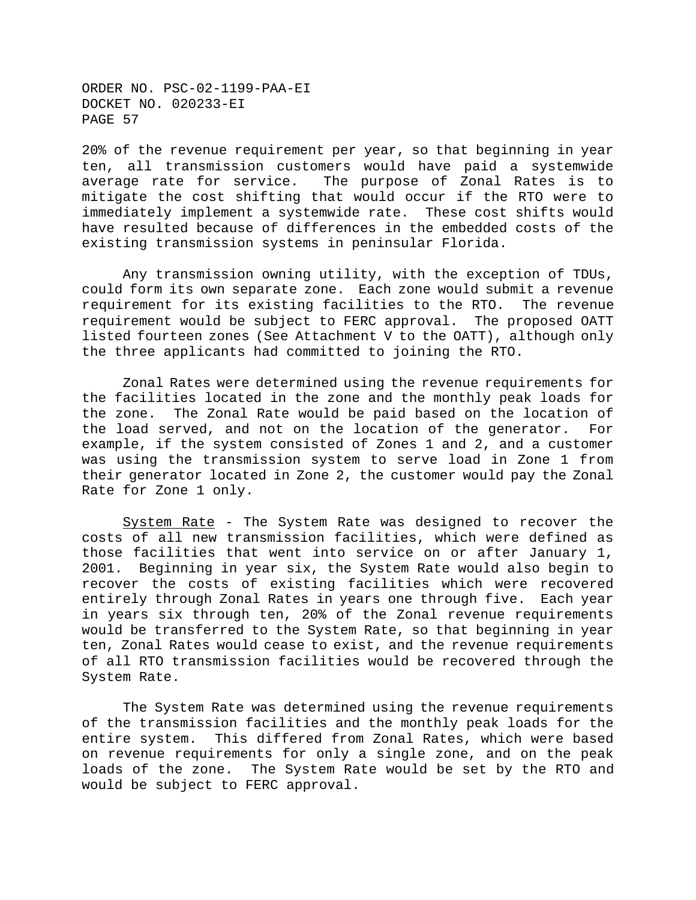20% of the revenue requirement per year, so that beginning in year ten, all transmission customers would have paid a systemwide average rate for service. The purpose of Zonal Rates is to mitigate the cost shifting that would occur if the RTO were to immediately implement a systemwide rate. These cost shifts would have resulted because of differences in the embedded costs of the existing transmission systems in peninsular Florida.

Any transmission owning utility, with the exception of TDUs, could form its own separate zone. Each zone would submit a revenue requirement for its existing facilities to the RTO. The revenue requirement would be subject to FERC approval. The proposed OATT listed fourteen zones (See Attachment V to the OATT), although only the three applicants had committed to joining the RTO.

Zonal Rates were determined using the revenue requirements for the facilities located in the zone and the monthly peak loads for the zone. The Zonal Rate would be paid based on the location of the load served, and not on the location of the generator. For example, if the system consisted of Zones 1 and 2, and a customer was using the transmission system to serve load in Zone 1 from their generator located in Zone 2, the customer would pay the Zonal Rate for Zone 1 only.

<u>System Rate</u> - The System Rate was designed to recover the costs of all new transmission facilities, which were defined as those facilities that went into service on or after January 1, 2001. Beginning in year six, the System Rate would also begin to recover the costs of existing facilities which were recovered entirely through Zonal Rates in years one through five. Each year in years six through ten, 20% of the Zonal revenue requirements would be transferred to the System Rate, so that beginning in year ten, Zonal Rates would cease to exist, and the revenue requirements of all RTO transmission facilities would be recovered through the System Rate.

The System Rate was determined using the revenue requirements of the transmission facilities and the monthly peak loads for the entire system. This differed from Zonal Rates, which were based on revenue requirements for only a single zone, and on the peak loads of the zone. The System Rate would be set by the RTO and would be subject to FERC approval.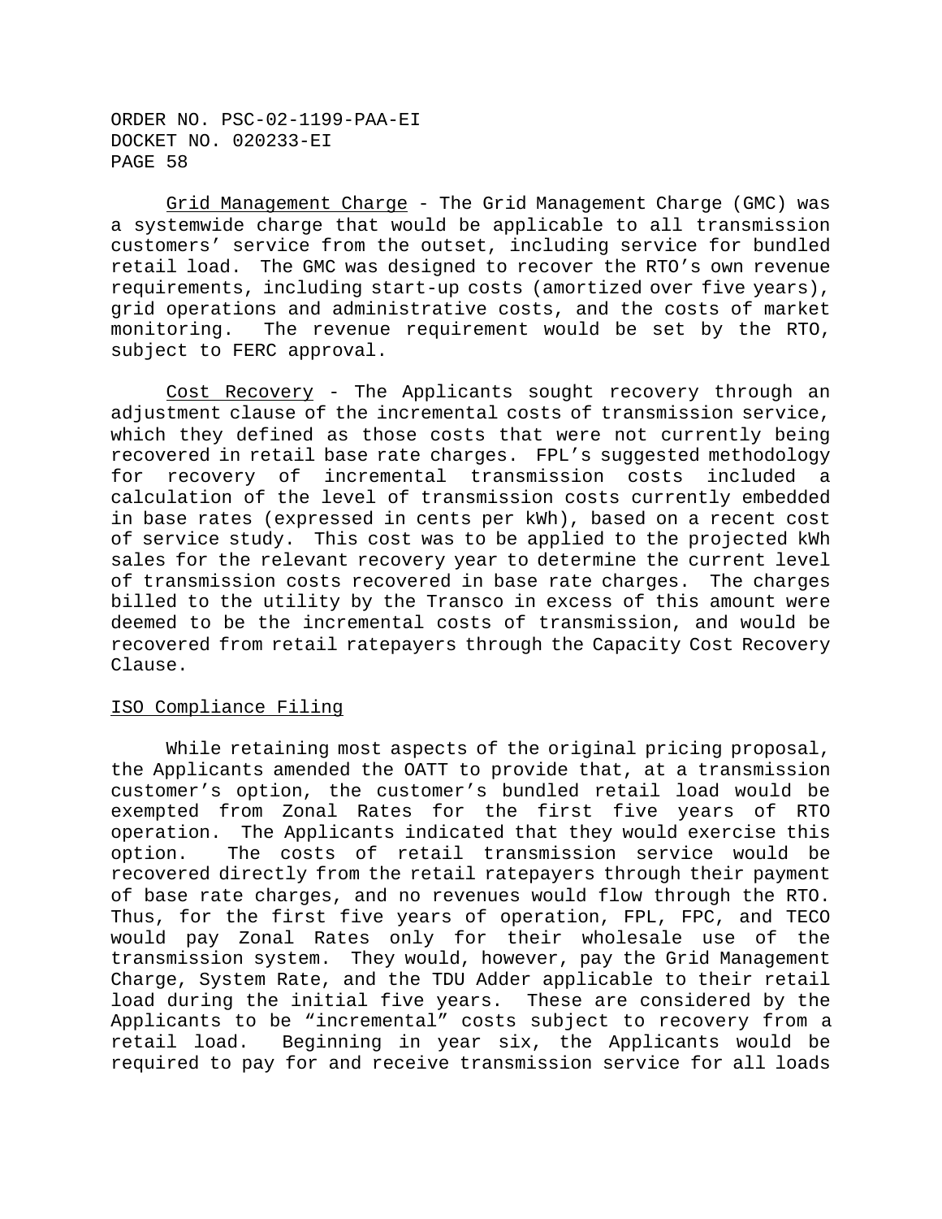Grid Management Charge - The Grid Management Charge (GMC) was a systemwide charge that would be applicable to all transmission customers' service from the outset, including service for bundled retail load. The GMC was designed to recover the RTO's own revenue requirements, including start-up costs (amortized over five years), grid operations and administrative costs, and the costs of market monitoring. The revenue requirement would be set by the RTO, subject to FERC approval.

Cost Recovery - The Applicants sought recovery through an adjustment clause of the incremental costs of transmission service, which they defined as those costs that were not currently being recovered in retail base rate charges. FPL's suggested methodology for recovery of incremental transmission costs included a calculation of the level of transmission costs currently embedded in base rates (expressed in cents per kWh), based on a recent cost of service study. This cost was to be applied to the projected kWh sales for the relevant recovery year to determine the current level of transmission costs recovered in base rate charges. The charges billed to the utility by the Transco in excess of this amount were deemed to be the incremental costs of transmission, and would be recovered from retail ratepayers through the Capacity Cost Recovery Clause.

ISO Compliance Filing

While retaining most aspects of the original pricing proposal, the Applicants amended the OATT to provide that, at a transmission customer's option, the customer's bundled retail load would be exempted from Zonal Rates for the first five years of RTO operation. The Applicants indicated that they would exercise this option. The costs of retail transmission service would be recovered directly from the retail ratepayers through their payment of base rate charges, and no revenues would flow through the RTO. Thus, for the first five years of operation, FPL, FPC, and TECO would pay Zonal Rates only for their wholesale use of the transmission system. They would, however, pay the Grid Management Charge, System Rate, and the TDU Adder applicable to their retail load during the initial five years. These are considered by the Applicants to be "incremental" costs subject to recovery from a retail load. Beginning in year six, the Applicants would be required to pay for and receive transmission service for all loads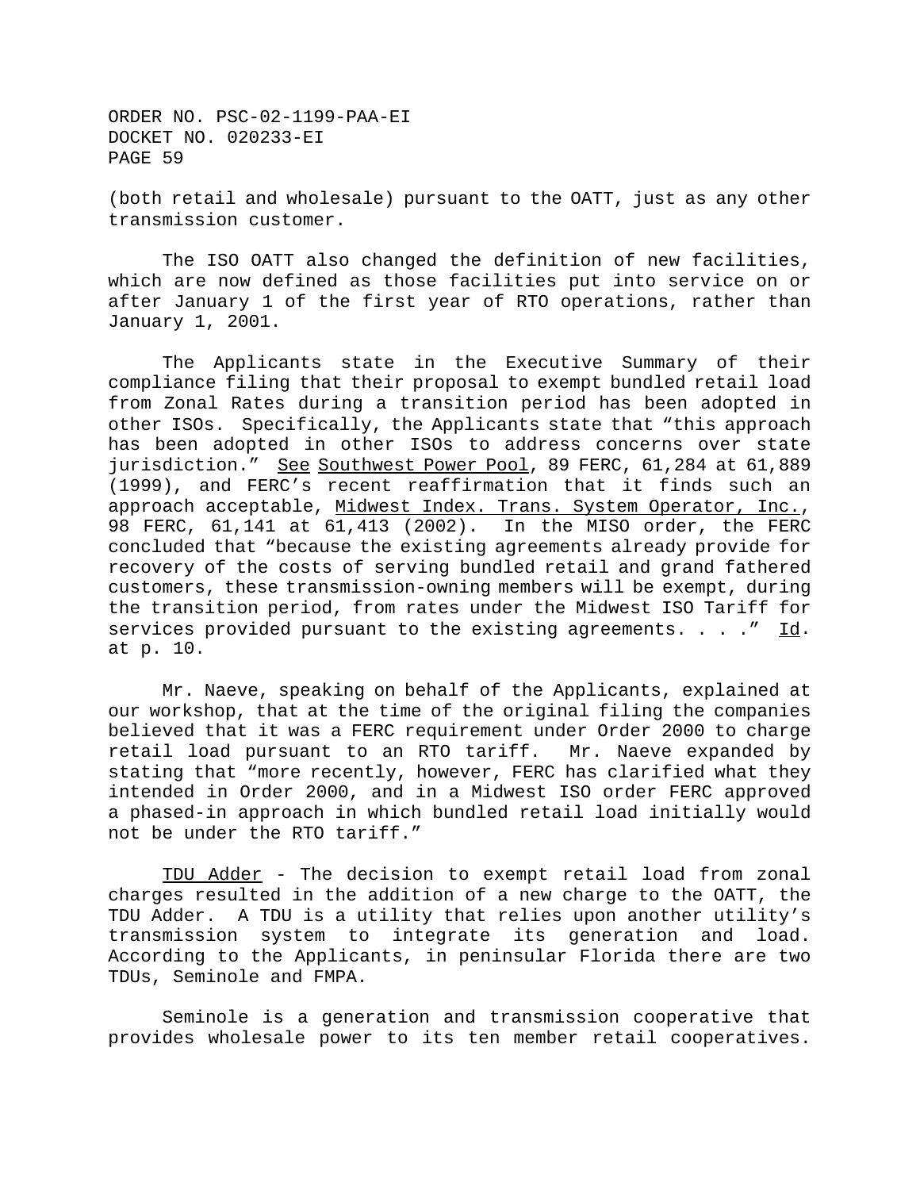(both retail and wholesale) pursuant to the OATT, just as any other transmission customer.

The ISO OATT also changed the definition of new facilities, which are now defined as those facilities put into service on or after January 1 of the first year of RTO operations, rather than January 1, 2001.

The Applicants state in the Executive Summary of their compliance filing that their proposal to exempt bundled retail load from Zonal Rates during a transition period has been adopted in other ISOs. Specifically, the Applicants state that "this approach has been adopted in other ISOs to address concerns over state jurisdiction." See Southwest Power Pool, 89 FERC, 61,284 at 61,889 (1999), and FERC's recent reaffirmation that it finds such an approach acceptable, Midwest Index. Trans. System Operator, Inc., 98 FERC, 61,141 at 61,413 (2002). In the MISO order, the FERC concluded that "because the existing agreements already provide for recovery of the costs of serving bundled retail and grand fathered customers, these transmission-owning members will be exempt, during the transition period, from rates under the Midwest ISO Tariff for services provided pursuant to the existing agreements. . . ." Id. at p. 10.

Mr. Naeve, speaking on behalf of the Applicants, explained at our workshop, that at the time of the original filing the companies believed that it was a FERC requirement under Order 2000 to charge retail load pursuant to an RTO tariff. Mr. Naeve expanded by stating that "more recently, however, FERC has clarified what they intended in Order 2000, and in a Midwest ISO order FERC approved a phased-in approach in which bundled retail load initially would not be under the RTO tariff."

TDU Adder - The decision to exempt retail load from zonal charges resulted in the addition of a new charge to the OATT, the TDU Adder. A TDU is a utility that relies upon another utility's transmission system to integrate its generation and load. According to the Applicants, in peninsular Florida there are two TDUs, Seminole and FMPA.

Seminole is a generation and transmission cooperative that provides wholesale power to its ten member retail cooperatives.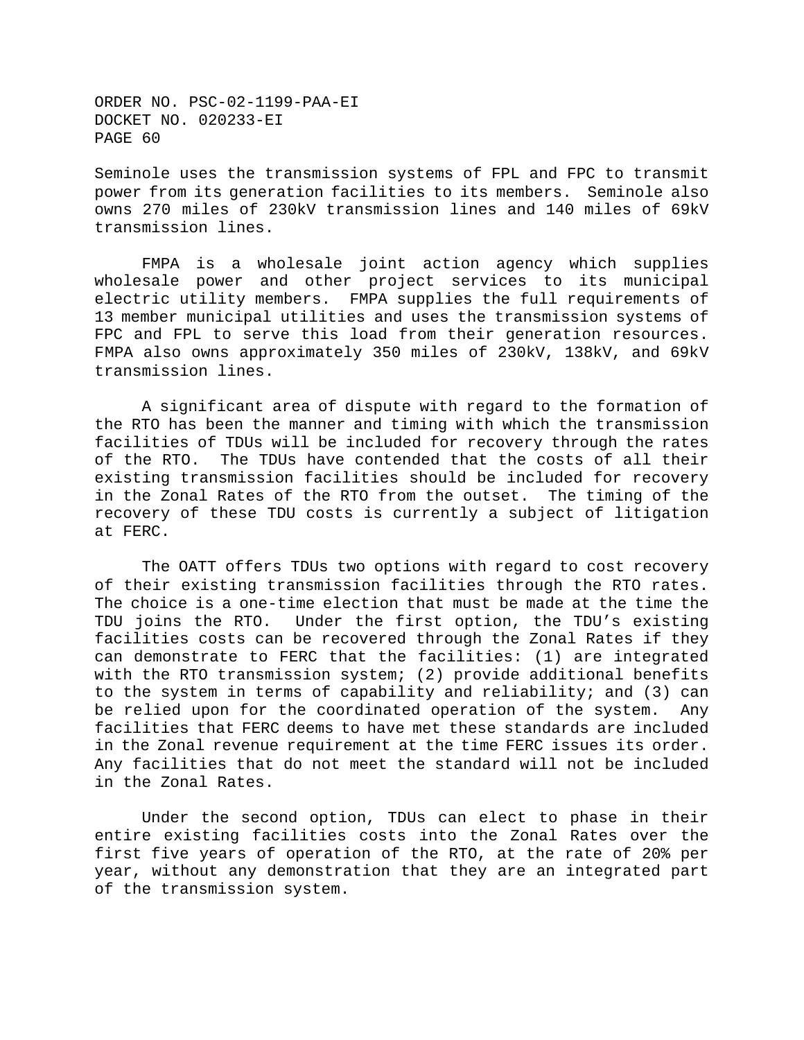Seminole uses the transmission systems of FPL and FPC to transmit power from its generation facilities to its members. Seminole also owns 270 miles of 230kV transmission lines and 140 miles of 69kV transmission lines.

FMPA is a wholesale joint action agency which supplies wholesale power and other project services to its municipal electric utility members. FMPA supplies the full requirements of 13 member municipal utilities and uses the transmission systems of FPC and FPL to serve this load from their generation resources. FMPA also owns approximately 350 miles of 230kV, 138kV, and 69kV transmission lines.

A significant area of dispute with regard to the formation of the RTO has been the manner and timing with which the transmission facilities of TDUs will be included for recovery through the rates of the RTO. The TDUs have contended that the costs of all their existing transmission facilities should be included for recovery in the Zonal Rates of the RTO from the outset. The timing of the recovery of these TDU costs is currently a subject of litigation at FERC.

The OATT offers TDUs two options with regard to cost recovery of their existing transmission facilities through the RTO rates. The choice is a one-time election that must be made at the time the TDU joins the RTO. Under the first option, the TDU's existing facilities costs can be recovered through the Zonal Rates if they can demonstrate to FERC that the facilities: (1) are integrated with the RTO transmission system; (2) provide additional benefits to the system in terms of capability and reliability; and (3) can be relied upon for the coordinated operation of the system. Any facilities that FERC deems to have met these standards are included in the Zonal revenue requirement at the time FERC issues its order. Any facilities that do not meet the standard will not be included in the Zonal Rates.

Under the second option, TDUs can elect to phase in their entire existing facilities costs into the Zonal Rates over the first five years of operation of the RTO, at the rate of 20% per year, without any demonstration that they are an integrated part of the transmission system.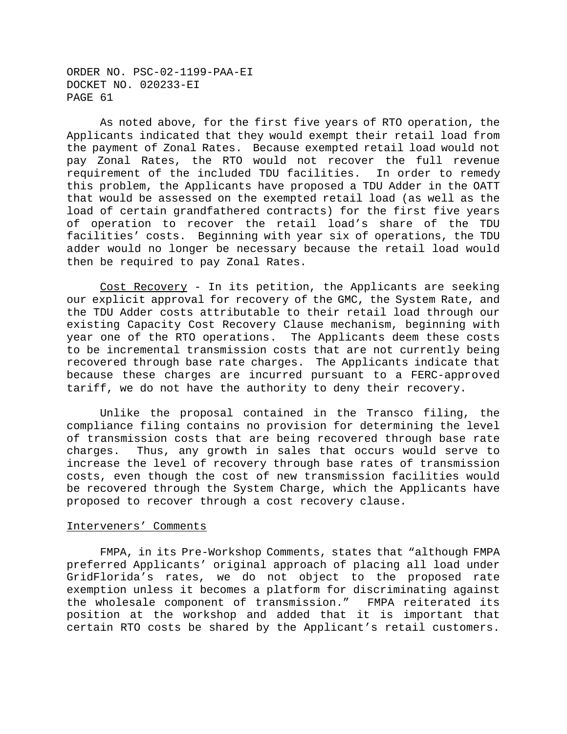As noted above, for the first five years of RTO operation, the Applicants indicated that they would exempt their retail load from the payment of Zonal Rates. Because exempted retail load would not pay Zonal Rates, the RTO would not recover the full revenue requirement of the included TDU facilities. In order to remedy this problem, the Applicants have proposed a TDU Adder in the OATT that would be assessed on the exempted retail load (as well as the load of certain grandfathered contracts) for the first five years of operation to recover the retail load's share of the TDU facilities' costs. Beginning with year six of operations, the TDU adder would no longer be necessary because the retail load would then be required to pay Zonal Rates.

Cost Recovery - In its petition, the Applicants are seeking our explicit approval for recovery of the GMC, the System Rate, and the TDU Adder costs attributable to their retail load through our existing Capacity Cost Recovery Clause mechanism, beginning with year one of the RTO operations. The Applicants deem these costs to be incremental transmission costs that are not currently being recovered through base rate charges. The Applicants indicate that because these charges are incurred pursuant to a FERC-approved tariff, we do not have the authority to deny their recovery.

Unlike the proposal contained in the Transco filing, the compliance filing contains no provision for determining the level of transmission costs that are being recovered through base rate charges. Thus, any growth in sales that occurs would serve to increase the level of recovery through base rates of transmission costs, even though the cost of new transmission facilities would be recovered through the System Charge, which the Applicants have proposed to recover through a cost recovery clause.

Interveners' Comments

FMPA, in its Pre-Workshop Comments, states that "although FMPA preferred Applicants' original approach of placing all load under GridFlorida's rates, we do not object to the proposed rate exemption unless it becomes a platform for discriminating against the wholesale component of transmission." FMPA reiterated its position at the workshop and added that it is important that certain RTO costs be shared by the Applicant's retail customers.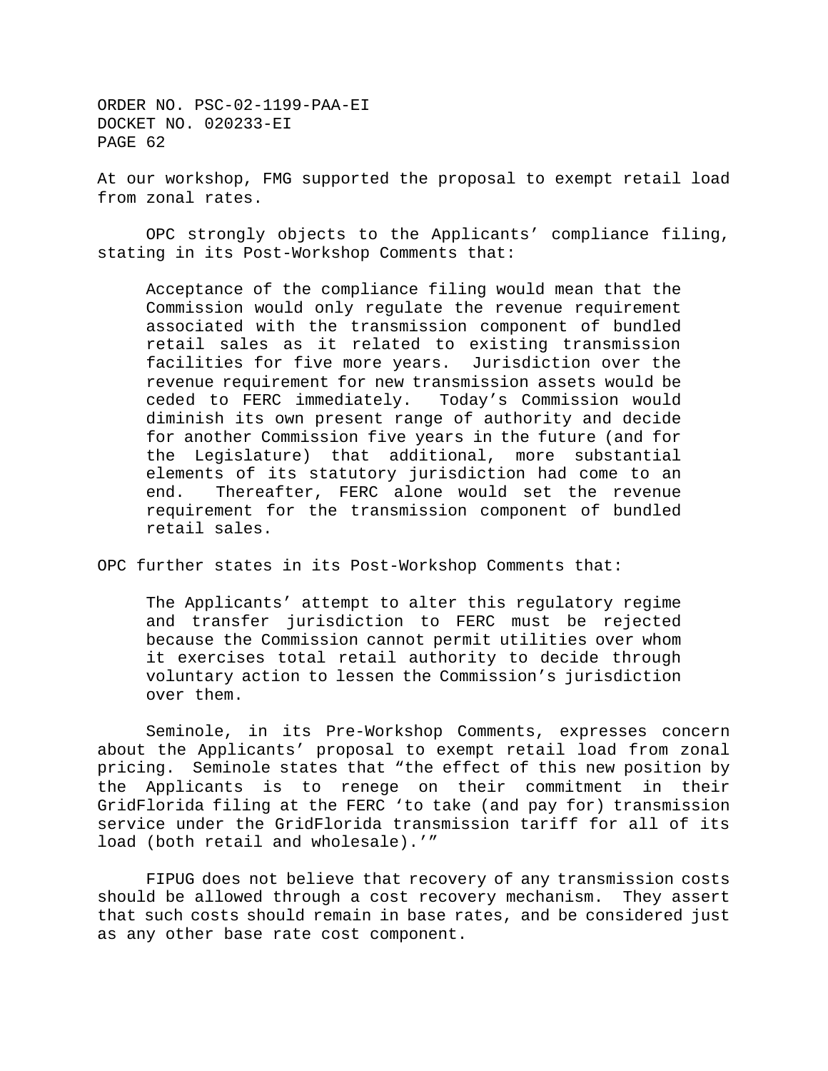At our workshop, FMG supported the proposal to exempt retail load from zonal rates.

OPC strongly objects to the Applicants' compliance filing, stating in its Post-Workshop Comments that:

> Acceptance of the compliance filing would mean that the Commission would only regulate the revenue requirement associated with the transmission component of bundled retail sales as it related to existing transmission facilities for five more years. Jurisdiction over the revenue requirement for new transmission assets would be ceded to FERC immediately. Today's Commission would diminish its own present range of authority and decide for another Commission five years in the future (and for the Legislature) that additional, more substantial elements of its statutory jurisdiction had come to an end. Thereafter, FERC alone would set the revenue requirement for the transmission component of bundled retail sales.

OPC further states in its Post-Workshop Comments that:

> The Applicants' attempt to alter this regulatory regime and transfer jurisdiction to FERC must be rejected because the Commission cannot permit utilities over whom it exercises total retail authority to decide through voluntary action to lessen the Commission's jurisdiction over them.

Seminole, in its Pre-Workshop Comments, expresses concern about the Applicants' proposal to exempt retail load from zonal pricing. Seminole states that "the effect of this new position by the Applicants is to renege on their commitment in their GridFlorida filing at the FERC 'to take (and pay for) transmission service under the GridFlorida transmission tariff for all of its load (both retail and wholesale).'"

FIPUG does not believe that recovery of any transmission costs should be allowed through a cost recovery mechanism. They assert that such costs should remain in base rates, and be considered just as any other base rate cost component.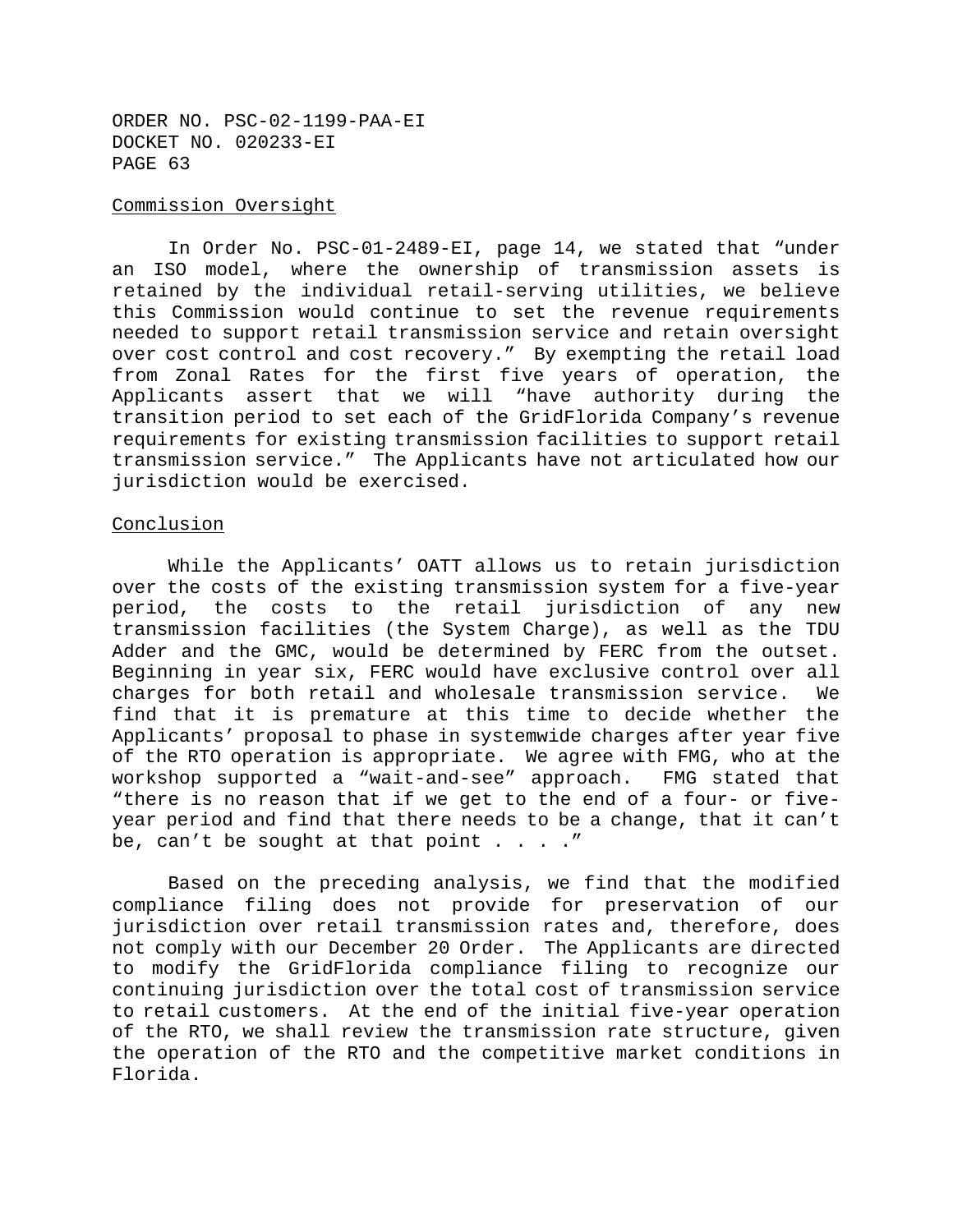Commission Oversight

In Order No. PSC-01-2489-EI, page 14, we stated that "under an ISO model, where the ownership of transmission assets is retained by the individual retail-serving utilities, we believe this Commission would continue to set the revenue requirements needed to support retail transmission service and retain oversight over cost control and cost recovery." By exempting the retail load from Zonal Rates for the first five years of operation, the Applicants assert that we will "have authority during the transition period to set each of the GridFlorida Company's revenue requirements for existing transmission facilities to support retail transmission service." The Applicants have not articulated how our jurisdiction would be exercised.

Conclusion

While the Applicants' OATT allows us to retain jurisdiction over the costs of the existing transmission system for a five-year period, the costs to the retail jurisdiction of any new transmission facilities (the System Charge), as well as the TDU Adder and the GMC, would be determined by FERC from the outset. Beginning in year six, FERC would have exclusive control over all charges for both retail and wholesale transmission service. We find that it is premature at this time to decide whether the Applicants' proposal to phase in systemwide charges after year five of the RTO operation is appropriate. We agree with FMG, who at the workshop supported a "wait-and-see" approach. FMG stated that "there is no reason that if we get to the end of a four- or five-year period and find that there needs to be a change, that it can't be, can't be sought at that point . . . ."

Based on the preceding analysis, we find that the modified compliance filing does not provide for preservation of our jurisdiction over retail transmission rates and, therefore, does not comply with our December 20 Order. The Applicants are directed to modify the GridFlorida compliance filing to recognize our continuing jurisdiction over the total cost of transmission service to retail customers. At the end of the initial five-year operation of the RTO, we shall review the transmission rate structure, given the operation of the RTO and the competitive market conditions in Florida.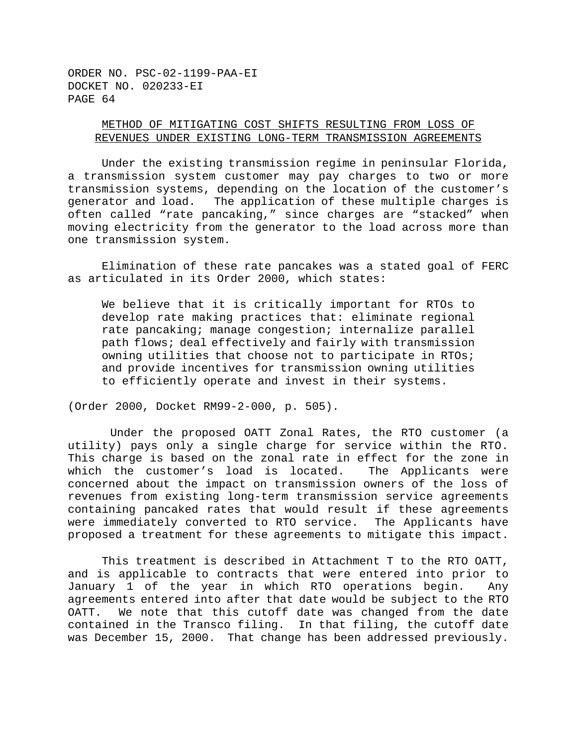## METHOD OF MITIGATING COST SHIFTS RESULTING FROM LOSS OF REVENUES UNDER EXISTING LONG-TERM TRANSMISSION AGREEMENTS

Under the existing transmission regime in peninsular Florida, a transmission system customer may pay charges to two or more transmission systems, depending on the location of the customer's generator and load. The application of these multiple charges is often called "rate pancaking," since charges are "stacked" when moving electricity from the generator to the load across more than one transmission system.

Elimination of these rate pancakes was a stated goal of FERC as articulated in its Order 2000, which states:

> We believe that it is critically important for RTOs to develop rate making practices that: eliminate regional rate pancaking; manage congestion; internalize parallel path flows; deal effectively and fairly with transmission owning utilities that choose not to participate in RTOs; and provide incentives for transmission owning utilities to efficiently operate and invest in their systems.

(Order 2000, Docket RM99-2-000, p. 505).

Under the proposed OATT Zonal Rates, the RTO customer (a utility) pays only a single charge for service within the RTO. This charge is based on the zonal rate in effect for the zone in which the customer's load is located. The Applicants were concerned about the impact on transmission owners of the loss of revenues from existing long-term transmission service agreements containing pancaked rates that would result if these agreements were immediately converted to RTO service. The Applicants have proposed a treatment for these agreements to mitigate this impact.

This treatment is described in Attachment T to the RTO OATT, and is applicable to contracts that were entered into prior to January 1 of the year in which RTO operations begin. Any agreements entered into after that date would be subject to the RTO OATT. We note that this cutoff date was changed from the date contained in the Transco filing. In that filing, the cutoff date was December 15, 2000. That change has been addressed previously.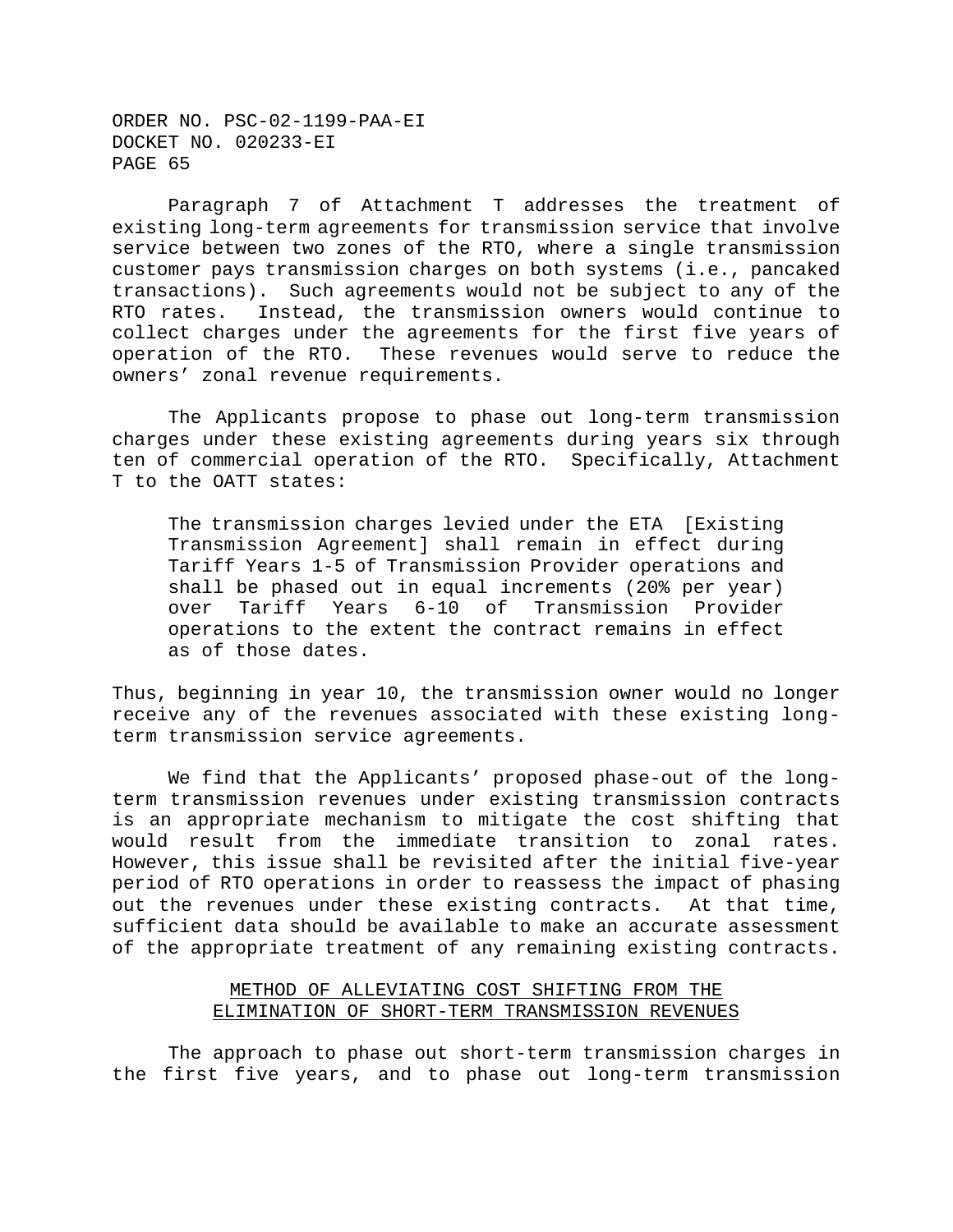Paragraph 7 of Attachment T addresses the treatment of existing long-term agreements for transmission service that involve service between two zones of the RTO, where a single transmission customer pays transmission charges on both systems (i.e., pancaked transactions). Such agreements would not be subject to any of the RTO rates. Instead, the transmission owners would continue to collect charges under the agreements for the first five years of operation of the RTO. These revenues would serve to reduce the owners' zonal revenue requirements.

The Applicants propose to phase out long-term transmission charges under these existing agreements during years six through ten of commercial operation of the RTO. Specifically, Attachment T to the OATT states:

> The transmission charges levied under the ETA [Existing Transmission Agreement] shall remain in effect during Tariff Years 1-5 of Transmission Provider operations and shall be phased out in equal increments (20% per year) over Tariff Years 6-10 of Transmission Provider operations to the extent the contract remains in effect as of those dates.

Thus, beginning in year 10, the transmission owner would no longer receive any of the revenues associated with these existing long-term transmission service agreements.

We find that the Applicants' proposed phase-out of the long-term transmission revenues under existing transmission contracts is an appropriate mechanism to mitigate the cost shifting that would result from the immediate transition to zonal rates. However, this issue shall be revisited after the initial five-year period of RTO operations in order to reassess the impact of phasing out the revenues under these existing contracts. At that time, sufficient data should be available to make an accurate assessment of the appropriate treatment of any remaining existing contracts.

## METHOD OF ALLEVIATING COST SHIFTING FROM THE ELIMINATION OF SHORT-TERM TRANSMISSION REVENUES

The approach to phase out short-term transmission charges in the first five years, and to phase out long-term transmission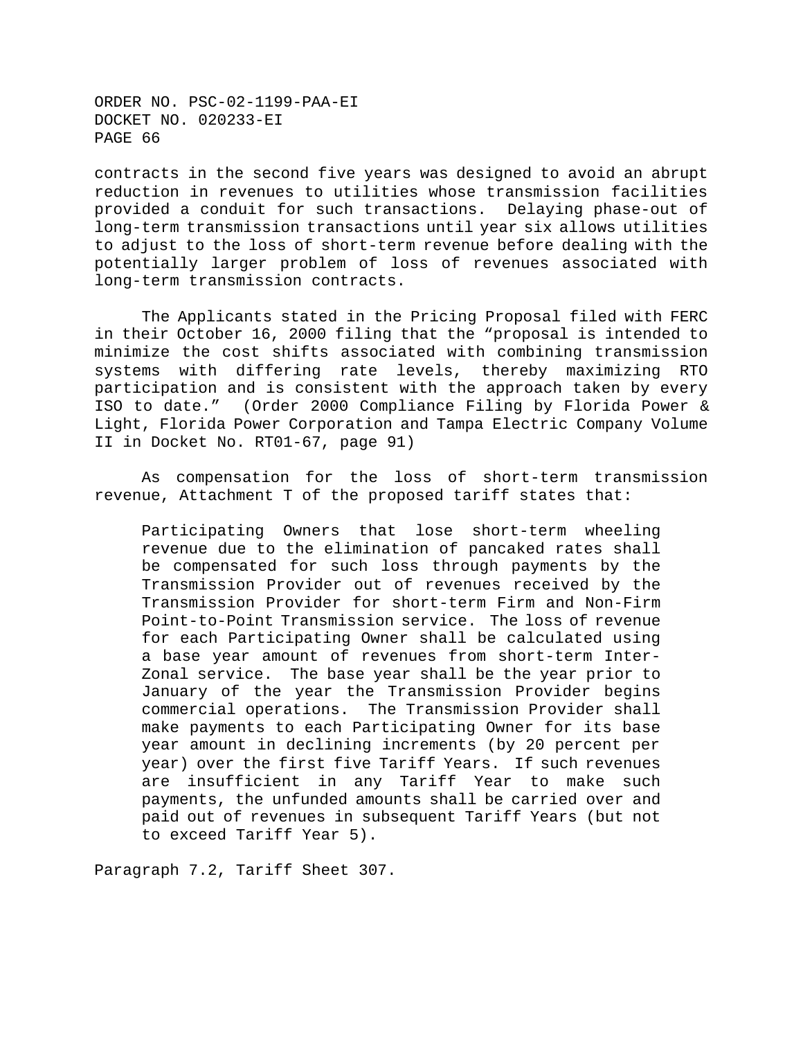contracts in the second five years was designed to avoid an abrupt reduction in revenues to utilities whose transmission facilities provided a conduit for such transactions. Delaying phase-out of long-term transmission transactions until year six allows utilities to adjust to the loss of short-term revenue before dealing with the potentially larger problem of loss of revenues associated with long-term transmission contracts.

The Applicants stated in the Pricing Proposal filed with FERC in their October 16, 2000 filing that the "proposal is intended to minimize the cost shifts associated with combining transmission systems with differing rate levels, thereby maximizing RTO participation and is consistent with the approach taken by every ISO to date." (Order 2000 Compliance Filing by Florida Power & Light, Florida Power Corporation and Tampa Electric Company Volume II in Docket No. RT01-67, page 91)

As compensation for the loss of short-term transmission revenue, Attachment T of the proposed tariff states that:

> Participating Owners that lose short-term wheeling revenue due to the elimination of pancaked rates shall be compensated for such loss through payments by the Transmission Provider out of revenues received by the Transmission Provider for short-term Firm and Non-Firm Point-to-Point Transmission service. The loss of revenue for each Participating Owner shall be calculated using a base year amount of revenues from short-term Inter-Zonal service. The base year shall be the year prior to January of the year the Transmission Provider begins commercial operations. The Transmission Provider shall make payments to each Participating Owner for its base year amount in declining increments (by 20 percent per year) over the first five Tariff Years. If such revenues are insufficient in any Tariff Year to make such payments, the unfunded amounts shall be carried over and paid out of revenues in subsequent Tariff Years (but not to exceed Tariff Year 5).

Paragraph 7.2, Tariff Sheet 307.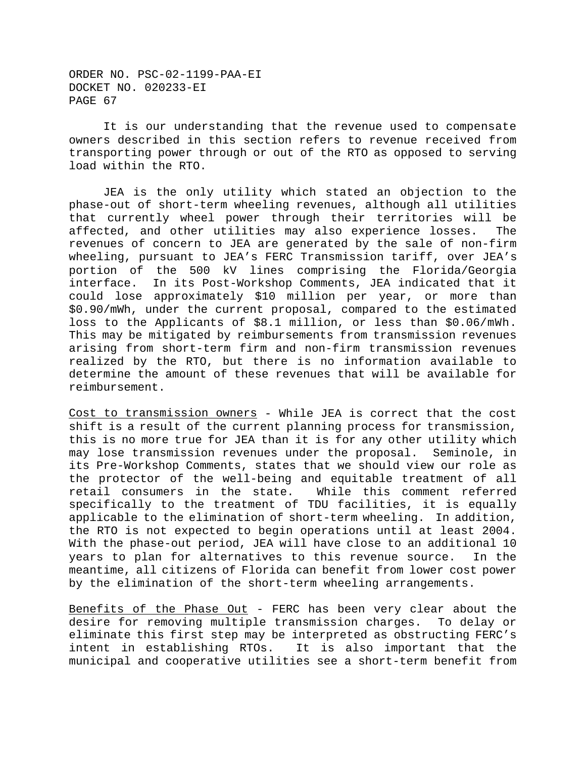It is our understanding that the revenue used to compensate owners described in this section refers to revenue received from transporting power through or out of the RTO as opposed to serving load within the RTO.

JEA is the only utility which stated an objection to the phase-out of short-term wheeling revenues, although all utilities that currently wheel power through their territories will be affected, and other utilities may also experience losses. The revenues of concern to JEA are generated by the sale of non-firm wheeling, pursuant to JEA's FERC Transmission tariff, over JEA's portion of the 500 kV lines comprising the Florida/Georgia interface. In its Post-Workshop Comments, JEA indicated that it could lose approximately $10 million per year, or more than $0.90/mWh, under the current proposal, compared to the estimated loss to the Applicants of $8.1 million, or less than $0.06/mWh. This may be mitigated by reimbursements from transmission revenues arising from short-term firm and non-firm transmission revenues realized by the RTO, but there is no information available to determine the amount of these revenues that will be available for reimbursement.

<u>Cost to transmission owners</u> - While JEA is correct that the cost shift is a result of the current planning process for transmission, this is no more true for JEA than it is for any other utility which may lose transmission revenues under the proposal. Seminole, in its Pre-Workshop Comments, states that we should view our role as the protector of the well-being and equitable treatment of all retail consumers in the state. While this comment referred specifically to the treatment of TDU facilities, it is equally applicable to the elimination of short-term wheeling. In addition, the RTO is not expected to begin operations until at least 2004. With the phase-out period, JEA will have close to an additional 10 years to plan for alternatives to this revenue source. In the meantime, all citizens of Florida can benefit from lower cost power by the elimination of the short-term wheeling arrangements.

<u>Benefits of the Phase Out</u> - FERC has been very clear about the desire for removing multiple transmission charges. To delay or eliminate this first step may be interpreted as obstructing FERC's intent in establishing RTOs. It is also important that the municipal and cooperative utilities see a short-term benefit from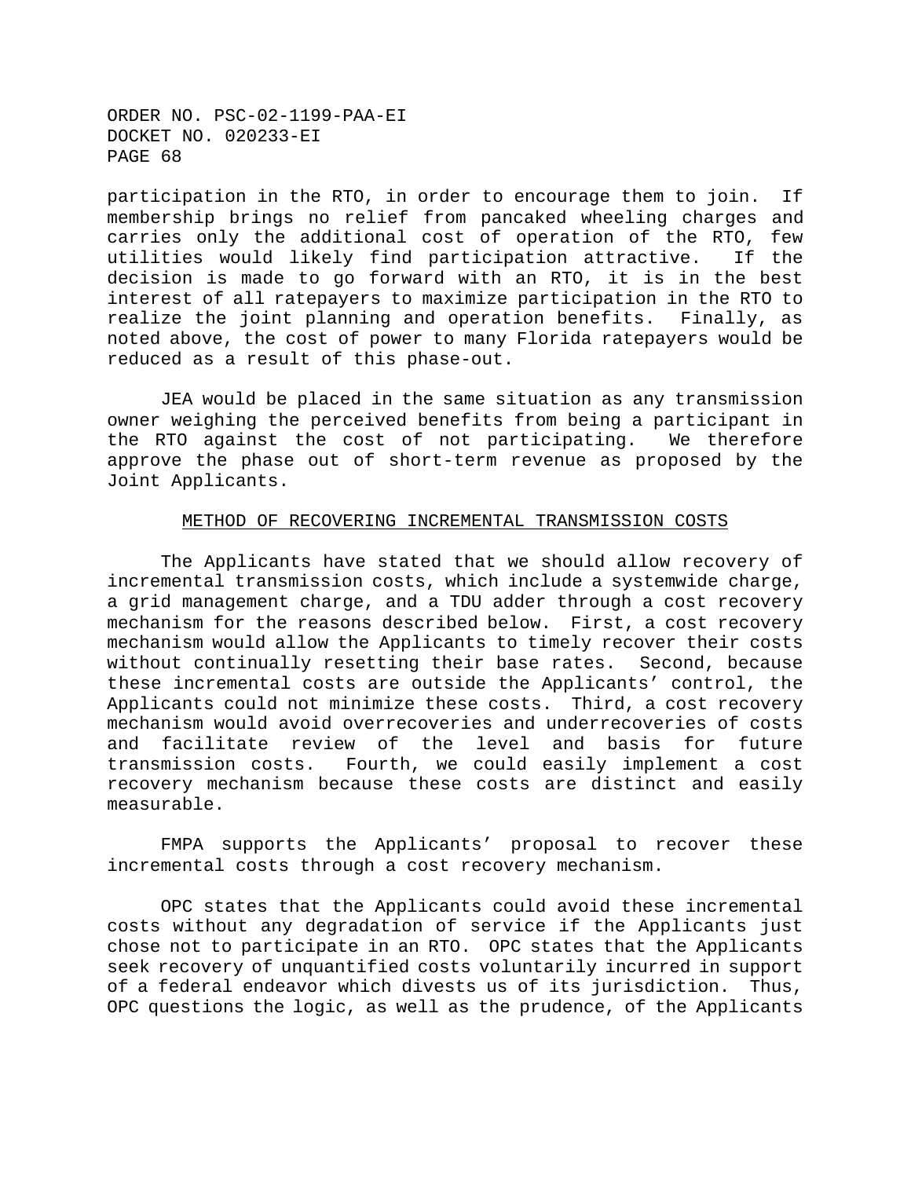participation in the RTO, in order to encourage them to join. If membership brings no relief from pancaked wheeling charges and carries only the additional cost of operation of the RTO, few utilities would likely find participation attractive. If the decision is made to go forward with an RTO, it is in the best interest of all ratepayers to maximize participation in the RTO to realize the joint planning and operation benefits. Finally, as noted above, the cost of power to many Florida ratepayers would be reduced as a result of this phase-out.

JEA would be placed in the same situation as any transmission owner weighing the perceived benefits from being a participant in the RTO against the cost of not participating. We therefore approve the phase out of short-term revenue as proposed by the Joint Applicants.

## METHOD OF RECOVERING INCREMENTAL TRANSMISSION COSTS

The Applicants have stated that we should allow recovery of incremental transmission costs, which include a systemwide charge, a grid management charge, and a TDU adder through a cost recovery mechanism for the reasons described below. First, a cost recovery mechanism would allow the Applicants to timely recover their costs without continually resetting their base rates. Second, because these incremental costs are outside the Applicants' control, the Applicants could not minimize these costs. Third, a cost recovery mechanism would avoid overrecoveries and underrecoveries of costs and facilitate review of the level and basis for future transmission costs. Fourth, we could easily implement a cost recovery mechanism because these costs are distinct and easily measurable.

FMPA supports the Applicants' proposal to recover these incremental costs through a cost recovery mechanism.

OPC states that the Applicants could avoid these incremental costs without any degradation of service if the Applicants just chose not to participate in an RTO. OPC states that the Applicants seek recovery of unquantified costs voluntarily incurred in support of a federal endeavor which divests us of its jurisdiction. Thus, OPC questions the logic, as well as the prudence, of the Applicants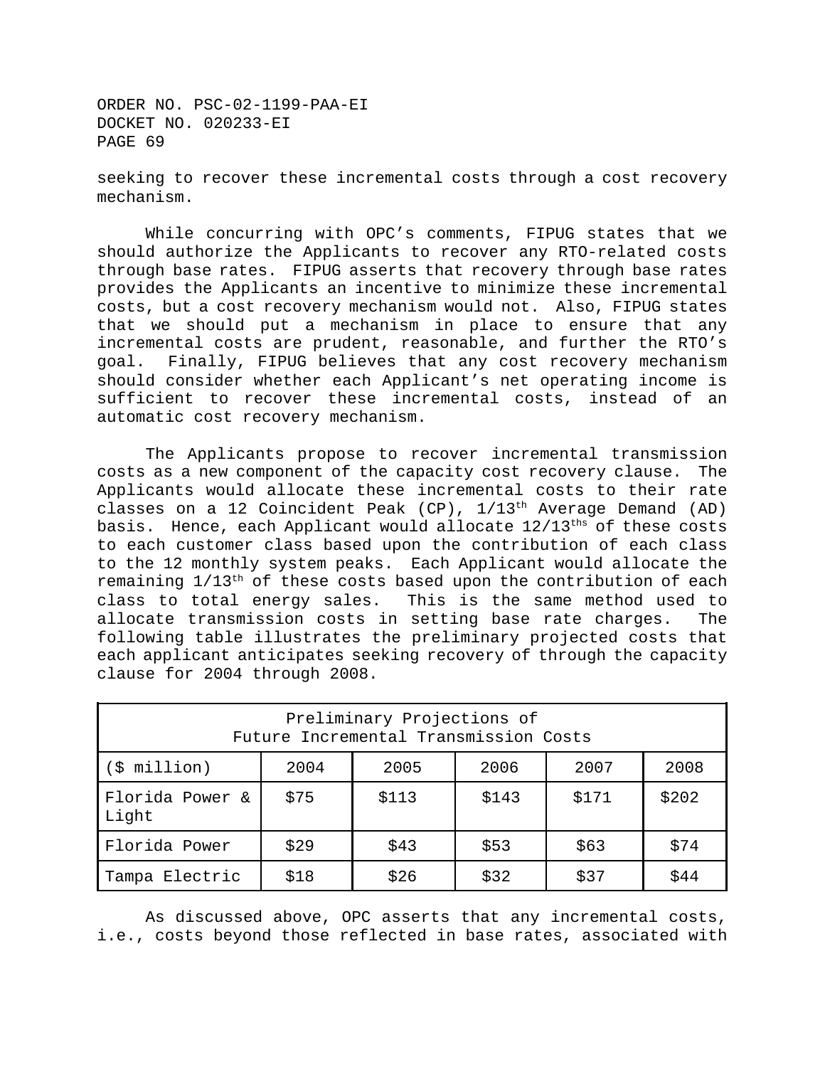seeking to recover these incremental costs through a cost recovery mechanism.

While concurring with OPC's comments, FIPUG states that we should authorize the Applicants to recover any RTO-related costs through base rates. FIPUG asserts that recovery through base rates provides the Applicants an incentive to minimize these incremental costs, but a cost recovery mechanism would not. Also, FIPUG states that we should put a mechanism in place to ensure that any incremental costs are prudent, reasonable, and further the RTO's goal. Finally, FIPUG believes that any cost recovery mechanism should consider whether each Applicant's net operating income is sufficient to recover these incremental costs, instead of an automatic cost recovery mechanism.

The Applicants propose to recover incremental transmission costs as a new component of the capacity cost recovery clause. The Applicants would allocate these incremental costs to their rate classes on a 12 Coincident Peak (CP), 1/13th Average Demand (AD) basis. Hence, each Applicant would allocate 12/13ths of these costs to each customer class based upon the contribution of each class to the 12 monthly system peaks. Each Applicant would allocate the remaining 1/13th of these costs based upon the contribution of each class to total energy sales. This is the same method used to allocate transmission costs in setting base rate charges. The following table illustrates the preliminary projected costs that each applicant anticipates seeking recovery of through the capacity clause for 2004 through 2008.

| Preliminary Projections of Future Incremental Transmission Costs | | | | | |
|---|---|---|---|---|---|
| ($ million) | 2004 | 2005 | 2006 | 2007 | 2008 |
| Florida Power & Light | $75 | $113 | $143 | $171 | $202 |
| Florida Power | $29 | $43 | $53 | $63 | $74 |
| Tampa Electric | $18 | $26 | $32 | $37 | $44 |

As discussed above, OPC asserts that any incremental costs, i.e., costs beyond those reflected in base rates, associated with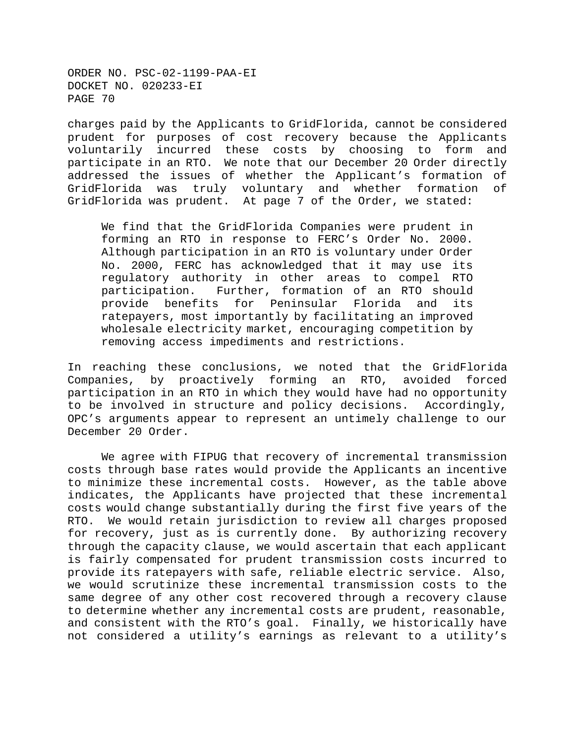charges paid by the Applicants to GridFlorida, cannot be considered prudent for purposes of cost recovery because the Applicants voluntarily incurred these costs by choosing to form and participate in an RTO. We note that our December 20 Order directly addressed the issues of whether the Applicant's formation of GridFlorida was truly voluntary and whether formation of GridFlorida was prudent. At page 7 of the Order, we stated:

> We find that the GridFlorida Companies were prudent in forming an RTO in response to FERC's Order No. 2000. Although participation in an RTO is voluntary under Order No. 2000, FERC has acknowledged that it may use its regulatory authority in other areas to compel RTO participation. Further, formation of an RTO should provide benefits for Peninsular Florida and its ratepayers, most importantly by facilitating an improved wholesale electricity market, encouraging competition by removing access impediments and restrictions.

In reaching these conclusions, we noted that the GridFlorida Companies, by proactively forming an RTO, avoided forced participation in an RTO in which they would have had no opportunity to be involved in structure and policy decisions. Accordingly, OPC's arguments appear to represent an untimely challenge to our December 20 Order.

We agree with FIPUG that recovery of incremental transmission costs through base rates would provide the Applicants an incentive to minimize these incremental costs. However, as the table above indicates, the Applicants have projected that these incremental costs would change substantially during the first five years of the RTO. We would retain jurisdiction to review all charges proposed for recovery, just as is currently done. By authorizing recovery through the capacity clause, we would ascertain that each applicant is fairly compensated for prudent transmission costs incurred to provide its ratepayers with safe, reliable electric service. Also, we would scrutinize these incremental transmission costs to the same degree of any other cost recovered through a recovery clause to determine whether any incremental costs are prudent, reasonable, and consistent with the RTO's goal. Finally, we historically have not considered a utility's earnings as relevant to a utility's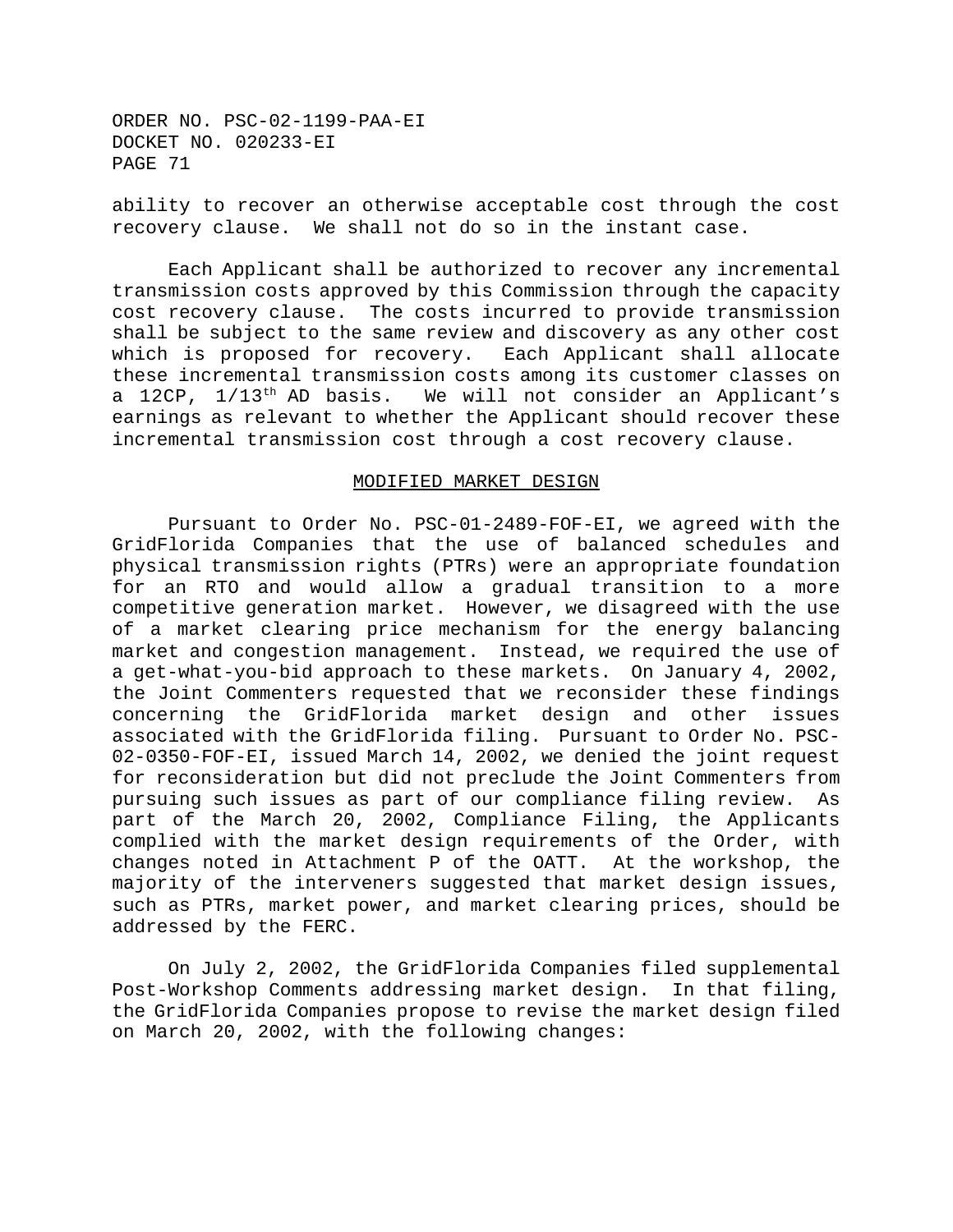ability to recover an otherwise acceptable cost through the cost recovery clause. We shall not do so in the instant case.

Each Applicant shall be authorized to recover any incremental transmission costs approved by this Commission through the capacity cost recovery clause. The costs incurred to provide transmission shall be subject to the same review and discovery as any other cost which is proposed for recovery. Each Applicant shall allocate these incremental transmission costs among its customer classes on a 12CP, 1/13th AD basis. We will not consider an Applicant's earnings as relevant to whether the Applicant should recover these incremental transmission cost through a cost recovery clause.

## MODIFIED MARKET DESIGN

Pursuant to Order No. PSC-01-2489-FOF-EI, we agreed with the GridFlorida Companies that the use of balanced schedules and physical transmission rights (PTRs) were an appropriate foundation for an RTO and would allow a gradual transition to a more competitive generation market. However, we disagreed with the use of a market clearing price mechanism for the energy balancing market and congestion management. Instead, we required the use of a get-what-you-bid approach to these markets. On January 4, 2002, the Joint Commenters requested that we reconsider these findings concerning the GridFlorida market design and other issues associated with the GridFlorida filing. Pursuant to Order No. PSC-02-0350-FOF-EI, issued March 14, 2002, we denied the joint request for reconsideration but did not preclude the Joint Commenters from pursuing such issues as part of our compliance filing review. As part of the March 20, 2002, Compliance Filing, the Applicants complied with the market design requirements of the Order, with changes noted in Attachment P of the OATT. At the workshop, the majority of the interveners suggested that market design issues, such as PTRs, market power, and market clearing prices, should be addressed by the FERC.

On July 2, 2002, the GridFlorida Companies filed supplemental Post-Workshop Comments addressing market design. In that filing, the GridFlorida Companies propose to revise the market design filed on March 20, 2002, with the following changes: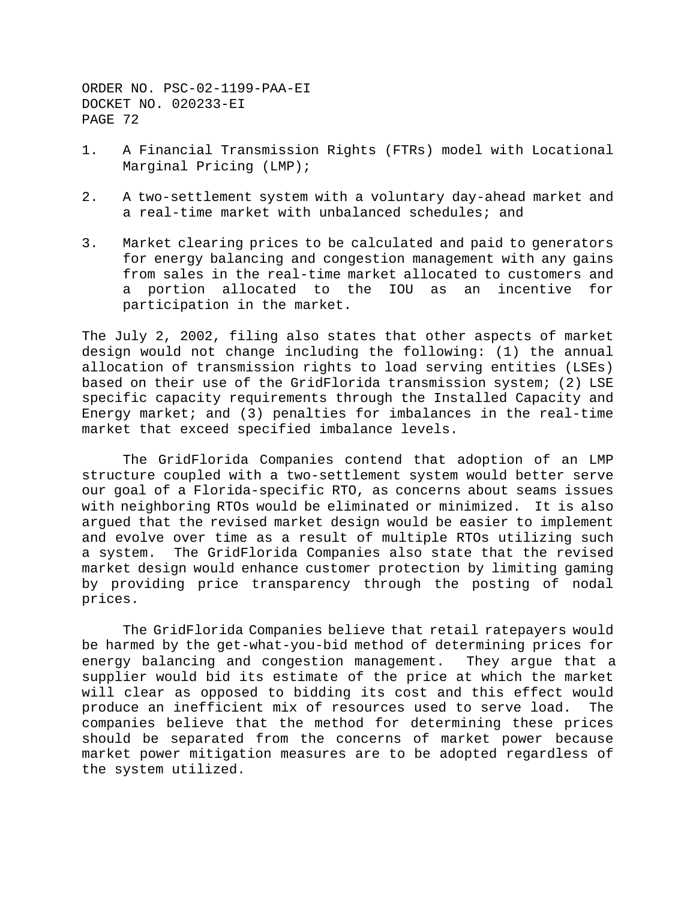1. A Financial Transmission Rights (FTRs) model with Locational Marginal Pricing (LMP);

2. A two-settlement system with a voluntary day-ahead market and a real-time market with unbalanced schedules; and

3. Market clearing prices to be calculated and paid to generators for energy balancing and congestion management with any gains from sales in the real-time market allocated to customers and a portion allocated to the IOU as an incentive for participation in the market.

The July 2, 2002, filing also states that other aspects of market design would not change including the following: (1) the annual allocation of transmission rights to load serving entities (LSEs) based on their use of the GridFlorida transmission system; (2) LSE specific capacity requirements through the Installed Capacity and Energy market; and (3) penalties for imbalances in the real-time market that exceed specified imbalance levels.

The GridFlorida Companies contend that adoption of an LMP structure coupled with a two-settlement system would better serve our goal of a Florida-specific RTO, as concerns about seams issues with neighboring RTOs would be eliminated or minimized. It is also argued that the revised market design would be easier to implement and evolve over time as a result of multiple RTOs utilizing such a system. The GridFlorida Companies also state that the revised market design would enhance customer protection by limiting gaming by providing price transparency through the posting of nodal prices.

The GridFlorida Companies believe that retail ratepayers would be harmed by the get-what-you-bid method of determining prices for energy balancing and congestion management. They argue that a supplier would bid its estimate of the price at which the market will clear as opposed to bidding its cost and this effect would produce an inefficient mix of resources used to serve load. The companies believe that the method for determining these prices should be separated from the concerns of market power because market power mitigation measures are to be adopted regardless of the system utilized.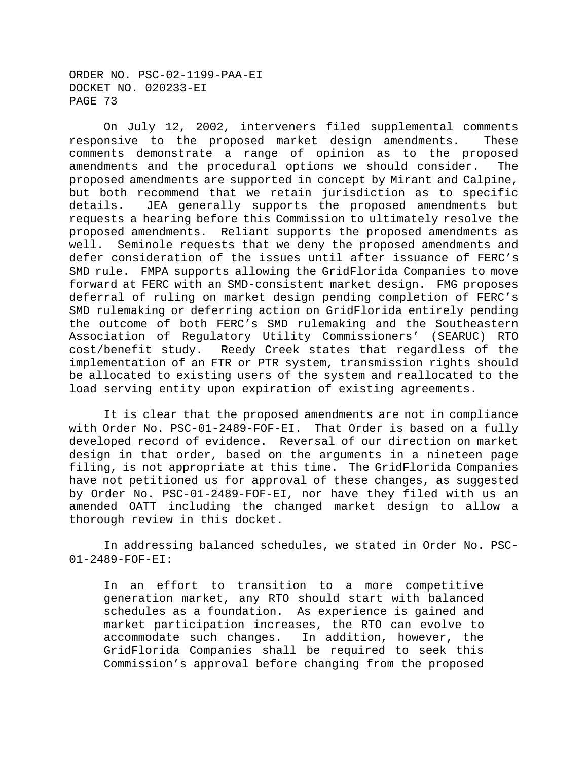On July 12, 2002, interveners filed supplemental comments responsive to the proposed market design amendments. These comments demonstrate a range of opinion as to the proposed amendments and the procedural options we should consider. The proposed amendments are supported in concept by Mirant and Calpine, but both recommend that we retain jurisdiction as to specific details. JEA generally supports the proposed amendments but requests a hearing before this Commission to ultimately resolve the proposed amendments. Reliant supports the proposed amendments as well. Seminole requests that we deny the proposed amendments and defer consideration of the issues until after issuance of FERC's SMD rule. FMPA supports allowing the GridFlorida Companies to move forward at FERC with an SMD-consistent market design. FMG proposes deferral of ruling on market design pending completion of FERC's SMD rulemaking or deferring action on GridFlorida entirely pending the outcome of both FERC's SMD rulemaking and the Southeastern Association of Regulatory Utility Commissioners' (SEARUC) RTO cost/benefit study. Reedy Creek states that regardless of the implementation of an FTR or PTR system, transmission rights should be allocated to existing users of the system and reallocated to the load serving entity upon expiration of existing agreements.

It is clear that the proposed amendments are not in compliance with Order No. PSC-01-2489-FOF-EI. That Order is based on a fully developed record of evidence. Reversal of our direction on market design in that order, based on the arguments in a nineteen page filing, is not appropriate at this time. The GridFlorida Companies have not petitioned us for approval of these changes, as suggested by Order No. PSC-01-2489-FOF-EI, nor have they filed with us an amended OATT including the changed market design to allow a thorough review in this docket.

In addressing balanced schedules, we stated in Order No. PSC-01-2489-FOF-EI:

> In an effort to transition to a more competitive generation market, any RTO should start with balanced schedules as a foundation. As experience is gained and market participation increases, the RTO can evolve to accommodate such changes. In addition, however, the GridFlorida Companies shall be required to seek this Commission's approval before changing from the proposed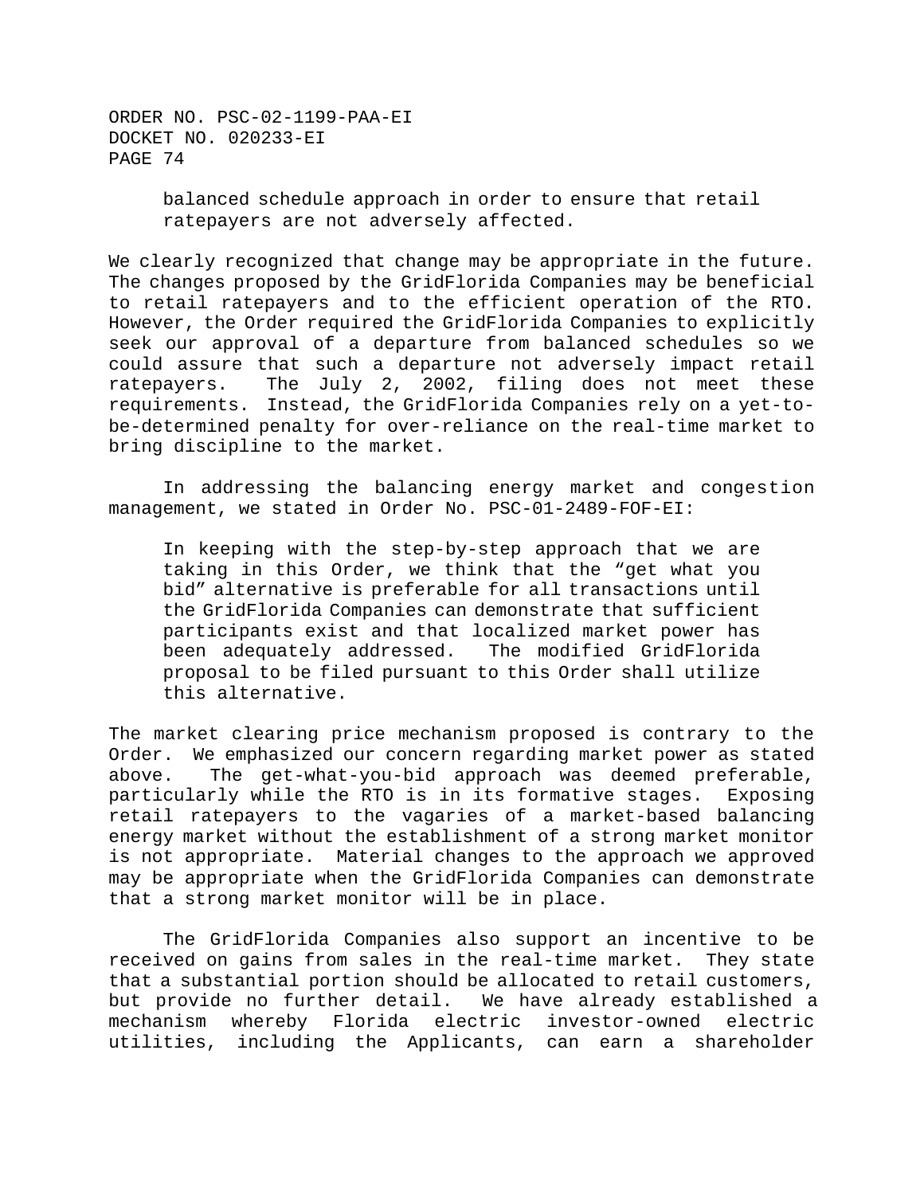> balanced schedule approach in order to ensure that retail ratepayers are not adversely affected.

We clearly recognized that change may be appropriate in the future. The changes proposed by the GridFlorida Companies may be beneficial to retail ratepayers and to the efficient operation of the RTO. However, the Order required the GridFlorida Companies to explicitly seek our approval of a departure from balanced schedules so we could assure that such a departure not adversely impact retail ratepayers. The July 2, 2002, filing does not meet these requirements. Instead, the GridFlorida Companies rely on a yet-to-be-determined penalty for over-reliance on the real-time market to bring discipline to the market.

In addressing the balancing energy market and congestion management, we stated in Order No. PSC-01-2489-FOF-EI:

> In keeping with the step-by-step approach that we are taking in this Order, we think that the "get what you bid" alternative is preferable for all transactions until the GridFlorida Companies can demonstrate that sufficient participants exist and that localized market power has been adequately addressed. The modified GridFlorida proposal to be filed pursuant to this Order shall utilize this alternative.

The market clearing price mechanism proposed is contrary to the Order. We emphasized our concern regarding market power as stated above. The get-what-you-bid approach was deemed preferable, particularly while the RTO is in its formative stages. Exposing retail ratepayers to the vagaries of a market-based balancing energy market without the establishment of a strong market monitor is not appropriate. Material changes to the approach we approved may be appropriate when the GridFlorida Companies can demonstrate that a strong market monitor will be in place.

The GridFlorida Companies also support an incentive to be received on gains from sales in the real-time market. They state that a substantial portion should be allocated to retail customers, but provide no further detail. We have already established a mechanism whereby Florida electric investor-owned electric utilities, including the Applicants, can earn a shareholder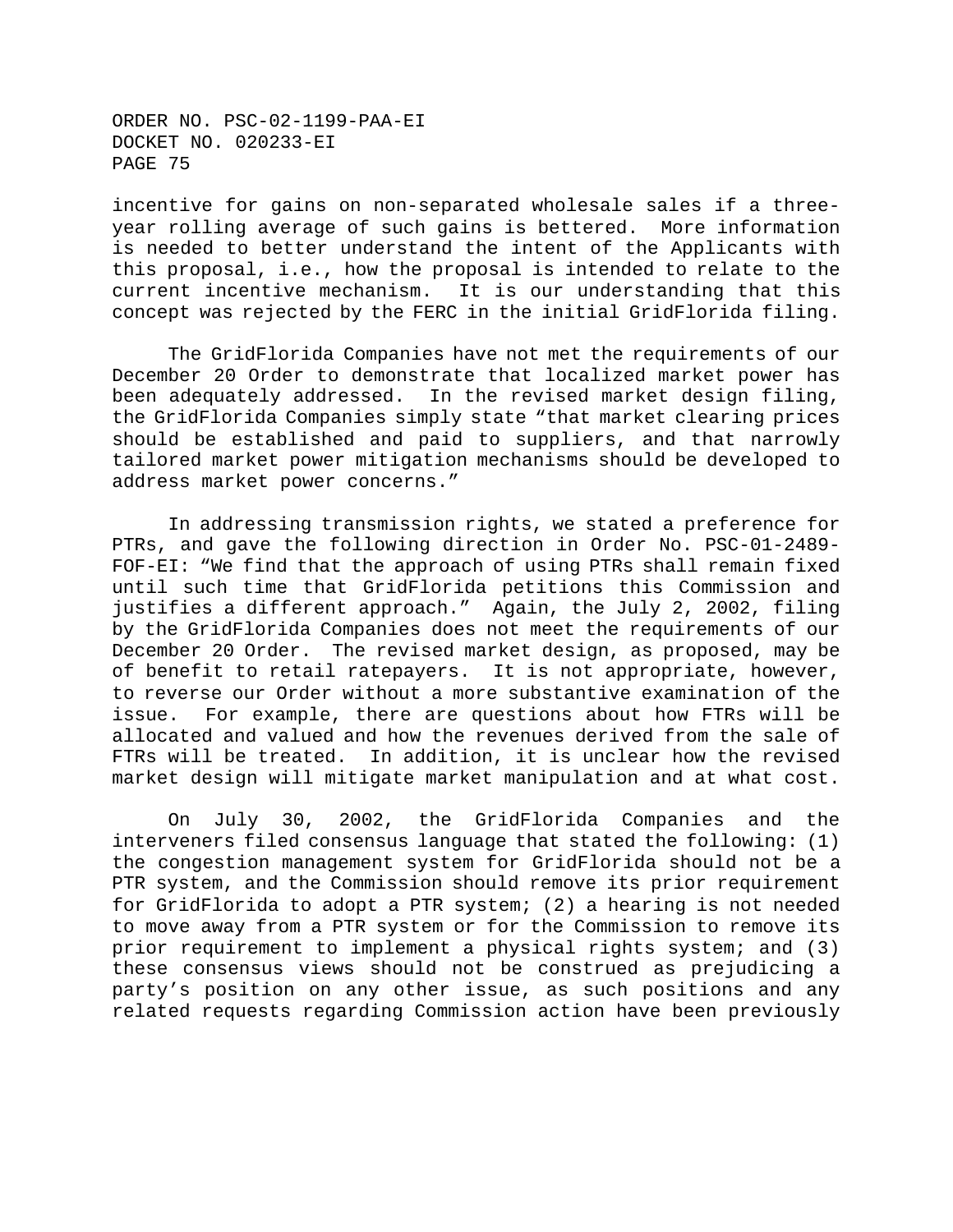incentive for gains on non-separated wholesale sales if a three-year rolling average of such gains is bettered. More information is needed to better understand the intent of the Applicants with this proposal, i.e., how the proposal is intended to relate to the current incentive mechanism. It is our understanding that this concept was rejected by the FERC in the initial GridFlorida filing.

The GridFlorida Companies have not met the requirements of our December 20 Order to demonstrate that localized market power has been adequately addressed. In the revised market design filing, the GridFlorida Companies simply state "that market clearing prices should be established and paid to suppliers, and that narrowly tailored market power mitigation mechanisms should be developed to address market power concerns."

In addressing transmission rights, we stated a preference for PTRs, and gave the following direction in Order No. PSC-01-2489-FOF-EI: "We find that the approach of using PTRs shall remain fixed until such time that GridFlorida petitions this Commission and justifies a different approach." Again, the July 2, 2002, filing by the GridFlorida Companies does not meet the requirements of our December 20 Order. The revised market design, as proposed, may be of benefit to retail ratepayers. It is not appropriate, however, to reverse our Order without a more substantive examination of the issue. For example, there are questions about how FTRs will be allocated and valued and how the revenues derived from the sale of FTRs will be treated. In addition, it is unclear how the revised market design will mitigate market manipulation and at what cost.

On July 30, 2002, the GridFlorida Companies and the interveners filed consensus language that stated the following: (1) the congestion management system for GridFlorida should not be a PTR system, and the Commission should remove its prior requirement for GridFlorida to adopt a PTR system; (2) a hearing is not needed to move away from a PTR system or for the Commission to remove its prior requirement to implement a physical rights system; and (3) these consensus views should not be construed as prejudicing a party's position on any other issue, as such positions and any related requests regarding Commission action have been previously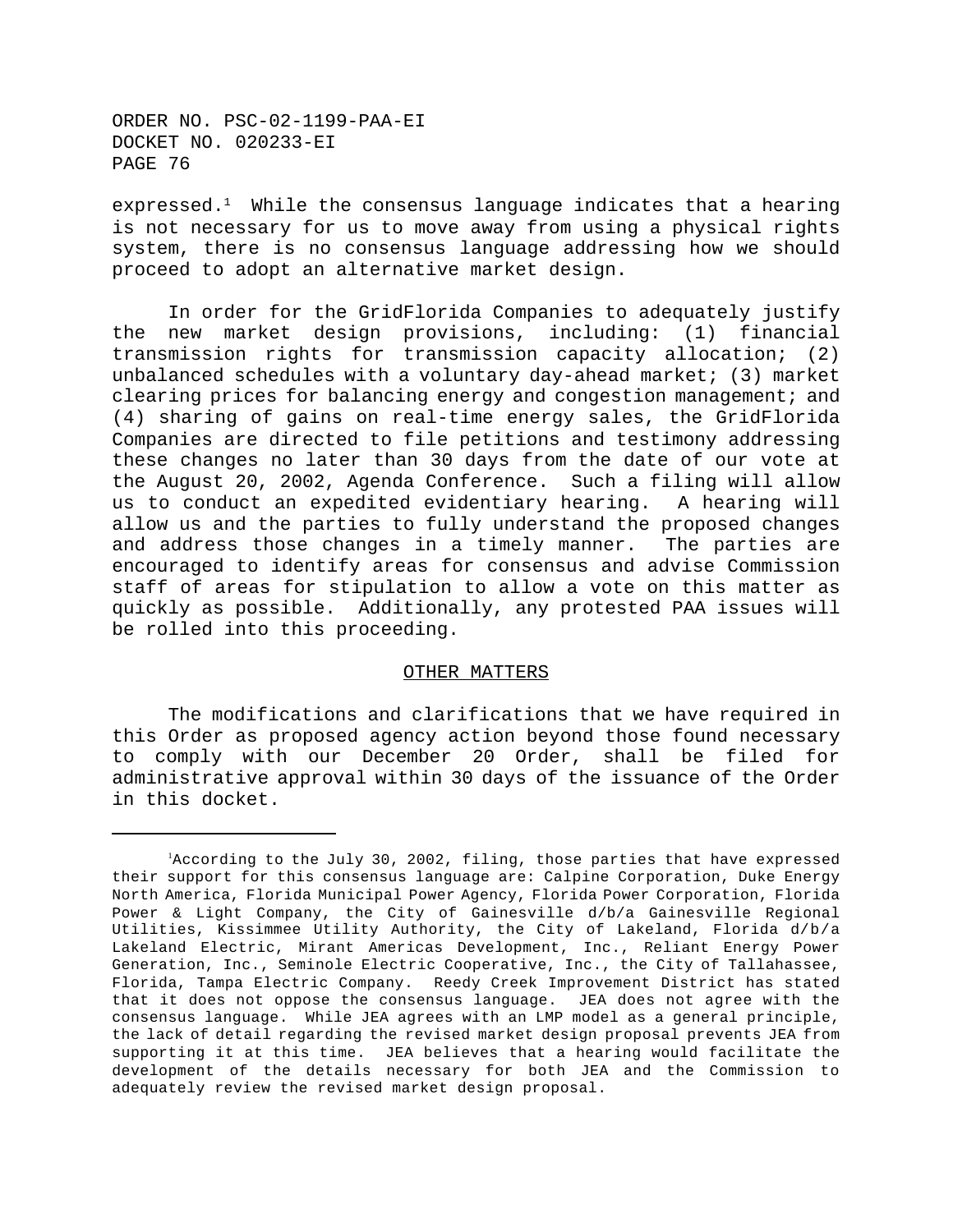expressed.[1] While the consensus language indicates that a hearing is not necessary for us to move away from using a physical rights system, there is no consensus language addressing how we should proceed to adopt an alternative market design.

In order for the GridFlorida Companies to adequately justify the new market design provisions, including: (1) financial transmission rights for transmission capacity allocation; (2) unbalanced schedules with a voluntary day-ahead market; (3) market clearing prices for balancing energy and congestion management; and (4) sharing of gains on real-time energy sales, the GridFlorida Companies are directed to file petitions and testimony addressing these changes no later than 30 days from the date of our vote at the August 20, 2002, Agenda Conference. Such a filing will allow us to conduct an expedited evidentiary hearing. A hearing will allow us and the parties to fully understand the proposed changes and address those changes in a timely manner. The parties are encouraged to identify areas for consensus and advise Commission staff of areas for stipulation to allow a vote on this matter as quickly as possible. Additionally, any protested PAA issues will be rolled into this proceeding.

## OTHER MATTERS

The modifications and clarifications that we have required in this Order as proposed agency action beyond those found necessary to comply with our December 20 Order, shall be filed for administrative approval within 30 days of the issuance of the Order in this docket.

---

[1] According to the July 30, 2002, filing, those parties that have expressed their support for this consensus language are: Calpine Corporation, Duke Energy North America, Florida Municipal Power Agency, Florida Power Corporation, Florida Power & Light Company, the City of Gainesville d/b/a Gainesville Regional Utilities, Kissimmee Utility Authority, the City of Lakeland, Florida d/b/a Lakeland Electric, Mirant Americas Development, Inc., Reliant Energy Power Generation, Inc., Seminole Electric Cooperative, Inc., the City of Tallahassee, Florida, Tampa Electric Company. Reedy Creek Improvement District has stated that it does not oppose the consensus language. JEA does not agree with the consensus language. While JEA agrees with an LMP model as a general principle, the lack of detail regarding the revised market design proposal prevents JEA from supporting it at this time. JEA believes that a hearing would facilitate the development of the details necessary for both JEA and the Commission to adequately review the revised market design proposal.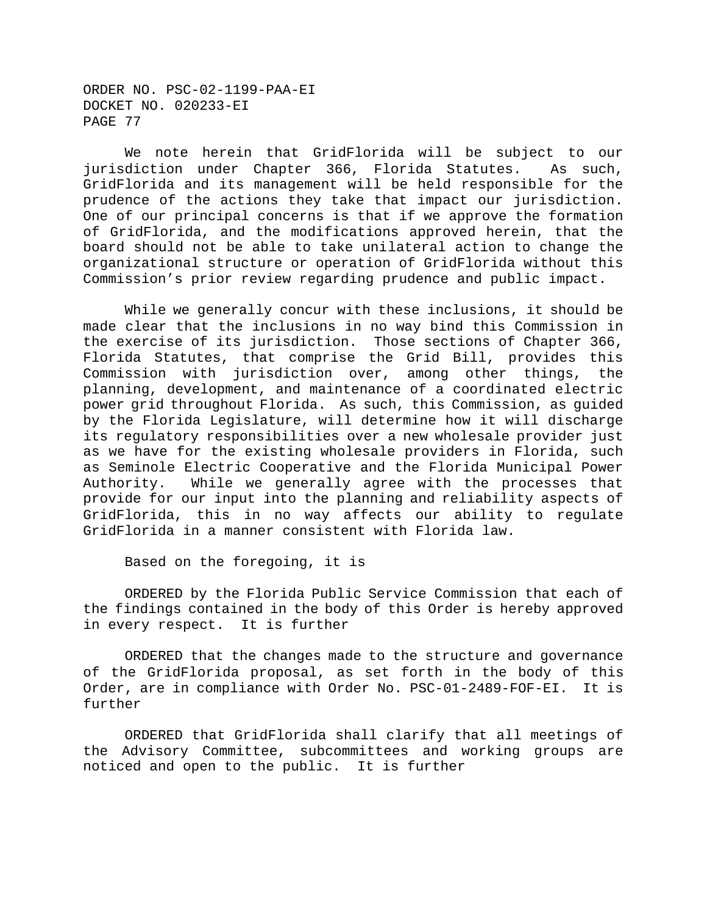We note herein that GridFlorida will be subject to our jurisdiction under Chapter 366, Florida Statutes. As such, GridFlorida and its management will be held responsible for the prudence of the actions they take that impact our jurisdiction. One of our principal concerns is that if we approve the formation of GridFlorida, and the modifications approved herein, that the board should not be able to take unilateral action to change the organizational structure or operation of GridFlorida without this Commission's prior review regarding prudence and public impact.

While we generally concur with these inclusions, it should be made clear that the inclusions in no way bind this Commission in the exercise of its jurisdiction. Those sections of Chapter 366, Florida Statutes, that comprise the Grid Bill, provides this Commission with jurisdiction over, among other things, the planning, development, and maintenance of a coordinated electric power grid throughout Florida. As such, this Commission, as guided by the Florida Legislature, will determine how it will discharge its regulatory responsibilities over a new wholesale provider just as we have for the existing wholesale providers in Florida, such as Seminole Electric Cooperative and the Florida Municipal Power Authority. While we generally agree with the processes that provide for our input into the planning and reliability aspects of GridFlorida, this in no way affects our ability to regulate GridFlorida in a manner consistent with Florida law.

Based on the foregoing, it is

ORDERED by the Florida Public Service Commission that each of the findings contained in the body of this Order is hereby approved in every respect. It is further

ORDERED that the changes made to the structure and governance of the GridFlorida proposal, as set forth in the body of this Order, are in compliance with Order No. PSC-01-2489-FOF-EI. It is further

ORDERED that GridFlorida shall clarify that all meetings of the Advisory Committee, subcommittees and working groups are noticed and open to the public. It is further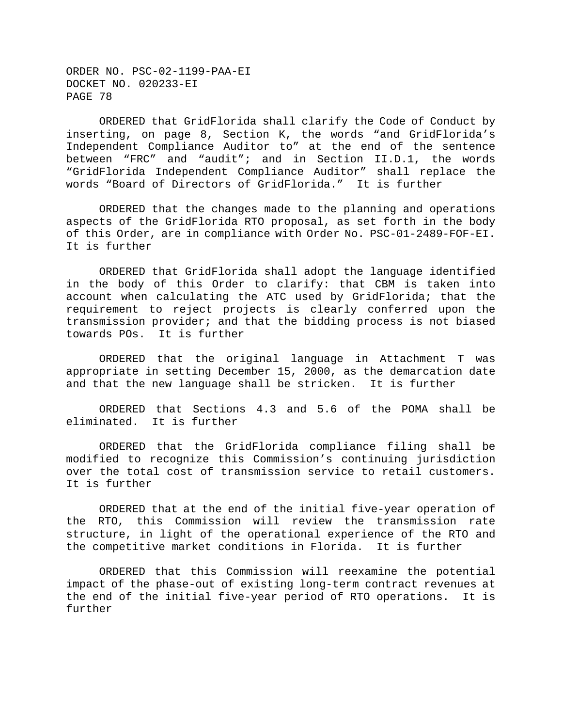ORDERED that GridFlorida shall clarify the Code of Conduct by inserting, on page 8, Section K, the words “and GridFlorida’s Independent Compliance Auditor to” at the end of the sentence between “FRC” and “audit”; and in Section II.D.1, the words “GridFlorida Independent Compliance Auditor” shall replace the words “Board of Directors of GridFlorida.” It is further

ORDERED that the changes made to the planning and operations aspects of the GridFlorida RTO proposal, as set forth in the body of this Order, are in compliance with Order No. PSC-01-2489-FOF-EI. It is further

ORDERED that GridFlorida shall adopt the language identified in the body of this Order to clarify: that CBM is taken into account when calculating the ATC used by GridFlorida; that the requirement to reject projects is clearly conferred upon the transmission provider; and that the bidding process is not biased towards POs. It is further

ORDERED that the original language in Attachment T was appropriate in setting December 15, 2000, as the demarcation date and that the new language shall be stricken. It is further

ORDERED that Sections 4.3 and 5.6 of the POMA shall be eliminated. It is further

ORDERED that the GridFlorida compliance filing shall be modified to recognize this Commission’s continuing jurisdiction over the total cost of transmission service to retail customers. It is further

ORDERED that at the end of the initial five-year operation of the RTO, this Commission will review the transmission rate structure, in light of the operational experience of the RTO and the competitive market conditions in Florida. It is further

ORDERED that this Commission will reexamine the potential impact of the phase-out of existing long-term contract revenues at the end of the initial five-year period of RTO operations. It is further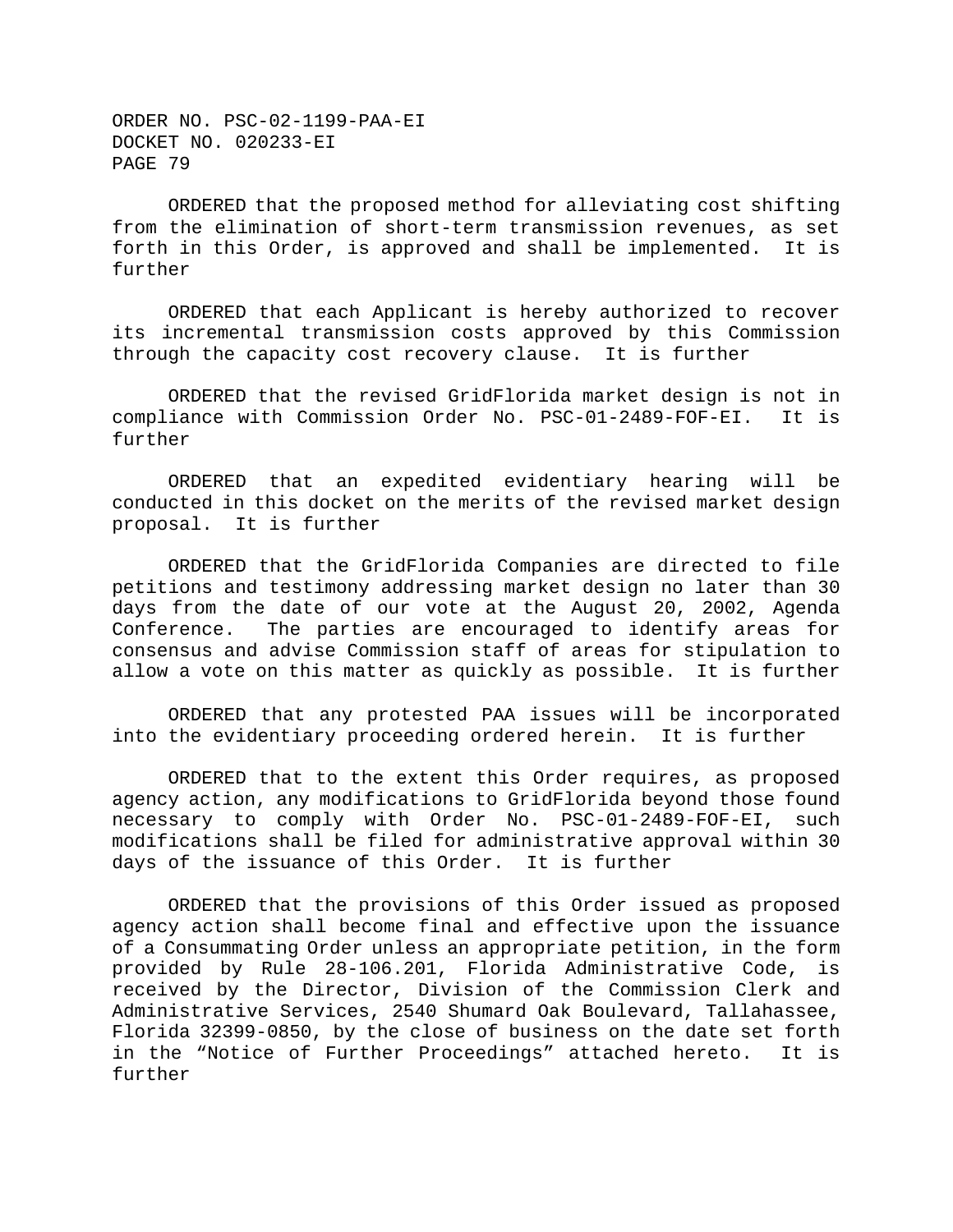ORDERED that the proposed method for alleviating cost shifting from the elimination of short-term transmission revenues, as set forth in this Order, is approved and shall be implemented. It is further

ORDERED that each Applicant is hereby authorized to recover its incremental transmission costs approved by this Commission through the capacity cost recovery clause. It is further

ORDERED that the revised GridFlorida market design is not in compliance with Commission Order No. PSC-01-2489-FOF-EI. It is further

ORDERED that an expedited evidentiary hearing will be conducted in this docket on the merits of the revised market design proposal. It is further

ORDERED that the GridFlorida Companies are directed to file petitions and testimony addressing market design no later than 30 days from the date of our vote at the August 20, 2002, Agenda Conference. The parties are encouraged to identify areas for consensus and advise Commission staff of areas for stipulation to allow a vote on this matter as quickly as possible. It is further

ORDERED that any protested PAA issues will be incorporated into the evidentiary proceeding ordered herein. It is further

ORDERED that to the extent this Order requires, as proposed agency action, any modifications to GridFlorida beyond those found necessary to comply with Order No. PSC-01-2489-FOF-EI, such modifications shall be filed for administrative approval within 30 days of the issuance of this Order. It is further

ORDERED that the provisions of this Order issued as proposed agency action shall become final and effective upon the issuance of a Consummating Order unless an appropriate petition, in the form provided by Rule 28-106.201, Florida Administrative Code, is received by the Director, Division of the Commission Clerk and Administrative Services, 2540 Shumard Oak Boulevard, Tallahassee, Florida 32399-0850, by the close of business on the date set forth in the "Notice of Further Proceedings" attached hereto. It is further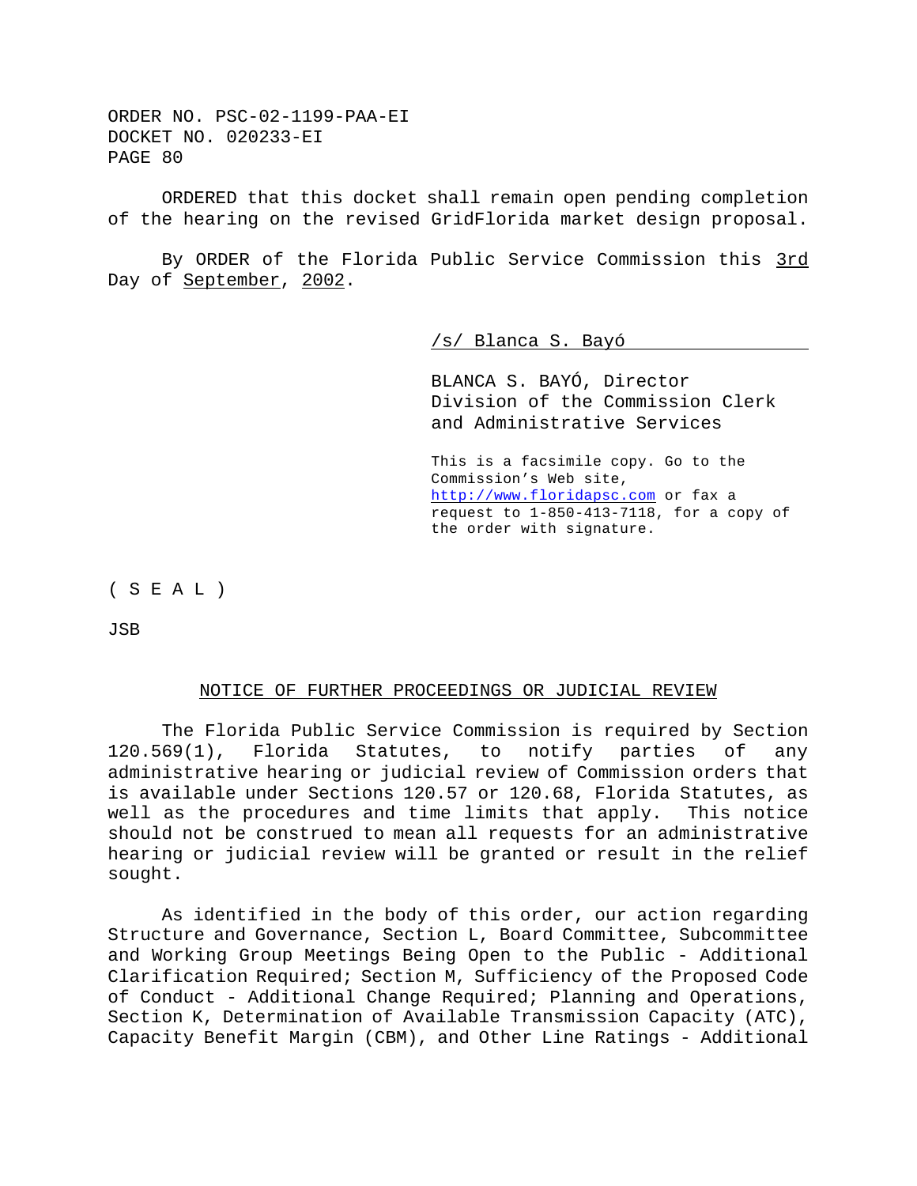ORDERED that this docket shall remain open pending completion of the hearing on the revised GridFlorida market design proposal.

By ORDER of the Florida Public Service Commission this 3rd Day of September, 2002.

/s/ Blanca S. Bayó

BLANCA S. BAYÓ, Director
Division of the Commission Clerk
and Administrative Services

This is a facsimile copy. Go to the Commission's Web site, http://www.floridapsc.com or fax a request to 1-850-413-7118, for a copy of the order with signature.

( S E A L )

JSB

## NOTICE OF FURTHER PROCEEDINGS OR JUDICIAL REVIEW

The Florida Public Service Commission is required by Section 120.569(1), Florida Statutes, to notify parties of any administrative hearing or judicial review of Commission orders that is available under Sections 120.57 or 120.68, Florida Statutes, as well as the procedures and time limits that apply. This notice should not be construed to mean all requests for an administrative hearing or judicial review will be granted or result in the relief sought.

As identified in the body of this order, our action regarding Structure and Governance, Section L, Board Committee, Subcommittee and Working Group Meetings Being Open to the Public - Additional Clarification Required; Section M, Sufficiency of the Proposed Code of Conduct - Additional Change Required; Planning and Operations, Section K, Determination of Available Transmission Capacity (ATC), Capacity Benefit Margin (CBM), and Other Line Ratings - Additional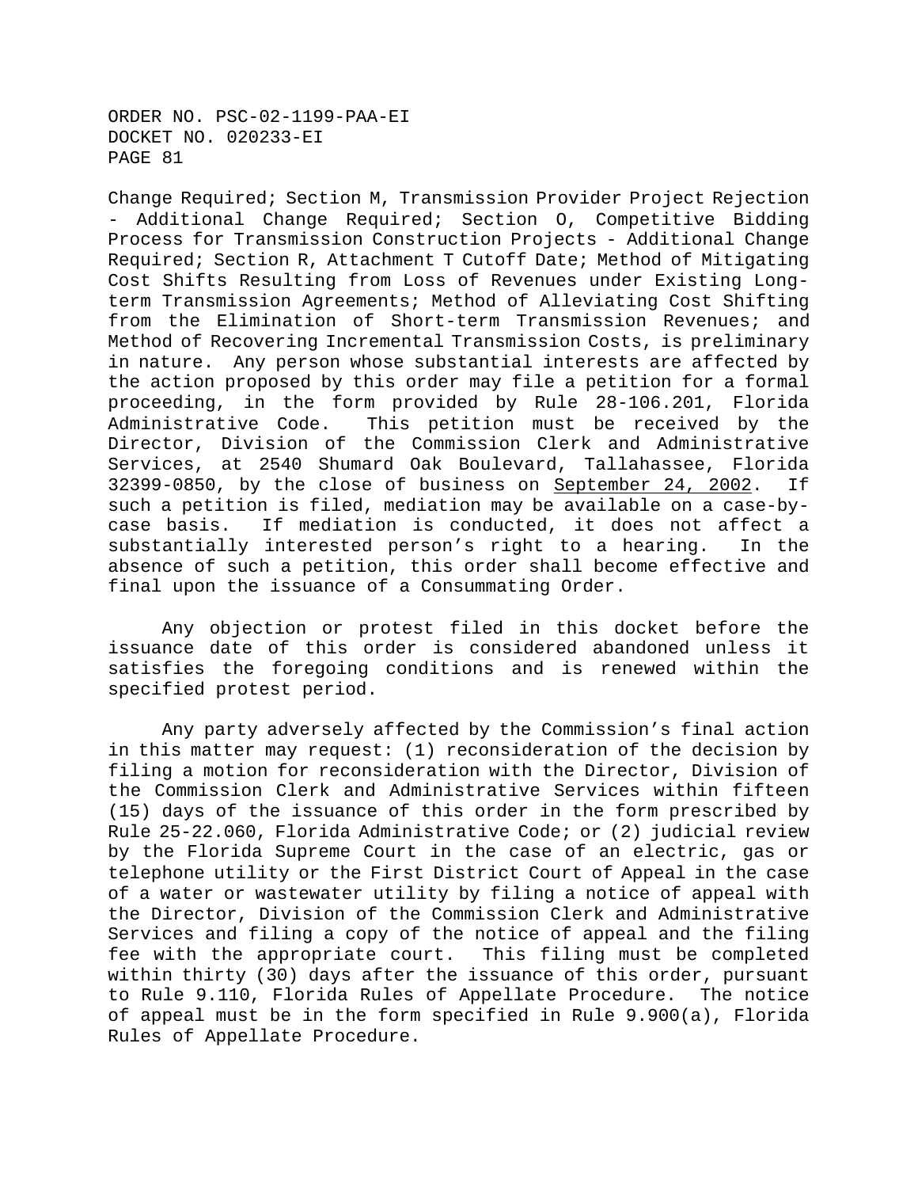Change Required; Section M, Transmission Provider Project Rejection - Additional Change Required; Section O, Competitive Bidding Process for Transmission Construction Projects - Additional Change Required; Section R, Attachment T Cutoff Date; Method of Mitigating Cost Shifts Resulting from Loss of Revenues under Existing Long-term Transmission Agreements; Method of Alleviating Cost Shifting from the Elimination of Short-term Transmission Revenues; and Method of Recovering Incremental Transmission Costs, is preliminary in nature. Any person whose substantial interests are affected by the action proposed by this order may file a petition for a formal proceeding, in the form provided by Rule 28-106.201, Florida Administrative Code. This petition must be received by the Director, Division of the Commission Clerk and Administrative Services, at 2540 Shumard Oak Boulevard, Tallahassee, Florida 32399-0850, by the close of business on September 24, 2002. If such a petition is filed, mediation may be available on a case-by-case basis. If mediation is conducted, it does not affect a substantially interested person's right to a hearing. In the absence of such a petition, this order shall become effective and final upon the issuance of a Consummating Order.

Any objection or protest filed in this docket before the issuance date of this order is considered abandoned unless it satisfies the foregoing conditions and is renewed within the specified protest period.

Any party adversely affected by the Commission's final action in this matter may request: (1) reconsideration of the decision by filing a motion for reconsideration with the Director, Division of the Commission Clerk and Administrative Services within fifteen (15) days of the issuance of this order in the form prescribed by Rule 25-22.060, Florida Administrative Code; or (2) judicial review by the Florida Supreme Court in the case of an electric, gas or telephone utility or the First District Court of Appeal in the case of a water or wastewater utility by filing a notice of appeal with the Director, Division of the Commission Clerk and Administrative Services and filing a copy of the notice of appeal and the filing fee with the appropriate court. This filing must be completed within thirty (30) days after the issuance of this order, pursuant to Rule 9.110, Florida Rules of Appellate Procedure. The notice of appeal must be in the form specified in Rule 9.900(a), Florida Rules of Appellate Procedure.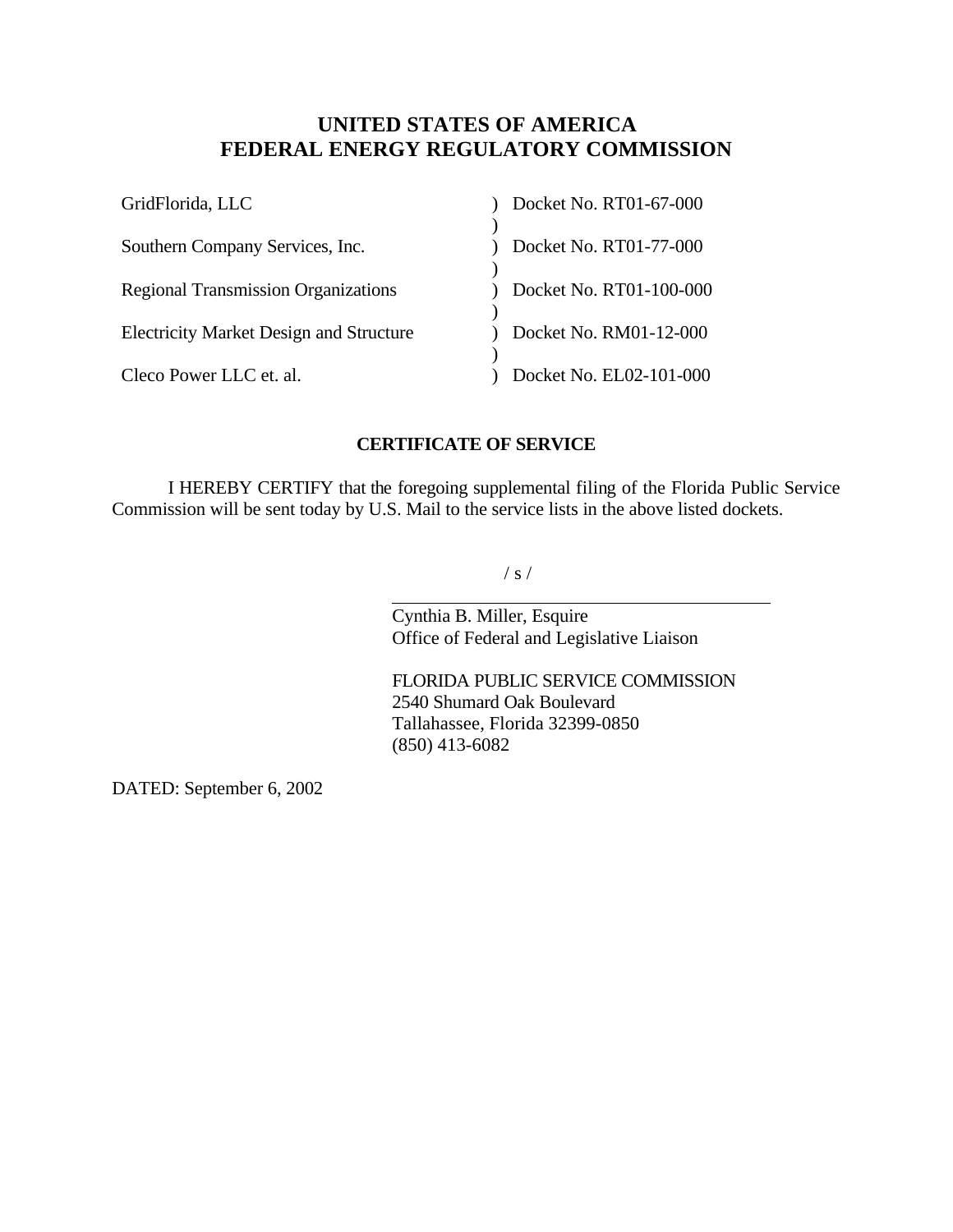# UNITED STATES OF AMERICA
# FEDERAL ENERGY REGULATORY COMMISSION

| | | |
|---|---|---|
| GridFlorida, LLC | ) | Docket No. RT01-67-000 |
| | ) | |
| Southern Company Services, Inc. | ) | Docket No. RT01-77-000 |
| | ) | |
| Regional Transmission Organizations | ) | Docket No. RT01-100-000 |
| | ) | |
| Electricity Market Design and Structure | ) | Docket No. RM01-12-000 |
| | ) | |
| Cleco Power LLC et. al. | ) | Docket No. EL02-101-000 |

## CERTIFICATE OF SERVICE

I HEREBY CERTIFY that the foregoing supplemental filing of the Florida Public Service Commission will be sent today by U.S. Mail to the service lists in the above listed dockets.

/ s /

Cynthia B. Miller, Esquire
Office of Federal and Legislative Liaison

FLORIDA PUBLIC SERVICE COMMISSION
2540 Shumard Oak Boulevard
Tallahassee, Florida 32399-0850
(850) 413-6082

DATED: September 6, 2002